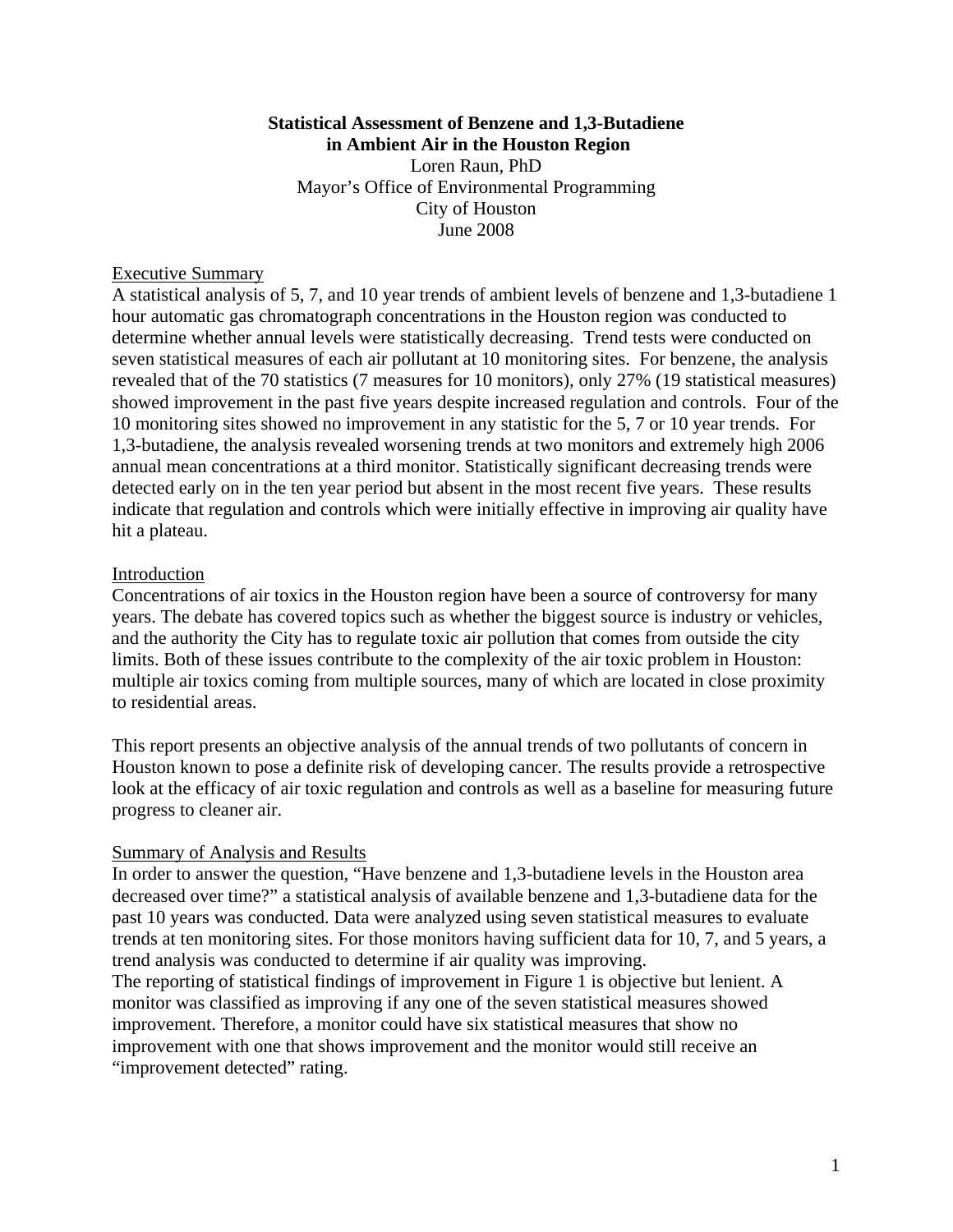**Statistical Assessment of Benzene and 1,3-Butadiene in Ambient Air in the Houston Region**

Loren Raun, PhD
Mayor's Office of Environmental Programming
City of Houston
June 2008

## Executive Summary

A statistical analysis of 5, 7, and 10 year trends of ambient levels of benzene and 1,3-butadiene 1 hour automatic gas chromatograph concentrations in the Houston region was conducted to determine whether annual levels were statistically decreasing. Trend tests were conducted on seven statistical measures of each air pollutant at 10 monitoring sites. For benzene, the analysis revealed that of the 70 statistics (7 measures for 10 monitors), only 27% (19 statistical measures) showed improvement in the past five years despite increased regulation and controls. Four of the 10 monitoring sites showed no improvement in any statistic for the 5, 7 or 10 year trends. For 1,3-butadiene, the analysis revealed worsening trends at two monitors and extremely high 2006 annual mean concentrations at a third monitor. Statistically significant decreasing trends were detected early on in the ten year period but absent in the most recent five years. These results indicate that regulation and controls which were initially effective in improving air quality have hit a plateau.

## Introduction

Concentrations of air toxics in the Houston region have been a source of controversy for many years. The debate has covered topics such as whether the biggest source is industry or vehicles, and the authority the City has to regulate toxic air pollution that comes from outside the city limits. Both of these issues contribute to the complexity of the air toxic problem in Houston: multiple air toxics coming from multiple sources, many of which are located in close proximity to residential areas.

This report presents an objective analysis of the annual trends of two pollutants of concern in Houston known to pose a definite risk of developing cancer. The results provide a retrospective look at the efficacy of air toxic regulation and controls as well as a baseline for measuring future progress to cleaner air.

## Summary of Analysis and Results

In order to answer the question, "Have benzene and 1,3-butadiene levels in the Houston area decreased over time?" a statistical analysis of available benzene and 1,3-butadiene data for the past 10 years was conducted. Data were analyzed using seven statistical measures to evaluate trends at ten monitoring sites. For those monitors having sufficient data for 10, 7, and 5 years, a trend analysis was conducted to determine if air quality was improving.

The reporting of statistical findings of improvement in Figure 1 is objective but lenient. A monitor was classified as improving if any one of the seven statistical measures showed improvement. Therefore, a monitor could have six statistical measures that show no improvement with one that shows improvement and the monitor would still receive an "improvement detected" rating.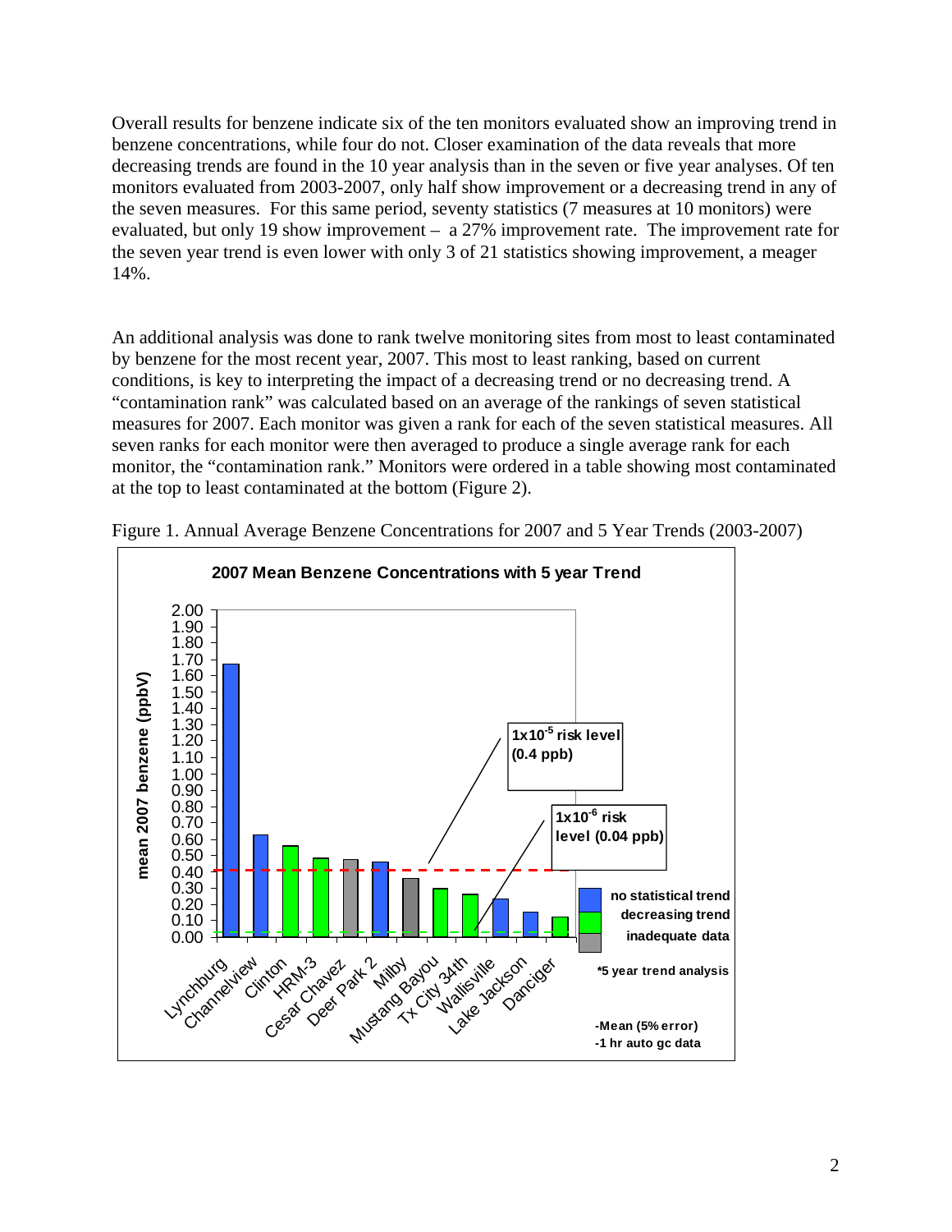Overall results for benzene indicate six of the ten monitors evaluated show an improving trend in benzene concentrations, while four do not. Closer examination of the data reveals that more decreasing trends are found in the 10 year analysis than in the seven or five year analyses. Of ten monitors evaluated from 2003-2007, only half show improvement or a decreasing trend in any of the seven measures. For this same period, seventy statistics (7 measures at 10 monitors) were evaluated, but only 19 show improvement – a 27% improvement rate. The improvement rate for the seven year trend is even lower with only 3 of 21 statistics showing improvement, a meager 14%.

An additional analysis was done to rank twelve monitoring sites from most to least contaminated by benzene for the most recent year, 2007. This most to least ranking, based on current conditions, is key to interpreting the impact of a decreasing trend or no decreasing trend. A "contamination rank" was calculated based on an average of the rankings of seven statistical measures for 2007. Each monitor was given a rank for each of the seven statistical measures. All seven ranks for each monitor were then averaged to produce a single average rank for each monitor, the "contamination rank." Monitors were ordered in a table showing most contaminated at the top to least contaminated at the bottom (Figure 2).

Figure 1. Annual Average Benzene Concentrations for 2007 and 5 Year Trends (2003-2007)

**2007 Mean Benzene Concentrations with 5 year Trend**

| Monitor | mean 2007 benzene (ppbV) (approx.) | 5 year trend |
|---|---|---|
| Lynchburg | 1.67 | no statistical trend |
| Channelview | 0.62 | no statistical trend |
| Clinton | 0.55 | decreasing trend |
| HRM-3 | 0.48 | decreasing trend |
| Cesar Chavez | 0.47 | inadequate data |
| Deer Park 2 | 0.46 | no statistical trend |
| Milby | 0.36 | inadequate data |
| Mustang Bayou | 0.29 | decreasing trend |
| Tx City 34th | 0.26 | decreasing trend |
| Wallisville | 0.23 | no statistical trend |
| Lake Jackson | 0.15 | no statistical trend |
| Danciger | 0.12 | decreasing trend |

$1x10^{-5}$ risk level (0.4 ppb)

$1x10^{-6}$ risk level (0.04 ppb)

*5 year trend analysis

-Mean (5% error)
-1 hr auto gc data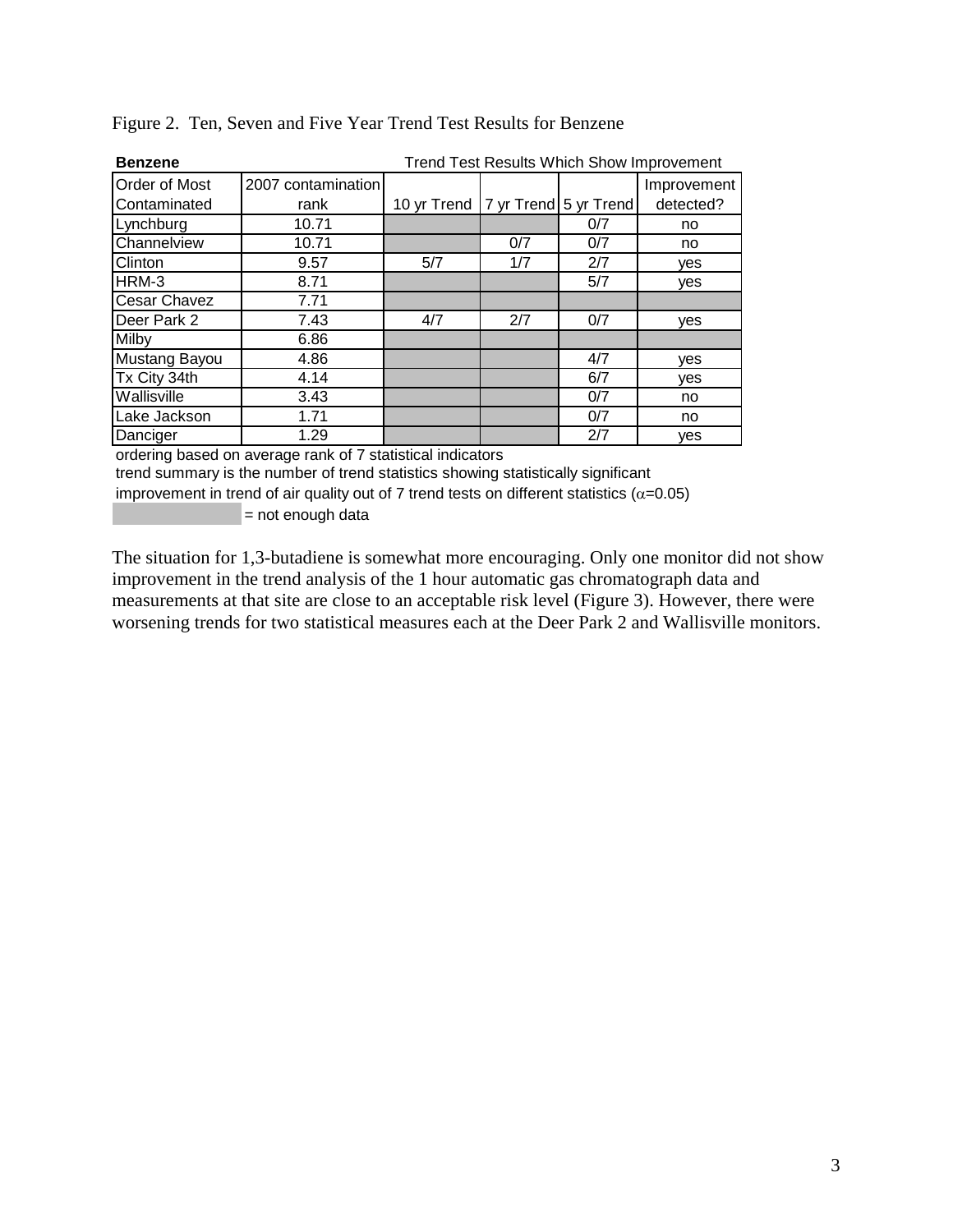Figure 2. Ten, Seven and Five Year Trend Test Results for Benzene

| **Benzene** | | Trend Test Results Which Show Improvement | | | |
|---|---|---|---|---|---|
| Order of Most Contaminated | 2007 contamination rank | 10 yr Trend | 7 yr Trend | 5 yr Trend | Improvement detected? |
| Lynchburg | 10.71 | | | 0/7 | no |
| Channelview | 10.71 | | 0/7 | 0/7 | no |
| Clinton | 9.57 | 5/7 | 1/7 | 2/7 | yes |
| HRM-3 | 8.71 | | | 5/7 | yes |
| Cesar Chavez | 7.71 | | | | |
| Deer Park 2 | 7.43 | 4/7 | 2/7 | 0/7 | yes |
| Milby | 6.86 | | | | |
| Mustang Bayou | 4.86 | | | 4/7 | yes |
| Tx City 34th | 4.14 | | | 6/7 | yes |
| Wallisville | 3.43 | | | 0/7 | no |
| Lake Jackson | 1.71 | | | 0/7 | no |
| Danciger | 1.29 | | | 2/7 | yes |

ordering based on average rank of 7 statistical indicators

trend summary is the number of trend statistics showing statistically significant improvement in trend of air quality out of 7 trend tests on different statistics ($\alpha$=0.05)

(shaded) = not enough data

The situation for 1,3-butadiene is somewhat more encouraging. Only one monitor did not show improvement in the trend analysis of the 1 hour automatic gas chromatograph data and measurements at that site are close to an acceptable risk level (Figure 3). However, there were worsening trends for two statistical measures each at the Deer Park 2 and Wallisville monitors.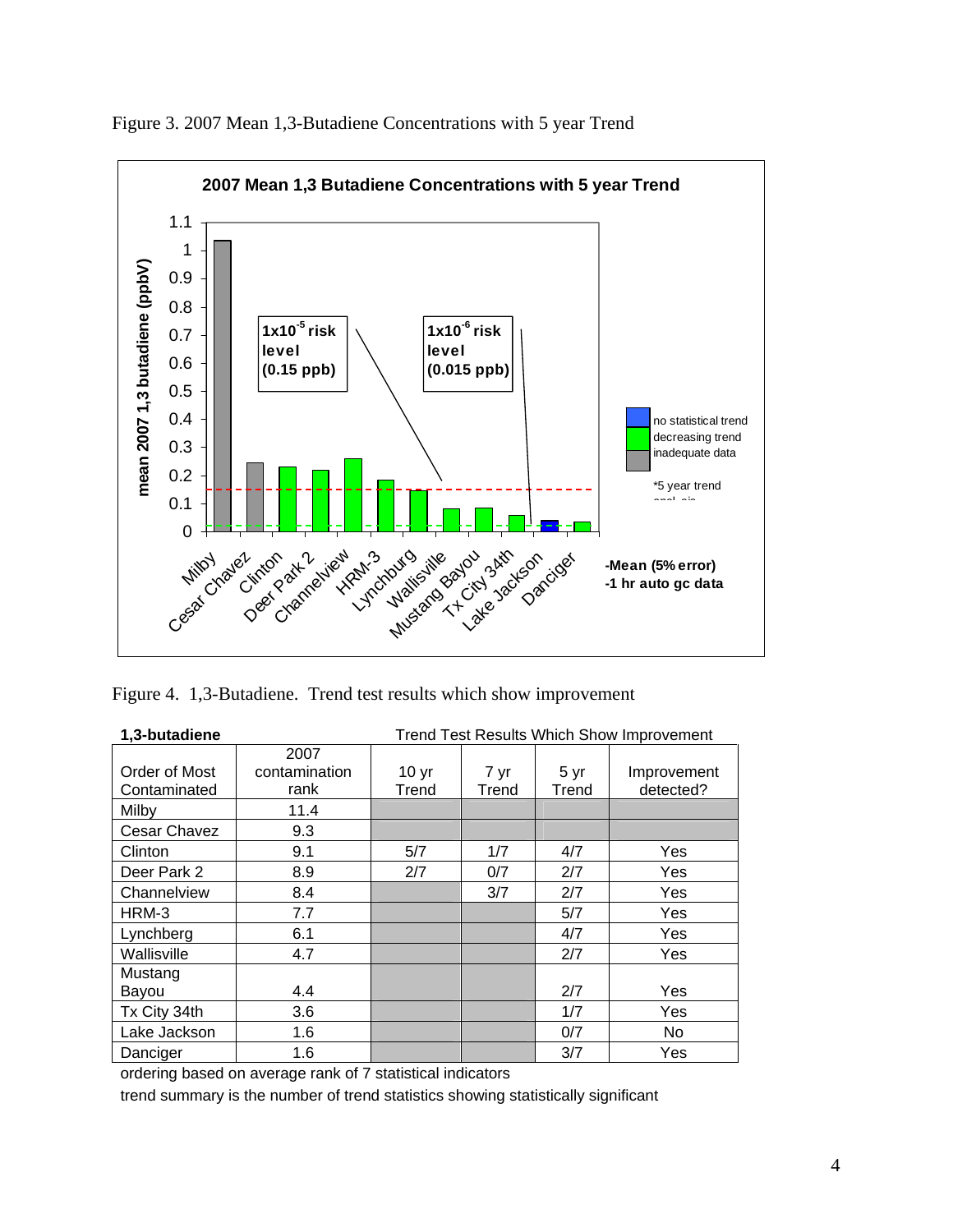Figure 3. 2007 Mean 1,3-Butadiene Concentrations with 5 year Trend

Figure 4. 1,3-Butadiene. Trend test results which show improvement

**1,3-butadiene** — Trend Test Results Which Show Improvement

| Order of Most Contaminated | 2007 contamination rank | 10 yr Trend | 7 yr Trend | 5 yr Trend | Improvement detected? |
|---|---|---|---|---|---|
| Milby | 11.4 | | | | |
| Cesar Chavez | 9.3 | | | | |
| Clinton | 9.1 | 5/7 | 1/7 | 4/7 | Yes |
| Deer Park 2 | 8.9 | 2/7 | 0/7 | 2/7 | Yes |
| Channelview | 8.4 | | 3/7 | 2/7 | Yes |
| HRM-3 | 7.7 | | | 5/7 | Yes |
| Lynchberg | 6.1 | | | 4/7 | Yes |
| Wallisville | 4.7 | | | 2/7 | Yes |
| Mustang Bayou | 4.4 | | | 2/7 | Yes |
| Tx City 34th | 3.6 | | | 1/7 | Yes |
| Lake Jackson | 1.6 | | | 0/7 | No |
| Danciger | 1.6 | | | 3/7 | Yes |

ordering based on average rank of 7 statistical indicators

trend summary is the number of trend statistics showing statistically significant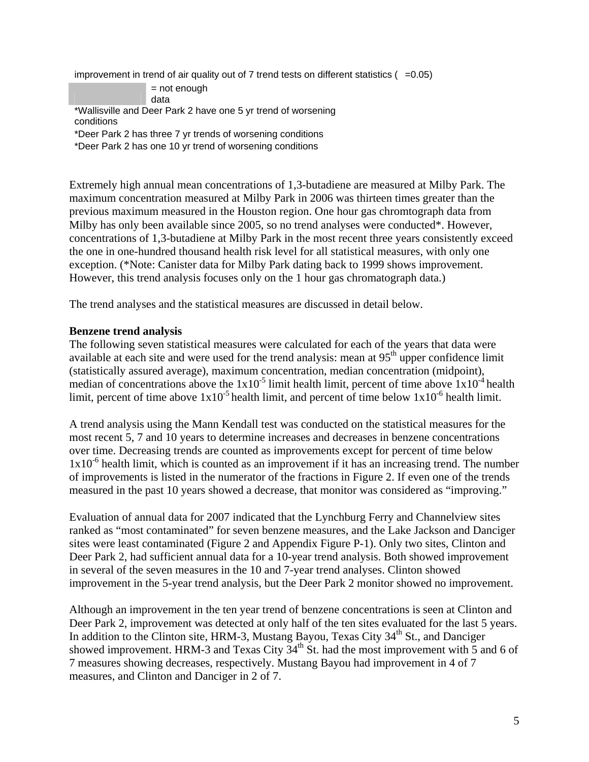improvement in trend of air quality out of 7 trend tests on different statistics ( =0.05)

= not enough data

*Wallisville and Deer Park 2 have one 5 yr trend of worsening conditions

*Deer Park 2 has three 7 yr trends of worsening conditions

*Deer Park 2 has one 10 yr trend of worsening conditions

Extremely high annual mean concentrations of 1,3-butadiene are measured at Milby Park. The maximum concentration measured at Milby Park in 2006 was thirteen times greater than the previous maximum measured in the Houston region. One hour gas chromtograph data from Milby has only been available since 2005, so no trend analyses were conducted*. However, concentrations of 1,3-butadiene at Milby Park in the most recent three years consistently exceed the one in one-hundred thousand health risk level for all statistical measures, with only one exception. (*Note: Canister data for Milby Park dating back to 1999 shows improvement. However, this trend analysis focuses only on the 1 hour gas chromatograph data.)

The trend analyses and the statistical measures are discussed in detail below.

**Benzene trend analysis**

The following seven statistical measures were calculated for each of the years that data were available at each site and were used for the trend analysis: mean at 95$^{th}$ upper confidence limit (statistically assured average), maximum concentration, median concentration (midpoint), median of concentrations above the $1x10^{-5}$ limit health limit, percent of time above $1x10^{-4}$ health limit, percent of time above $1x10^{-5}$ health limit, and percent of time below $1x10^{-6}$ health limit.

A trend analysis using the Mann Kendall test was conducted on the statistical measures for the most recent 5, 7 and 10 years to determine increases and decreases in benzene concentrations over time. Decreasing trends are counted as improvements except for percent of time below $1x10^{-6}$ health limit, which is counted as an improvement if it has an increasing trend. The number of improvements is listed in the numerator of the fractions in Figure 2. If even one of the trends measured in the past 10 years showed a decrease, that monitor was considered as "improving."

Evaluation of annual data for 2007 indicated that the Lynchburg Ferry and Channelview sites ranked as "most contaminated" for seven benzene measures, and the Lake Jackson and Danciger sites were least contaminated (Figure 2 and Appendix Figure P-1). Only two sites, Clinton and Deer Park 2, had sufficient annual data for a 10-year trend analysis. Both showed improvement in several of the seven measures in the 10 and 7-year trend analyses. Clinton showed improvement in the 5-year trend analysis, but the Deer Park 2 monitor showed no improvement.

Although an improvement in the ten year trend of benzene concentrations is seen at Clinton and Deer Park 2, improvement was detected at only half of the ten sites evaluated for the last 5 years. In addition to the Clinton site, HRM-3, Mustang Bayou, Texas City 34$^{th}$ St., and Danciger showed improvement. HRM-3 and Texas City 34$^{th}$ St. had the most improvement with 5 and 6 of 7 measures showing decreases, respectively. Mustang Bayou had improvement in 4 of 7 measures, and Clinton and Danciger in 2 of 7.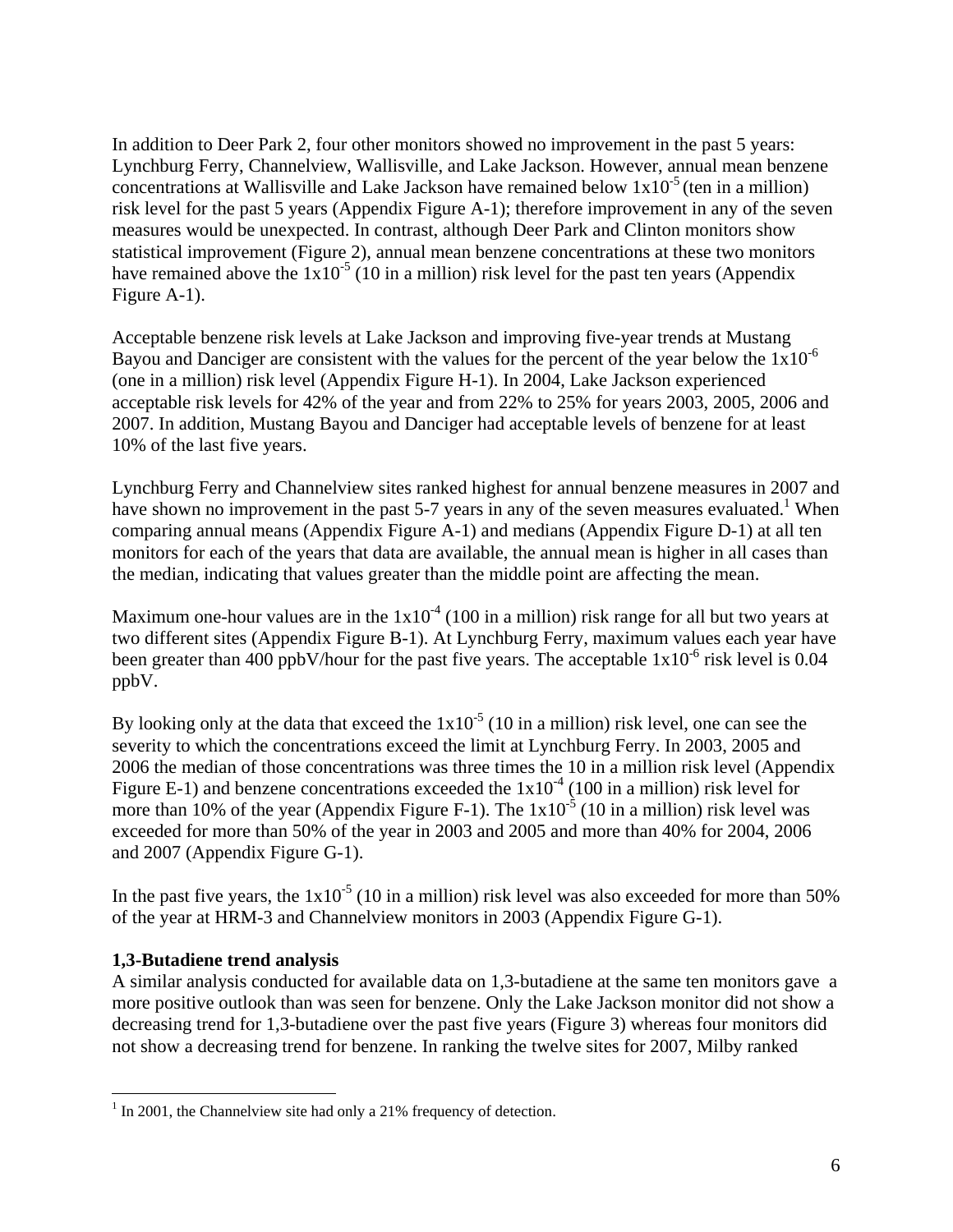In addition to Deer Park 2, four other monitors showed no improvement in the past 5 years: Lynchburg Ferry, Channelview, Wallisville, and Lake Jackson. However, annual mean benzene concentrations at Wallisville and Lake Jackson have remained below $1x10^{-5}$ (ten in a million) risk level for the past 5 years (Appendix Figure A-1); therefore improvement in any of the seven measures would be unexpected. In contrast, although Deer Park and Clinton monitors show statistical improvement (Figure 2), annual mean benzene concentrations at these two monitors have remained above the $1x10^{-5}$ (10 in a million) risk level for the past ten years (Appendix Figure A-1).

Acceptable benzene risk levels at Lake Jackson and improving five-year trends at Mustang Bayou and Danciger are consistent with the values for the percent of the year below the $1x10^{-6}$ (one in a million) risk level (Appendix Figure H-1). In 2004, Lake Jackson experienced acceptable risk levels for 42% of the year and from 22% to 25% for years 2003, 2005, 2006 and 2007. In addition, Mustang Bayou and Danciger had acceptable levels of benzene for at least 10% of the last five years.

Lynchburg Ferry and Channelview sites ranked highest for annual benzene measures in 2007 and have shown no improvement in the past 5-7 years in any of the seven measures evaluated.[1] When comparing annual means (Appendix Figure A-1) and medians (Appendix Figure D-1) at all ten monitors for each of the years that data are available, the annual mean is higher in all cases than the median, indicating that values greater than the middle point are affecting the mean.

Maximum one-hour values are in the $1x10^{-4}$ (100 in a million) risk range for all but two years at two different sites (Appendix Figure B-1). At Lynchburg Ferry, maximum values each year have been greater than 400 ppbV/hour for the past five years. The acceptable $1x10^{-6}$ risk level is 0.04 ppbV.

By looking only at the data that exceed the $1x10^{-5}$ (10 in a million) risk level, one can see the severity to which the concentrations exceed the limit at Lynchburg Ferry. In 2003, 2005 and 2006 the median of those concentrations was three times the 10 in a million risk level (Appendix Figure E-1) and benzene concentrations exceeded the $1x10^{-4}$ (100 in a million) risk level for more than 10% of the year (Appendix Figure F-1). The $1x10^{-5}$ (10 in a million) risk level was exceeded for more than 50% of the year in 2003 and 2005 and more than 40% for 2004, 2006 and 2007 (Appendix Figure G-1).

In the past five years, the $1x10^{-5}$ (10 in a million) risk level was also exceeded for more than 50% of the year at HRM-3 and Channelview monitors in 2003 (Appendix Figure G-1).

**1,3-Butadiene trend analysis**

A similar analysis conducted for available data on 1,3-butadiene at the same ten monitors gave a more positive outlook than was seen for benzene. Only the Lake Jackson monitor did not show a decreasing trend for 1,3-butadiene over the past five years (Figure 3) whereas four monitors did not show a decreasing trend for benzene. In ranking the twelve sites for 2007, Milby ranked

---

[1] In 2001, the Channelview site had only a 21% frequency of detection.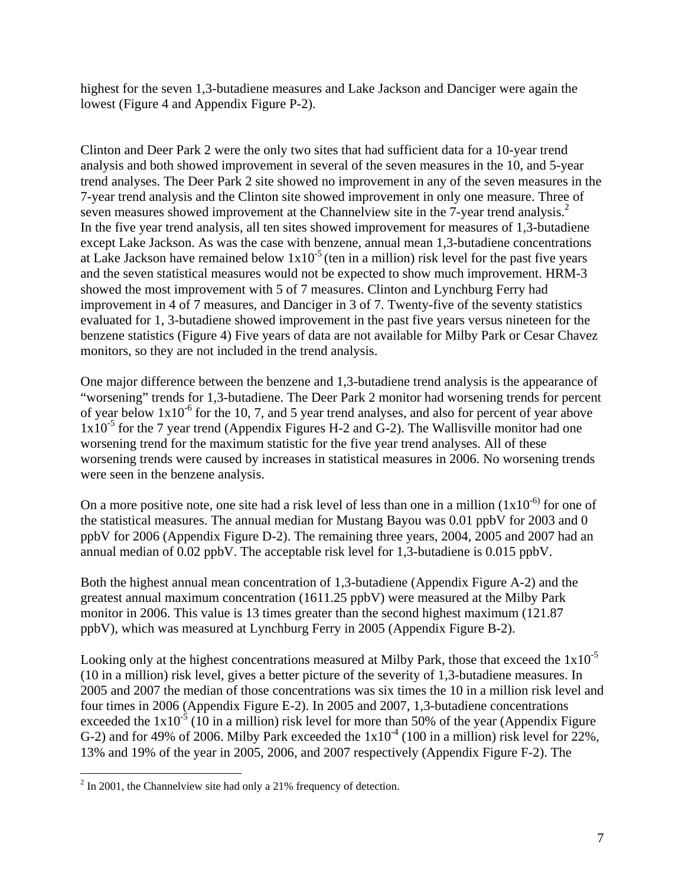highest for the seven 1,3-butadiene measures and Lake Jackson and Danciger were again the lowest (Figure 4 and Appendix Figure P-2).

Clinton and Deer Park 2 were the only two sites that had sufficient data for a 10-year trend analysis and both showed improvement in several of the seven measures in the 10, and 5-year trend analyses. The Deer Park 2 site showed no improvement in any of the seven measures in the 7-year trend analysis and the Clinton site showed improvement in only one measure. Three of seven measures showed improvement at the Channelview site in the 7-year trend analysis.[2] In the five year trend analysis, all ten sites showed improvement for measures of 1,3-butadiene except Lake Jackson. As was the case with benzene, annual mean 1,3-butadiene concentrations at Lake Jackson have remained below $1x10^{-5}$ (ten in a million) risk level for the past five years and the seven statistical measures would not be expected to show much improvement. HRM-3 showed the most improvement with 5 of 7 measures. Clinton and Lynchburg Ferry had improvement in 4 of 7 measures, and Danciger in 3 of 7. Twenty-five of the seventy statistics evaluated for 1, 3-butadiene showed improvement in the past five years versus nineteen for the benzene statistics (Figure 4) Five years of data are not available for Milby Park or Cesar Chavez monitors, so they are not included in the trend analysis.

One major difference between the benzene and 1,3-butadiene trend analysis is the appearance of "worsening" trends for 1,3-butadiene. The Deer Park 2 monitor had worsening trends for percent of year below $1x10^{-6}$ for the 10, 7, and 5 year trend analyses, and also for percent of year above $1x10^{-5}$ for the 7 year trend (Appendix Figures H-2 and G-2). The Wallisville monitor had one worsening trend for the maximum statistic for the five year trend analyses. All of these worsening trends were caused by increases in statistical measures in 2006. No worsening trends were seen in the benzene analysis.

On a more positive note, one site had a risk level of less than one in a million ($1x10^{-6}$) for one of the statistical measures. The annual median for Mustang Bayou was 0.01 ppbV for 2003 and 0 ppbV for 2006 (Appendix Figure D-2). The remaining three years, 2004, 2005 and 2007 had an annual median of 0.02 ppbV. The acceptable risk level for 1,3-butadiene is 0.015 ppbV.

Both the highest annual mean concentration of 1,3-butadiene (Appendix Figure A-2) and the greatest annual maximum concentration (1611.25 ppbV) were measured at the Milby Park monitor in 2006. This value is 13 times greater than the second highest maximum (121.87 ppbV), which was measured at Lynchburg Ferry in 2005 (Appendix Figure B-2).

Looking only at the highest concentrations measured at Milby Park, those that exceed the $1x10^{-5}$ (10 in a million) risk level, gives a better picture of the severity of 1,3-butadiene measures. In 2005 and 2007 the median of those concentrations was six times the 10 in a million risk level and four times in 2006 (Appendix Figure E-2). In 2005 and 2007, 1,3-butadiene concentrations exceeded the $1x10^{-5}$ (10 in a million) risk level for more than 50% of the year (Appendix Figure G-2) and for 49% of 2006. Milby Park exceeded the $1x10^{-4}$ (100 in a million) risk level for 22%, 13% and 19% of the year in 2005, 2006, and 2007 respectively (Appendix Figure F-2). The

[2] In 2001, the Channelview site had only a 21% frequency of detection.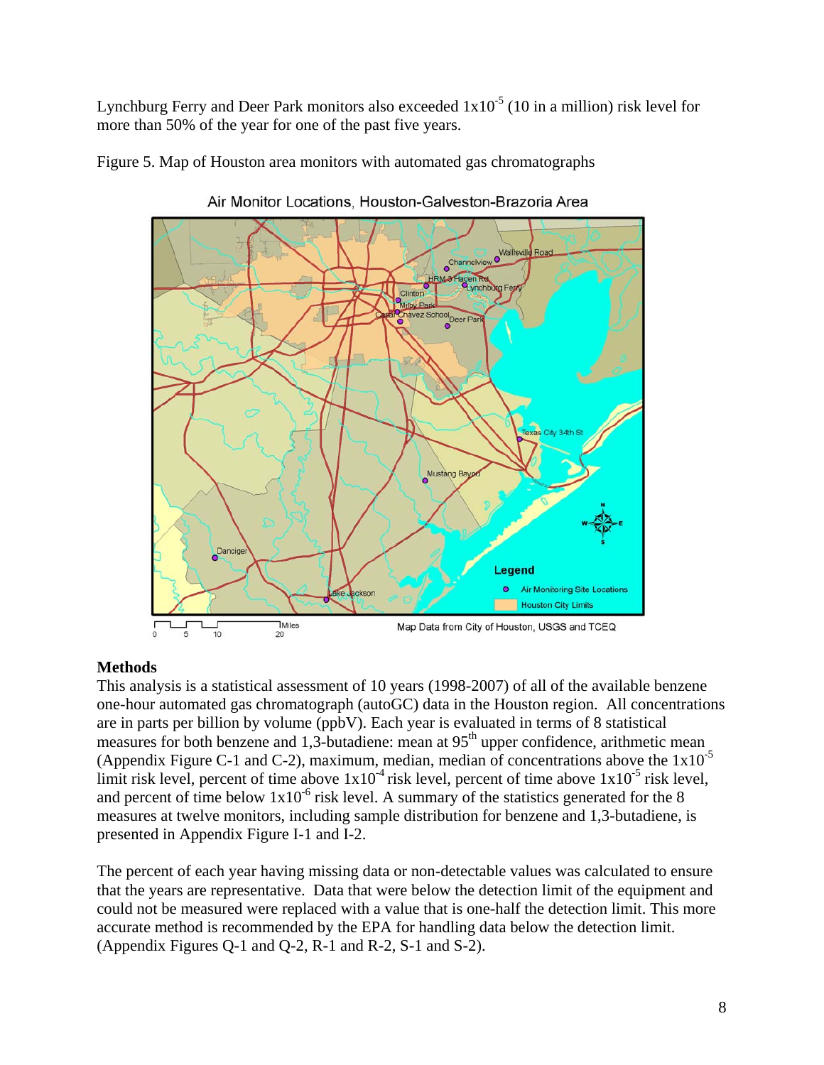Lynchburg Ferry and Deer Park monitors also exceeded $1x10^{-5}$ (10 in a million) risk level for more than 50% of the year for one of the past five years.

Figure 5. Map of Houston area monitors with automated gas chromatographs

## Methods

This analysis is a statistical assessment of 10 years (1998-2007) of all of the available benzene one-hour automated gas chromatograph (autoGC) data in the Houston region. All concentrations are in parts per billion by volume (ppbV). Each year is evaluated in terms of 8 statistical measures for both benzene and 1,3-butadiene: mean at 95$^{th}$ upper confidence, arithmetic mean (Appendix Figure C-1 and C-2), maximum, median, median of concentrations above the $1x10^{-5}$ limit risk level, percent of time above $1x10^{-4}$ risk level, percent of time above $1x10^{-5}$ risk level, and percent of time below $1x10^{-6}$ risk level. A summary of the statistics generated for the 8 measures at twelve monitors, including sample distribution for benzene and 1,3-butadiene, is presented in Appendix Figure I-1 and I-2.

The percent of each year having missing data or non-detectable values was calculated to ensure that the years are representative. Data that were below the detection limit of the equipment and could not be measured were replaced with a value that is one-half the detection limit. This more accurate method is recommended by the EPA for handling data below the detection limit. (Appendix Figures Q-1 and Q-2, R-1 and R-2, S-1 and S-2).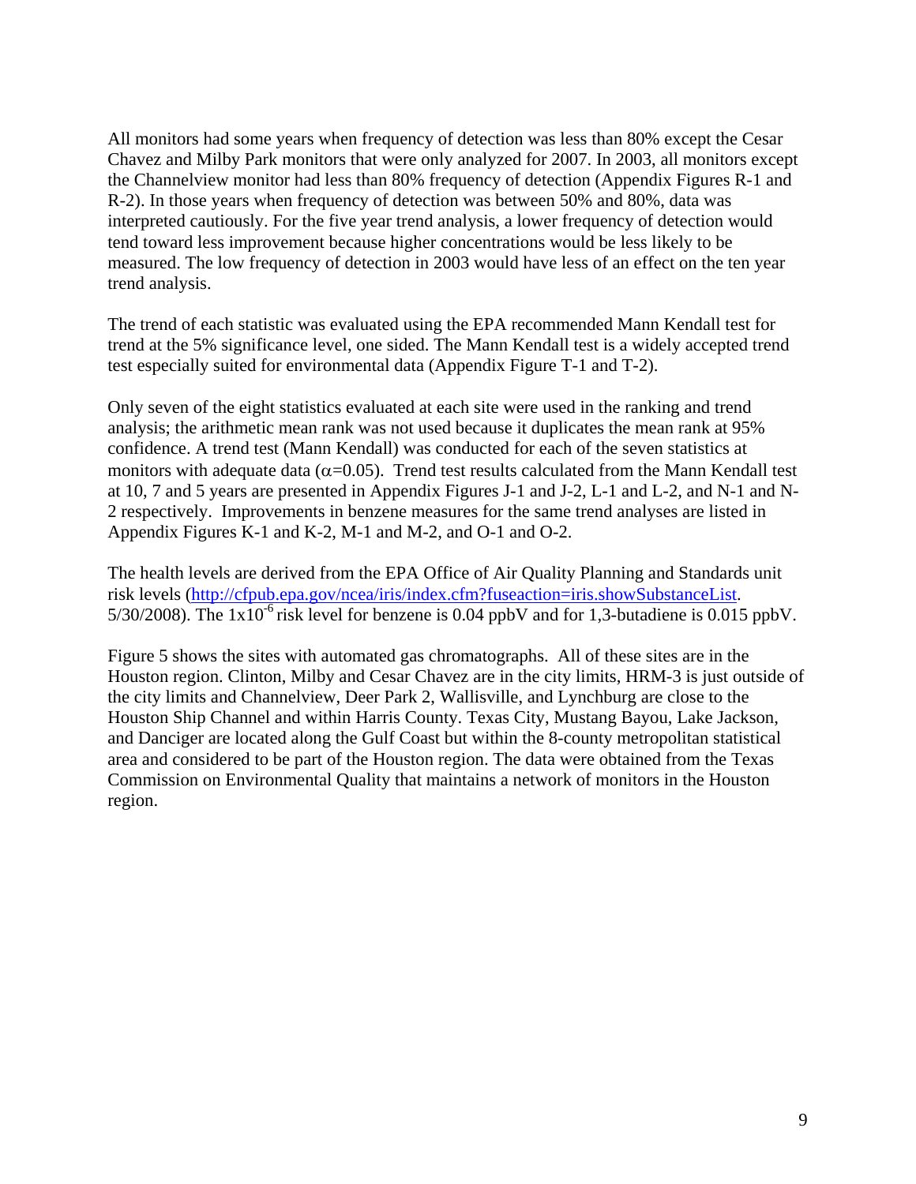All monitors had some years when frequency of detection was less than 80% except the Cesar Chavez and Milby Park monitors that were only analyzed for 2007. In 2003, all monitors except the Channelview monitor had less than 80% frequency of detection (Appendix Figures R-1 and R-2). In those years when frequency of detection was between 50% and 80%, data was interpreted cautiously. For the five year trend analysis, a lower frequency of detection would tend toward less improvement because higher concentrations would be less likely to be measured. The low frequency of detection in 2003 would have less of an effect on the ten year trend analysis.

The trend of each statistic was evaluated using the EPA recommended Mann Kendall test for trend at the 5% significance level, one sided. The Mann Kendall test is a widely accepted trend test especially suited for environmental data (Appendix Figure T-1 and T-2).

Only seven of the eight statistics evaluated at each site were used in the ranking and trend analysis; the arithmetic mean rank was not used because it duplicates the mean rank at 95% confidence. A trend test (Mann Kendall) was conducted for each of the seven statistics at monitors with adequate data ($\alpha$=0.05). Trend test results calculated from the Mann Kendall test at 10, 7 and 5 years are presented in Appendix Figures J-1 and J-2, L-1 and L-2, and N-1 and N-2 respectively. Improvements in benzene measures for the same trend analyses are listed in Appendix Figures K-1 and K-2, M-1 and M-2, and O-1 and O-2.

The health levels are derived from the EPA Office of Air Quality Planning and Standards unit risk levels (http://cfpub.epa.gov/ncea/iris/index.cfm?fuseaction=iris.showSubstanceList. 5/30/2008). The $1x10^{-6}$ risk level for benzene is 0.04 ppbV and for 1,3-butadiene is 0.015 ppbV.

Figure 5 shows the sites with automated gas chromatographs. All of these sites are in the Houston region. Clinton, Milby and Cesar Chavez are in the city limits, HRM-3 is just outside of the city limits and Channelview, Deer Park 2, Wallisville, and Lynchburg are close to the Houston Ship Channel and within Harris County. Texas City, Mustang Bayou, Lake Jackson, and Danciger are located along the Gulf Coast but within the 8-county metropolitan statistical area and considered to be part of the Houston region. The data were obtained from the Texas Commission on Environmental Quality that maintains a network of monitors in the Houston region.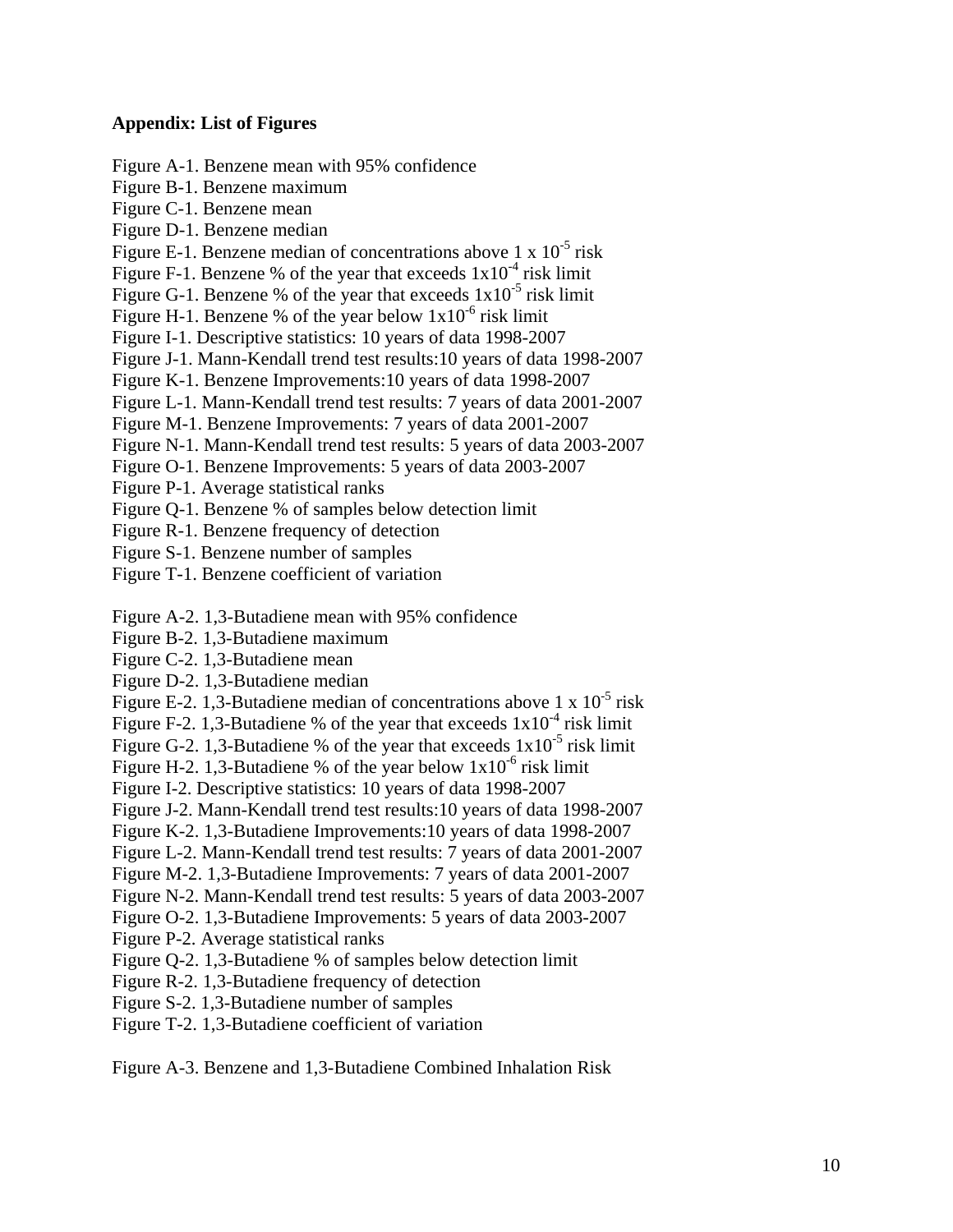**Appendix: List of Figures**

Figure A-1. Benzene mean with 95% confidence
Figure B-1. Benzene maximum
Figure C-1. Benzene mean
Figure D-1. Benzene median
Figure E-1. Benzene median of concentrations above 1 x $10^{-5}$ risk
Figure F-1. Benzene % of the year that exceeds $1x10^{-4}$ risk limit
Figure G-1. Benzene % of the year that exceeds $1x10^{-5}$ risk limit
Figure H-1. Benzene % of the year below $1x10^{-6}$ risk limit
Figure I-1. Descriptive statistics: 10 years of data 1998-2007
Figure J-1. Mann-Kendall trend test results:10 years of data 1998-2007
Figure K-1. Benzene Improvements:10 years of data 1998-2007
Figure L-1. Mann-Kendall trend test results: 7 years of data 2001-2007
Figure M-1. Benzene Improvements: 7 years of data 2001-2007
Figure N-1. Mann-Kendall trend test results: 5 years of data 2003-2007
Figure O-1. Benzene Improvements: 5 years of data 2003-2007
Figure P-1. Average statistical ranks
Figure Q-1. Benzene % of samples below detection limit
Figure R-1. Benzene frequency of detection
Figure S-1. Benzene number of samples
Figure T-1. Benzene coefficient of variation

Figure A-2. 1,3-Butadiene mean with 95% confidence
Figure B-2. 1,3-Butadiene maximum
Figure C-2. 1,3-Butadiene mean
Figure D-2. 1,3-Butadiene median
Figure E-2. 1,3-Butadiene median of concentrations above 1 x $10^{-5}$ risk
Figure F-2. 1,3-Butadiene % of the year that exceeds $1x10^{-4}$ risk limit
Figure G-2. 1,3-Butadiene % of the year that exceeds $1x10^{-5}$ risk limit
Figure H-2. 1,3-Butadiene % of the year below $1x10^{-6}$ risk limit
Figure I-2. Descriptive statistics: 10 years of data 1998-2007
Figure J-2. Mann-Kendall trend test results:10 years of data 1998-2007
Figure K-2. 1,3-Butadiene Improvements:10 years of data 1998-2007
Figure L-2. Mann-Kendall trend test results: 7 years of data 2001-2007
Figure M-2. 1,3-Butadiene Improvements: 7 years of data 2001-2007
Figure N-2. Mann-Kendall trend test results: 5 years of data 2003-2007
Figure O-2. 1,3-Butadiene Improvements: 5 years of data 2003-2007
Figure P-2. Average statistical ranks
Figure Q-2. 1,3-Butadiene % of samples below detection limit
Figure R-2. 1,3-Butadiene frequency of detection
Figure S-2. 1,3-Butadiene number of samples
Figure T-2. 1,3-Butadiene coefficient of variation

Figure A-3. Benzene and 1,3-Butadiene Combined Inhalation Risk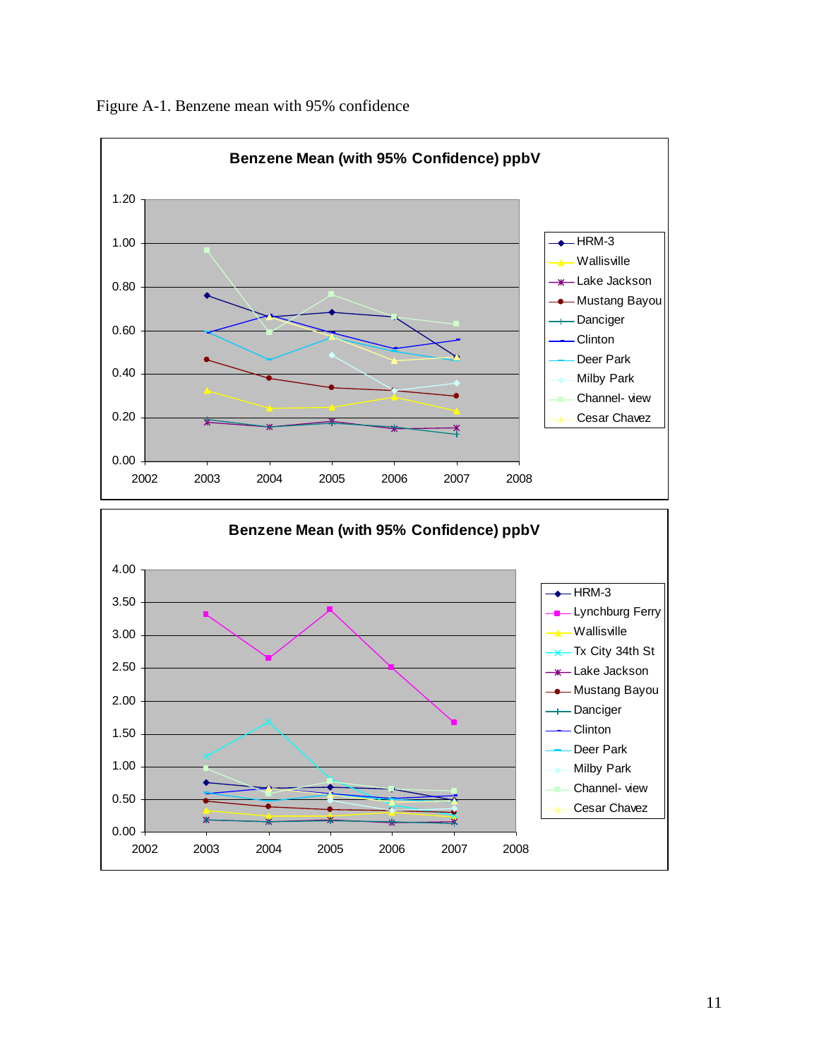Figure A-1. Benzene mean with 95% confidence

**Benzene Mean (with 95% Confidence) ppbV**

**Benzene Mean (with 95% Confidence) ppbV**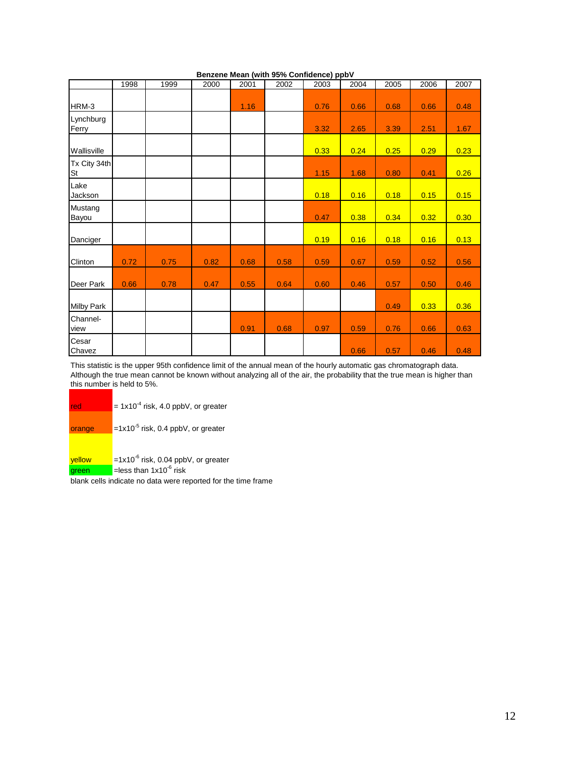**Benzene Mean (with 95% Confidence) ppbV**

| | 1998 | 1999 | 2000 | 2001 | 2002 | 2003 | 2004 | 2005 | 2006 | 2007 |
|---|---|---|---|---|---|---|---|---|---|---|
| HRM-3 | | | | 1.16 | | 0.76 | 0.66 | 0.68 | 0.66 | 0.48 |
| Lynchburg Ferry | | | | | | 3.32 | 2.65 | 3.39 | 2.51 | 1.67 |
| Wallisville | | | | | | 0.33 | 0.24 | 0.25 | 0.29 | 0.23 |
| Tx City 34th St | | | | | | 1.15 | 1.68 | 0.80 | 0.41 | 0.26 |
| Lake Jackson | | | | | | 0.18 | 0.16 | 0.18 | 0.15 | 0.15 |
| Mustang Bayou | | | | | | 0.47 | 0.38 | 0.34 | 0.32 | 0.30 |
| Danciger | | | | | | 0.19 | 0.16 | 0.18 | 0.16 | 0.13 |
| Clinton | 0.72 | 0.75 | 0.82 | 0.68 | 0.58 | 0.59 | 0.67 | 0.59 | 0.52 | 0.56 |
| Deer Park | 0.66 | 0.78 | 0.47 | 0.55 | 0.64 | 0.60 | 0.46 | 0.57 | 0.50 | 0.46 |
| Milby Park | | | | | | | | 0.49 | 0.33 | 0.36 |
| Channel-view | | | | 0.91 | 0.68 | 0.97 | 0.59 | 0.76 | 0.66 | 0.63 |
| Cesar Chavez | | | | | | | 0.66 | 0.57 | 0.46 | 0.48 |

This statistic is the upper 95th confidence limit of the annual mean of the hourly automatic gas chromatograph data. Although the true mean cannot be known without analyzing all of the air, the probability that the true mean is higher than this number is held to 5%.

| | |
|---|---|
| red | = $1 \times 10^{-4}$ risk, 4.0 ppbV, or greater |
| orange | = $1 \times 10^{-5}$ risk, 0.4 ppbV, or greater |
| yellow | = $1 \times 10^{-6}$ risk, 0.04 ppbV, or greater |
| green | = less than $1 \times 10^{-6}$ risk |

blank cells indicate no data were reported for the time frame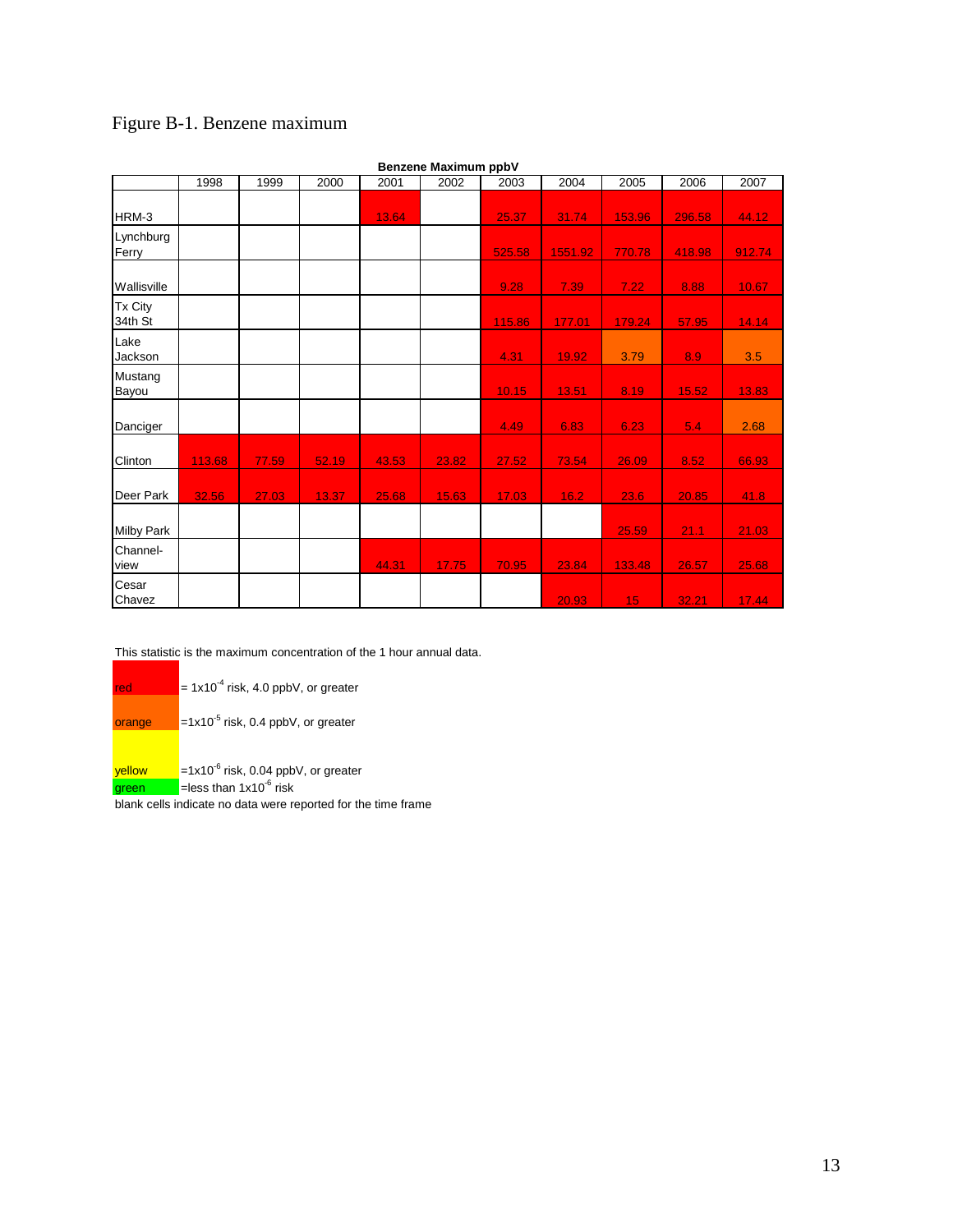# Figure B-1. Benzene maximum

**Benzene Maximum ppbV**

| | 1998 | 1999 | 2000 | 2001 | 2002 | 2003 | 2004 | 2005 | 2006 | 2007 |
|---|---|---|---|---|---|---|---|---|---|---|
| HRM-3 | | | | 13.64 | | 25.37 | 31.74 | 153.96 | 296.58 | 44.12 |
| Lynchburg Ferry | | | | | | 525.58 | 1551.92 | 770.78 | 418.98 | 912.74 |
| Wallisville | | | | | | 9.28 | 7.39 | 7.22 | 8.88 | 10.67 |
| Tx City 34th St | | | | | | 115.86 | 177.01 | 179.24 | 57.95 | 14.14 |
| Lake Jackson | | | | | | 4.31 | 19.92 | 3.79 | 8.9 | 3.5 |
| Mustang Bayou | | | | | | 10.15 | 13.51 | 8.19 | 15.52 | 13.83 |
| Danciger | | | | | | 4.49 | 6.83 | 6.23 | 5.4 | 2.68 |
| Clinton | 113.68 | 77.59 | 52.19 | 43.53 | 23.82 | 27.52 | 73.54 | 26.09 | 8.52 | 66.93 |
| Deer Park | 32.56 | 27.03 | 13.37 | 25.68 | 15.63 | 17.03 | 16.2 | 23.6 | 20.85 | 41.8 |
| Milby Park | | | | | | | | 25.59 | 21.1 | 21.03 |
| Channel-view | | | | 44.31 | 17.75 | 70.95 | 23.84 | 133.48 | 26.57 | 25.68 |
| Cesar Chavez | | | | | | | 20.93 | 15 | 32.21 | 17.44 |

This statistic is the maximum concentration of the 1 hour annual data.

- red = $1 \times 10^{-4}$ risk, 4.0 ppbV, or greater
- orange = $1 \times 10^{-5}$ risk, 0.4 ppbV, or greater
- yellow = $1 \times 10^{-6}$ risk, 0.04 ppbV, or greater
- green = less than $1 \times 10^{-6}$ risk

blank cells indicate no data were reported for the time frame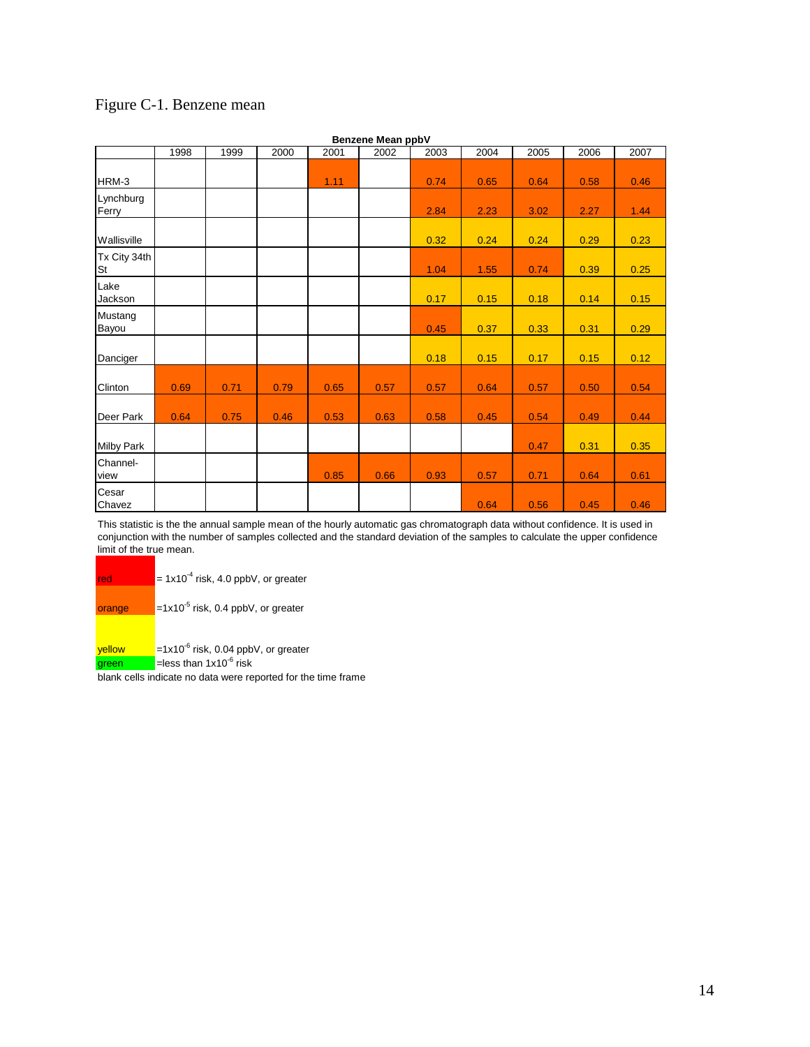Figure C-1. Benzene mean

**Benzene Mean ppbV**

| | 1998 | 1999 | 2000 | 2001 | 2002 | 2003 | 2004 | 2005 | 2006 | 2007 |
|---|---|---|---|---|---|---|---|---|---|---|
| HRM-3 | | | | 1.11 | | 0.74 | 0.65 | 0.64 | 0.58 | 0.46 |
| Lynchburg Ferry | | | | | | 2.84 | 2.23 | 3.02 | 2.27 | 1.44 |
| Wallisville | | | | | | 0.32 | 0.24 | 0.24 | 0.29 | 0.23 |
| Tx City 34th St | | | | | | 1.04 | 1.55 | 0.74 | 0.39 | 0.25 |
| Lake Jackson | | | | | | 0.17 | 0.15 | 0.18 | 0.14 | 0.15 |
| Mustang Bayou | | | | | | 0.45 | 0.37 | 0.33 | 0.31 | 0.29 |
| Danciger | | | | | | 0.18 | 0.15 | 0.17 | 0.15 | 0.12 |
| Clinton | 0.69 | 0.71 | 0.79 | 0.65 | 0.57 | 0.57 | 0.64 | 0.57 | 0.50 | 0.54 |
| Deer Park | 0.64 | 0.75 | 0.46 | 0.53 | 0.63 | 0.58 | 0.45 | 0.54 | 0.49 | 0.44 |
| Milby Park | | | | | | | | 0.47 | 0.31 | 0.35 |
| Channel-view | | | | 0.85 | 0.66 | 0.93 | 0.57 | 0.71 | 0.64 | 0.61 |
| Cesar Chavez | | | | | | | 0.64 | 0.56 | 0.45 | 0.46 |

This statistic is the the annual sample mean of the hourly automatic gas chromatograph data without confidence. It is used in conjunction with the number of samples collected and the standard deviation of the samples to calculate the upper confidence limit of the true mean.

red = $1 \times 10^{-4}$ risk, 4.0 ppbV, or greater

orange = $1 \times 10^{-5}$ risk, 0.4 ppbV, or greater

yellow = $1 \times 10^{-6}$ risk, 0.04 ppbV, or greater

green = less than $1 \times 10^{-6}$ risk

blank cells indicate no data were reported for the time frame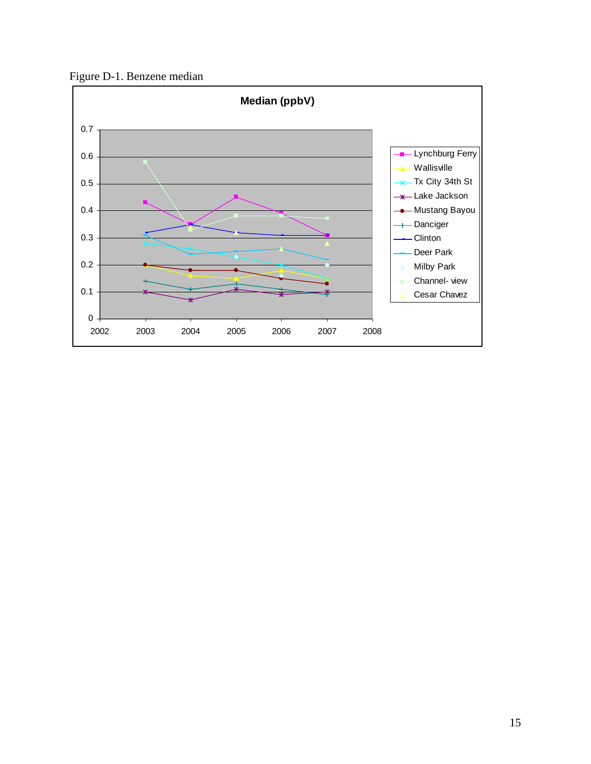Figure D-1. Benzene median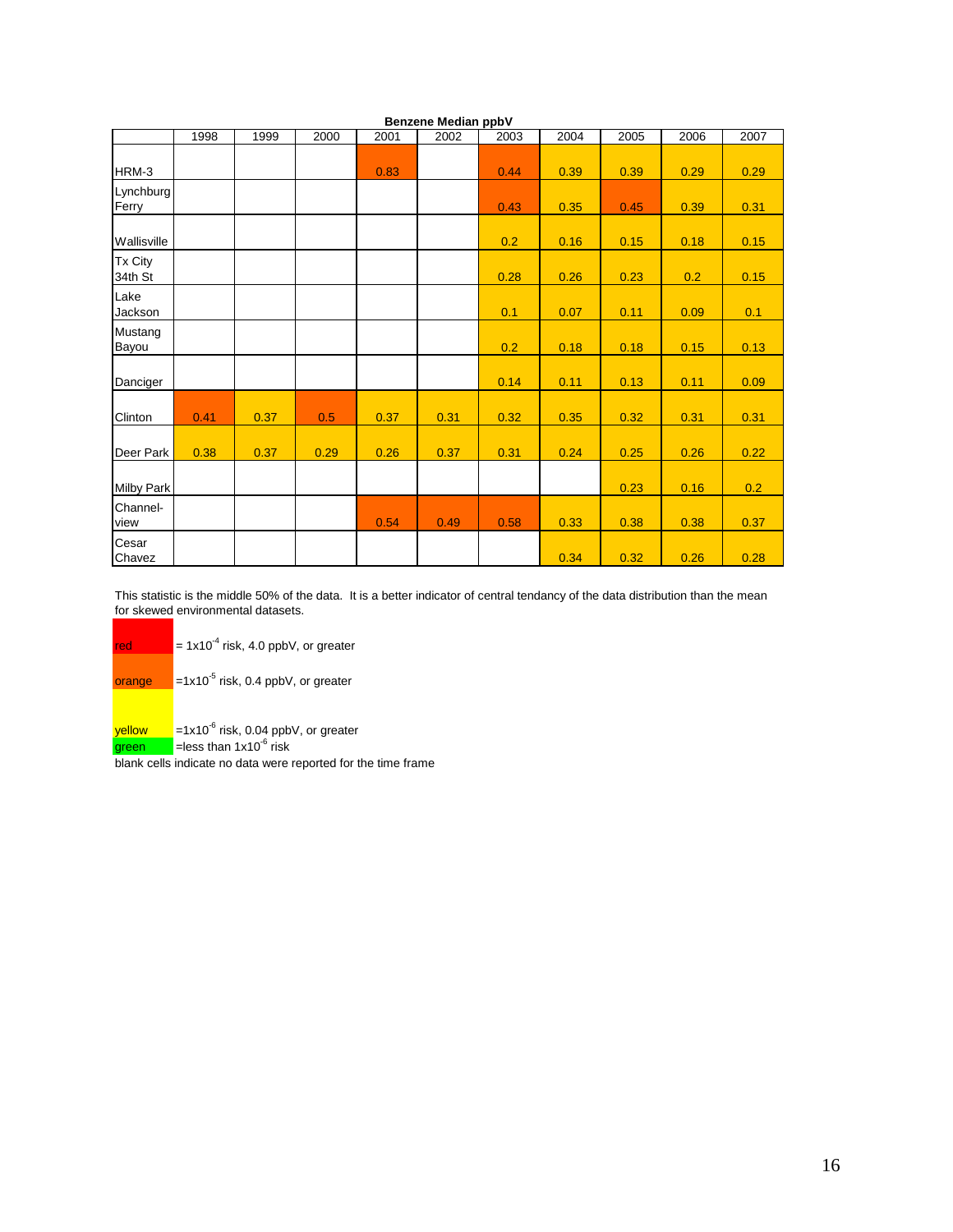**Benzene Median ppbV**

| | 1998 | 1999 | 2000 | 2001 | 2002 | 2003 | 2004 | 2005 | 2006 | 2007 |
|---|---|---|---|---|---|---|---|---|---|---|
| HRM-3 | | | | 0.83 | | 0.44 | 0.39 | 0.39 | 0.29 | 0.29 |
| Lynchburg Ferry | | | | | | 0.43 | 0.35 | 0.45 | 0.39 | 0.31 |
| Wallisville | | | | | | 0.2 | 0.16 | 0.15 | 0.18 | 0.15 |
| Tx City 34th St | | | | | | 0.28 | 0.26 | 0.23 | 0.2 | 0.15 |
| Lake Jackson | | | | | | 0.1 | 0.07 | 0.11 | 0.09 | 0.1 |
| Mustang Bayou | | | | | | 0.2 | 0.18 | 0.18 | 0.15 | 0.13 |
| Danciger | | | | | | 0.14 | 0.11 | 0.13 | 0.11 | 0.09 |
| Clinton | 0.41 | 0.37 | 0.5 | 0.37 | 0.31 | 0.32 | 0.35 | 0.32 | 0.31 | 0.31 |
| Deer Park | 0.38 | 0.37 | 0.29 | 0.26 | 0.37 | 0.31 | 0.24 | 0.25 | 0.26 | 0.22 |
| Milby Park | | | | | | | | 0.23 | 0.16 | 0.2 |
| Channel-view | | | | 0.54 | 0.49 | 0.58 | 0.33 | 0.38 | 0.38 | 0.37 |
| Cesar Chavez | | | | | | | 0.34 | 0.32 | 0.26 | 0.28 |

This statistic is the middle 50% of the data. It is a better indicator of central tendancy of the data distribution than the mean for skewed environmental datasets.

red = $1 \times 10^{-4}$ risk, 4.0 ppbV, or greater

orange = $1 \times 10^{-5}$ risk, 0.4 ppbV, or greater

yellow = $1 \times 10^{-6}$ risk, 0.04 ppbV, or greater

green = less than $1 \times 10^{-6}$ risk

blank cells indicate no data were reported for the time frame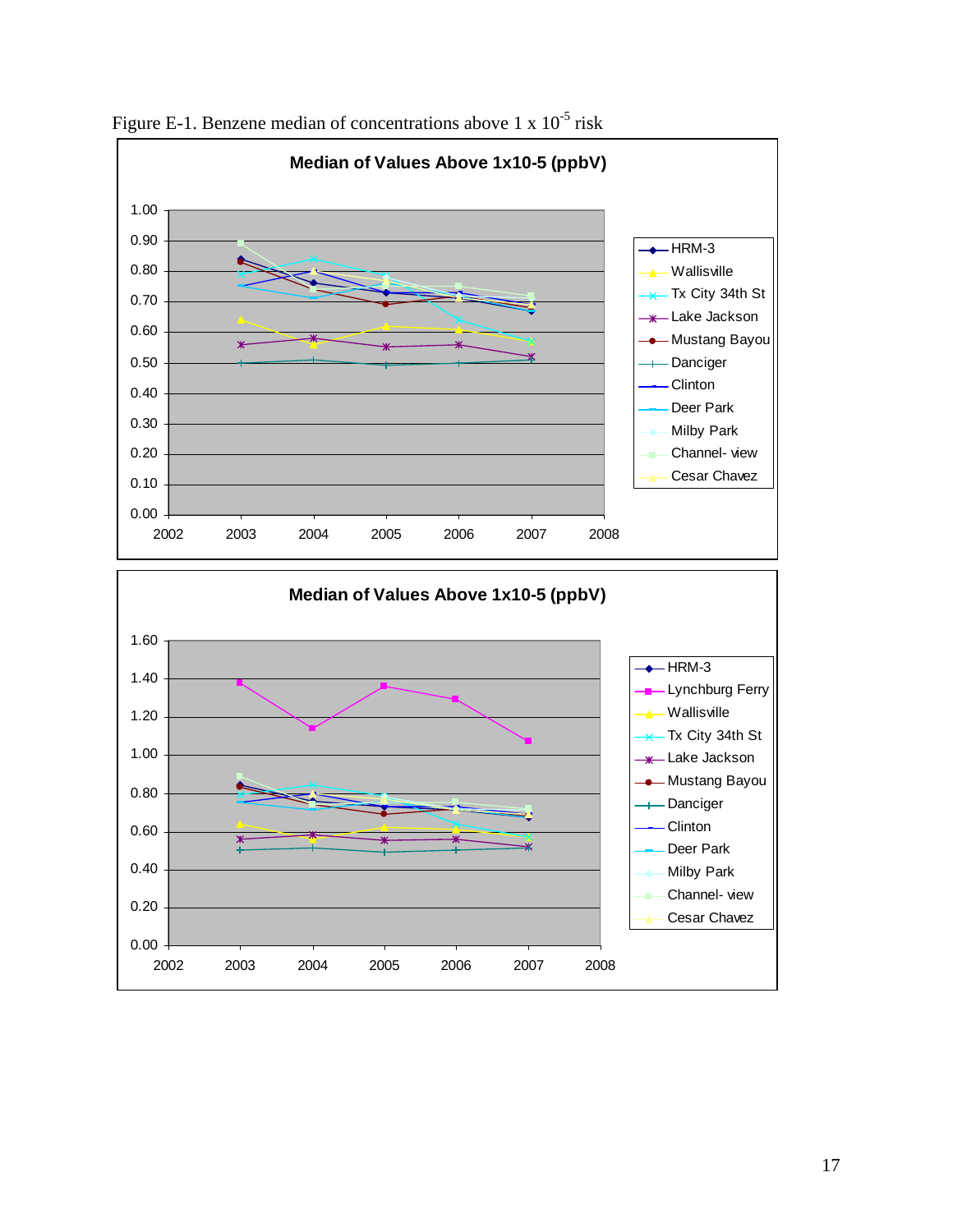Figure E-1. Benzene median of concentrations above 1 x $10^{-5}$ risk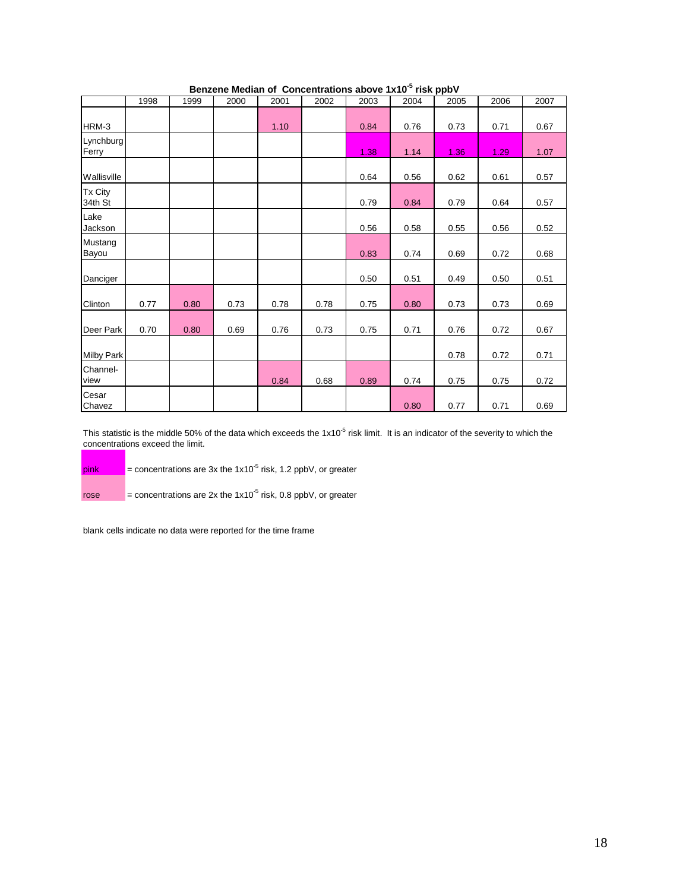**Benzene Median of Concentrations above $1x10^{-5}$ risk ppbV**

| | 1998 | 1999 | 2000 | 2001 | 2002 | 2003 | 2004 | 2005 | 2006 | 2007 |
|---|---|---|---|---|---|---|---|---|---|---|
| HRM-3 | | | | 1.10 | | 0.84 | 0.76 | 0.73 | 0.71 | 0.67 |
| Lynchburg Ferry | | | | | | 1.38 | 1.14 | 1.36 | 1.29 | 1.07 |
| Wallisville | | | | | | 0.64 | 0.56 | 0.62 | 0.61 | 0.57 |
| Tx City 34th St | | | | | | 0.79 | 0.84 | 0.79 | 0.64 | 0.57 |
| Lake Jackson | | | | | | 0.56 | 0.58 | 0.55 | 0.56 | 0.52 |
| Mustang Bayou | | | | | | 0.83 | 0.74 | 0.69 | 0.72 | 0.68 |
| Danciger | | | | | | 0.50 | 0.51 | 0.49 | 0.50 | 0.51 |
| Clinton | 0.77 | 0.80 | 0.73 | 0.78 | 0.78 | 0.75 | 0.80 | 0.73 | 0.73 | 0.69 |
| Deer Park | 0.70 | 0.80 | 0.69 | 0.76 | 0.73 | 0.75 | 0.71 | 0.76 | 0.72 | 0.67 |
| Milby Park | | | | | | | | 0.78 | 0.72 | 0.71 |
| Channel-view | | | | 0.84 | 0.68 | 0.89 | 0.74 | 0.75 | 0.75 | 0.72 |
| Cesar Chavez | | | | | | | 0.80 | 0.77 | 0.71 | 0.69 |

This statistic is the middle 50% of the data which exceeds the $1x10^{-5}$ risk limit. It is an indicator of the severity to which the concentrations exceed the limit.

pink = concentrations are 3x the $1x10^{-5}$ risk, 1.2 ppbV, or greater

rose = concentrations are 2x the $1x10^{-5}$ risk, 0.8 ppbV, or greater

blank cells indicate no data were reported for the time frame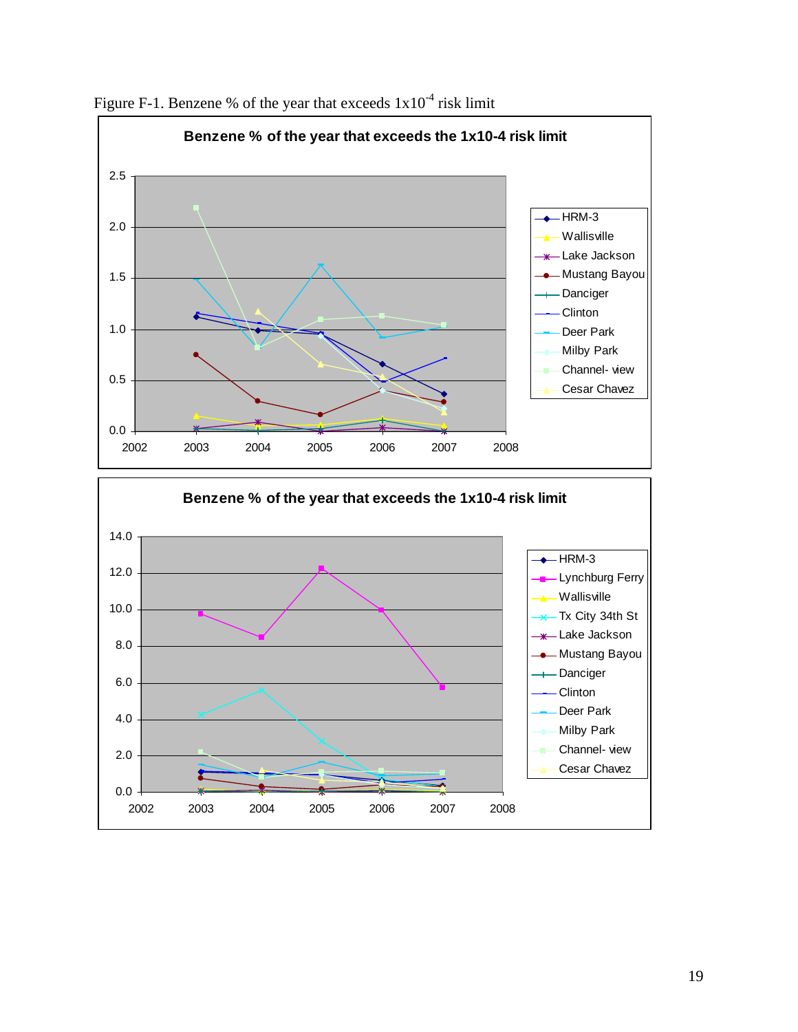Figure F-1. Benzene % of the year that exceeds $1x10^{-4}$ risk limit

**Benzene % of the year that exceeds the 1x10-4 risk limit**

Legend: HRM-3, Wallisville, Lake Jackson, Mustang Bayou, Danciger, Clinton, Deer Park, Milby Park, Channel- view, Cesar Chavez

**Benzene % of the year that exceeds the 1x10-4 risk limit**

Legend: HRM-3, Lynchburg Ferry, Wallisville, Tx City 34th St, Lake Jackson, Mustang Bayou, Danciger, Clinton, Deer Park, Milby Park, Channel- view, Cesar Chavez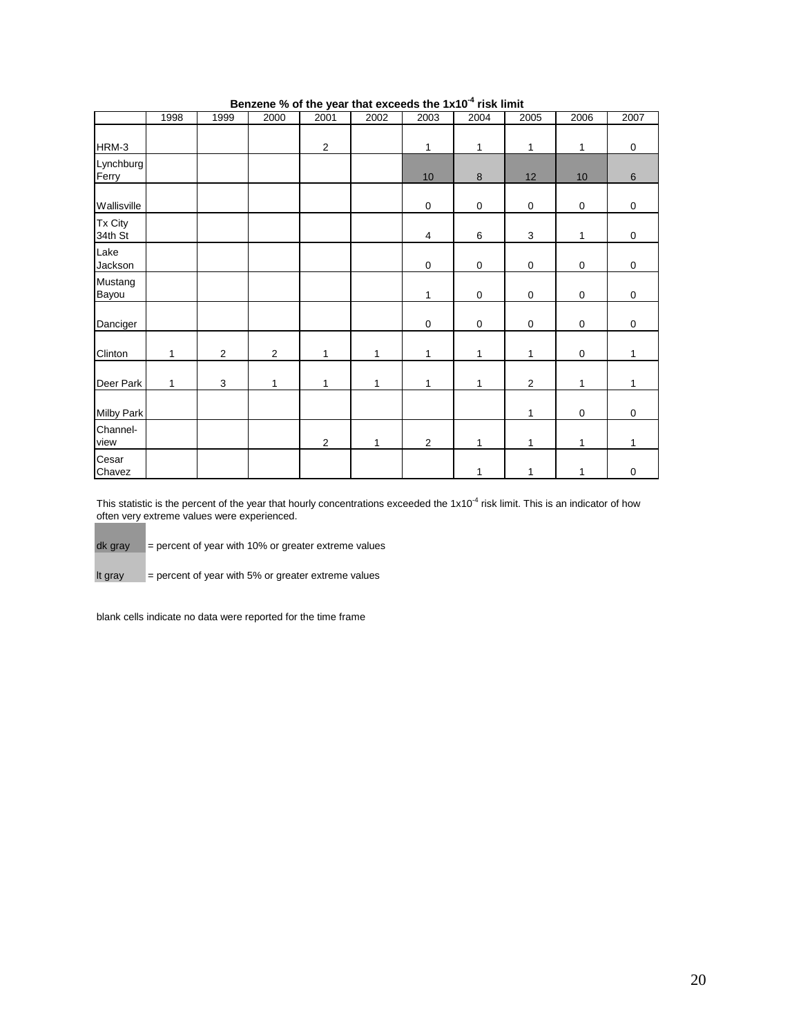**Benzene % of the year that exceeds the $1x10^{-4}$ risk limit**

| | 1998 | 1999 | 2000 | 2001 | 2002 | 2003 | 2004 | 2005 | 2006 | 2007 |
|---|---|---|---|---|---|---|---|---|---|---|
| HRM-3 | | | | 2 | | 1 | 1 | 1 | 1 | 0 |
| Lynchburg Ferry | | | | | | 10 | 8 | 12 | 10 | 6 |
| Wallisville | | | | | | 0 | 0 | 0 | 0 | 0 |
| Tx City 34th St | | | | | | 4 | 6 | 3 | 1 | 0 |
| Lake Jackson | | | | | | 0 | 0 | 0 | 0 | 0 |
| Mustang Bayou | | | | | | 1 | 0 | 0 | 0 | 0 |
| Danciger | | | | | | 0 | 0 | 0 | 0 | 0 |
| Clinton | 1 | 2 | 2 | 1 | 1 | 1 | 1 | 1 | 0 | 1 |
| Deer Park | 1 | 3 | 1 | 1 | 1 | 1 | 1 | 2 | 1 | 1 |
| Milby Park | | | | | | | | 1 | 0 | 0 |
| Channel-view | | | | 2 | 1 | 2 | 1 | 1 | 1 | 1 |
| Cesar Chavez | | | | | | | 1 | 1 | 1 | 0 |

This statistic is the percent of the year that hourly concentrations exceeded the $1x10^{-4}$ risk limit. This is an indicator of how often very extreme values were experienced.

dk gray = percent of year with 10% or greater extreme values

lt gray = percent of year with 5% or greater extreme values

blank cells indicate no data were reported for the time frame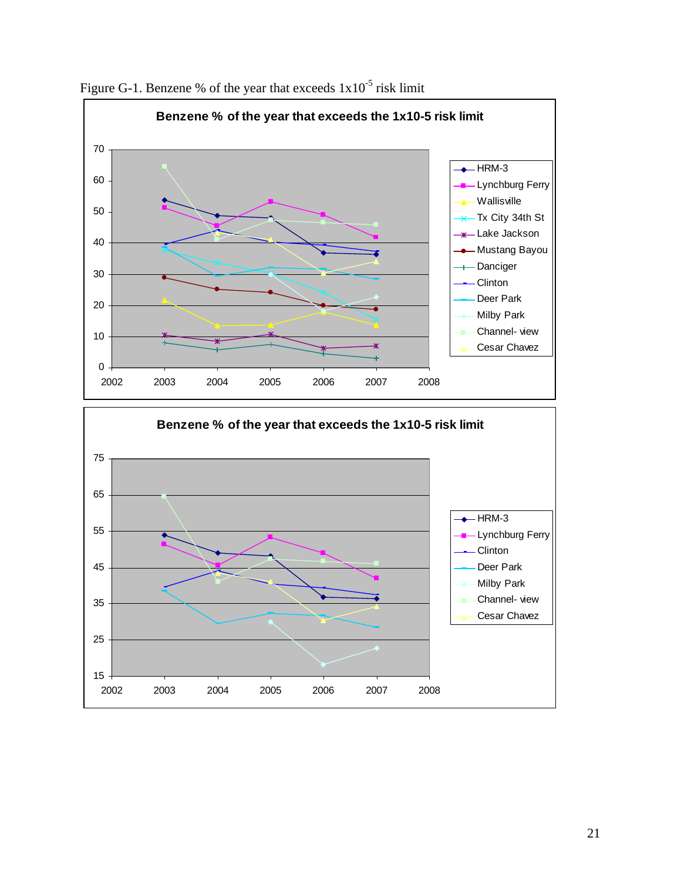Figure G-1. Benzene % of the year that exceeds $1x10^{-5}$ risk limit

**Benzene % of the year that exceeds the 1x10-5 risk limit**

**Benzene % of the year that exceeds the 1x10-5 risk limit**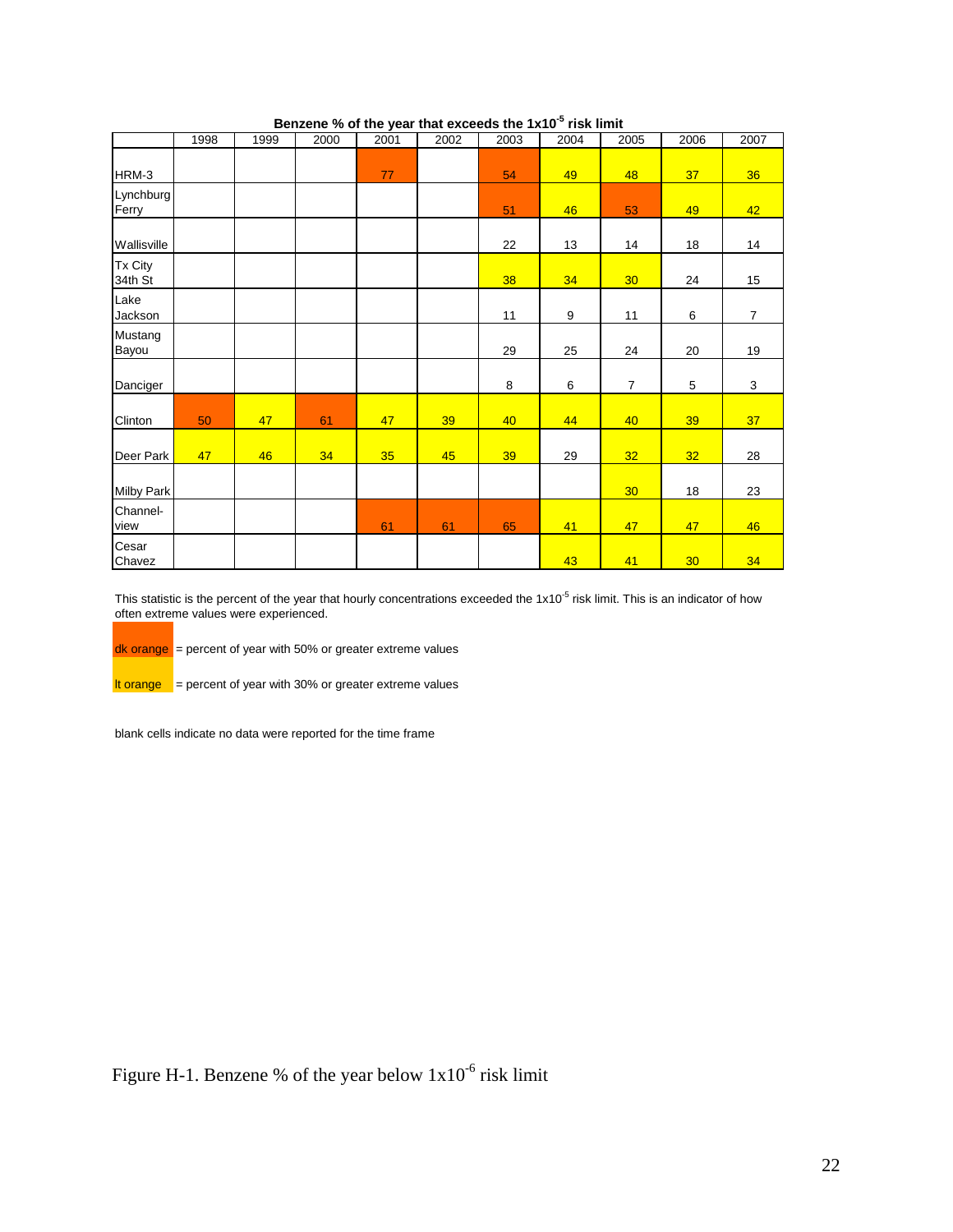**Benzene % of the year that exceeds the $1x10^{-5}$ risk limit**

| | 1998 | 1999 | 2000 | 2001 | 2002 | 2003 | 2004 | 2005 | 2006 | 2007 |
|---|---|---|---|---|---|---|---|---|---|---|
| HRM-3 | | | | 77 | | 54 | 49 | 48 | 37 | 36 |
| Lynchburg Ferry | | | | | | 51 | 46 | 53 | 49 | 42 |
| Wallisville | | | | | | 22 | 13 | 14 | 18 | 14 |
| Tx City 34th St | | | | | | 38 | 34 | 30 | 24 | 15 |
| Lake Jackson | | | | | | 11 | 9 | 11 | 6 | 7 |
| Mustang Bayou | | | | | | 29 | 25 | 24 | 20 | 19 |
| Danciger | | | | | | 8 | 6 | 7 | 5 | 3 |
| Clinton | 50 | 47 | 61 | 47 | 39 | 40 | 44 | 40 | 39 | 37 |
| Deer Park | 47 | 46 | 34 | 35 | 45 | 39 | 29 | 32 | 32 | 28 |
| Milby Park | | | | | | | | 30 | 18 | 23 |
| Channel-view | | | | 61 | 61 | 65 | 41 | 47 | 47 | 46 |
| Cesar Chavez | | | | | | | 43 | 41 | 30 | 34 |

This statistic is the percent of the year that hourly concentrations exceeded the $1x10^{-5}$ risk limit. This is an indicator of how often extreme values were experienced.

dk orange = percent of year with 50% or greater extreme values

lt orange = percent of year with 30% or greater extreme values

blank cells indicate no data were reported for the time frame

Figure H-1. Benzene % of the year below $1x10^{-6}$ risk limit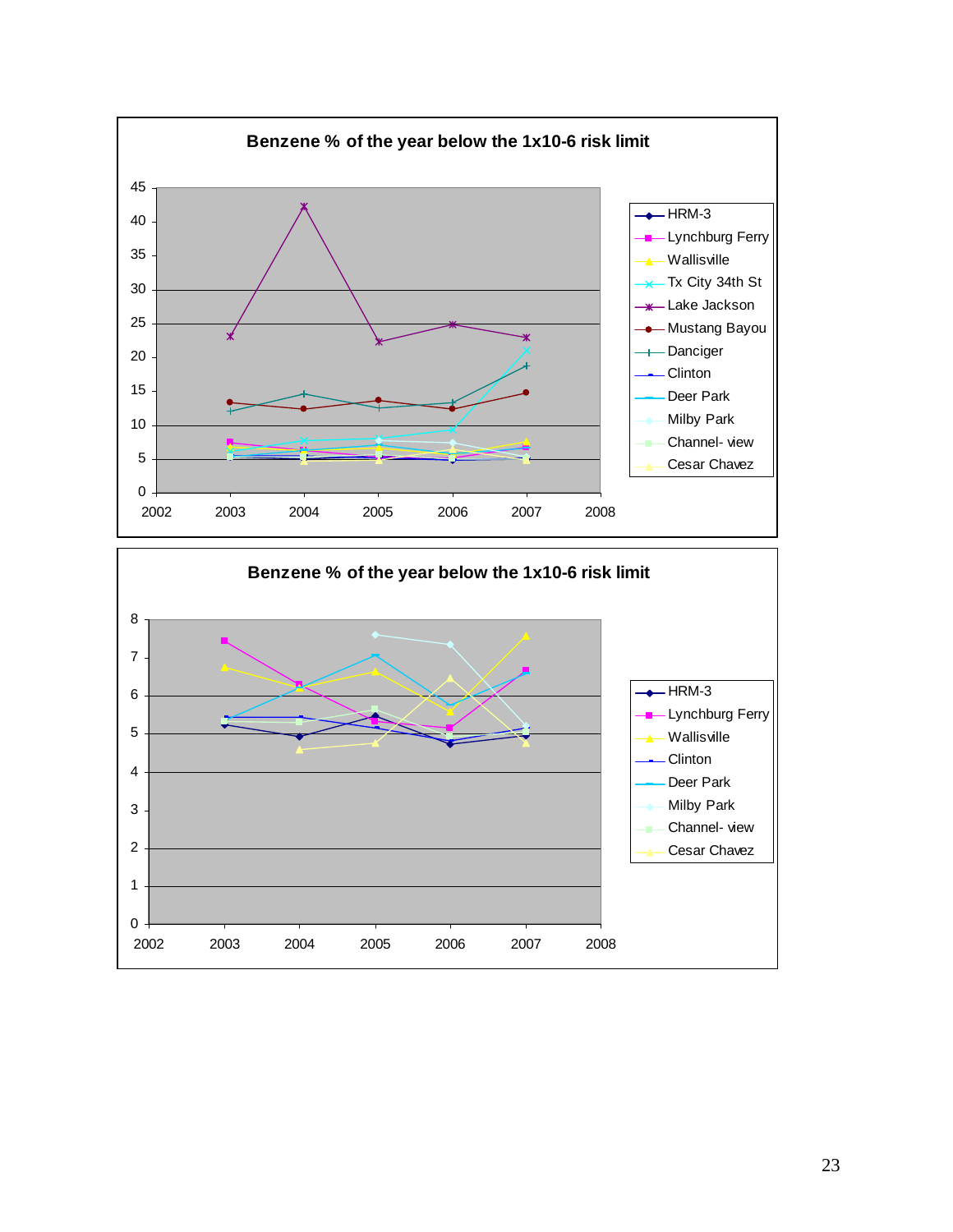**Benzene % of the year below the 1x10-6 risk limit**

Legend: HRM-3, Lynchburg Ferry, Wallisville, Tx City 34th St, Lake Jackson, Mustang Bayou, Danciger, Clinton, Deer Park, Milby Park, Channel- view, Cesar Chavez

**Benzene % of the year below the 1x10-6 risk limit**

Legend: HRM-3, Lynchburg Ferry, Wallisville, Clinton, Deer Park, Milby Park, Channel- view, Cesar Chavez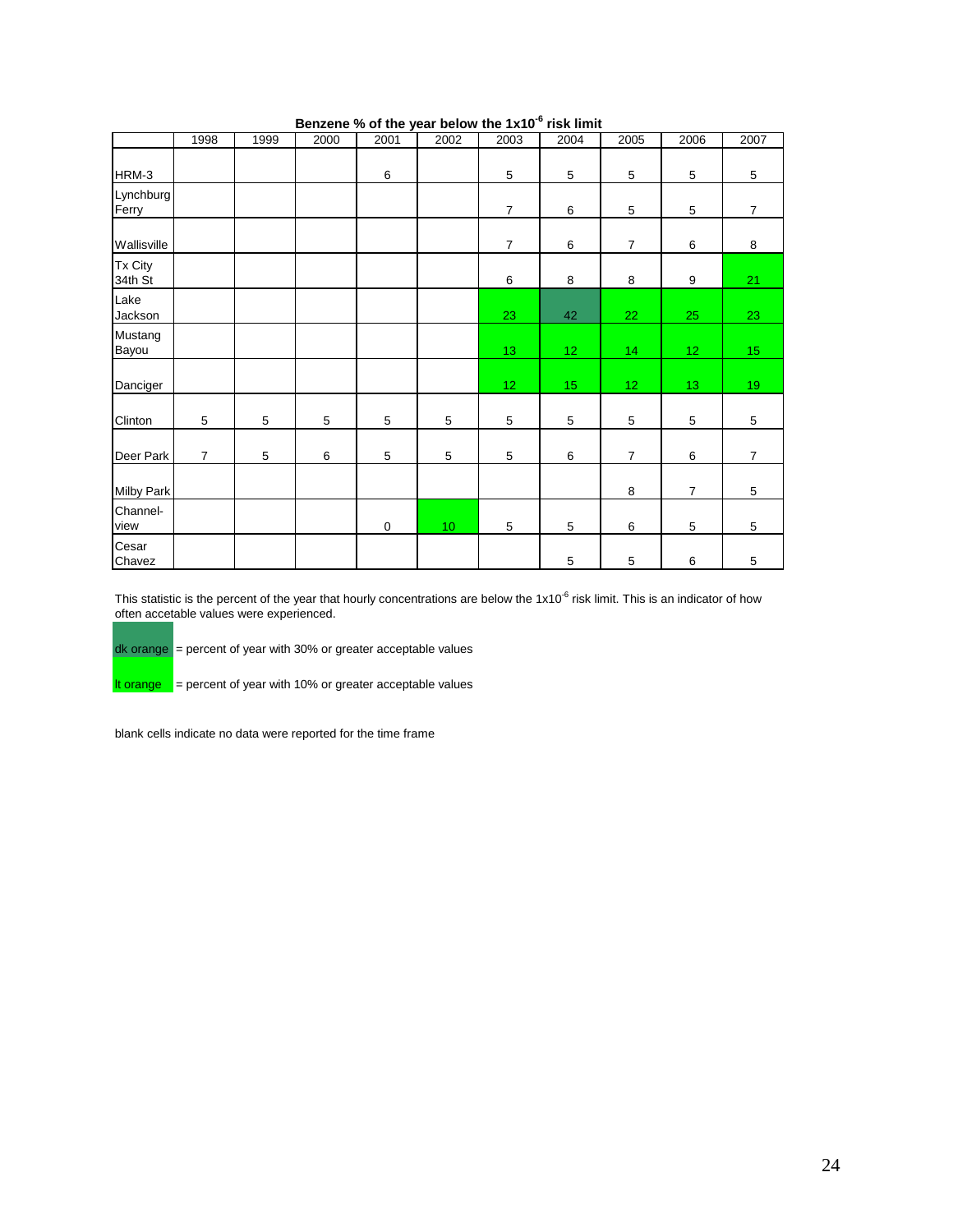**Benzene % of the year below the $1x10^{-6}$ risk limit**

| | 1998 | 1999 | 2000 | 2001 | 2002 | 2003 | 2004 | 2005 | 2006 | 2007 |
|---|---|---|---|---|---|---|---|---|---|---|
| HRM-3 | | | | 6 | | 5 | 5 | 5 | 5 | 5 |
| Lynchburg Ferry | | | | | | 7 | 6 | 5 | 5 | 7 |
| Wallisville | | | | | | 7 | 6 | 7 | 6 | 8 |
| Tx City 34th St | | | | | | 6 | 8 | 8 | 9 | 21 |
| Lake Jackson | | | | | | 23 | 42 | 22 | 25 | 23 |
| Mustang Bayou | | | | | | 13 | 12 | 14 | 12 | 15 |
| Danciger | | | | | | 12 | 15 | 12 | 13 | 19 |
| Clinton | 5 | 5 | 5 | 5 | 5 | 5 | 5 | 5 | 5 | 5 |
| Deer Park | 7 | 5 | 6 | 5 | 5 | 5 | 6 | 7 | 6 | 7 |
| Milby Park | | | | | | | | 8 | 7 | 5 |
| Channel-view | | | | 0 | 10 | 5 | 5 | 6 | 5 | 5 |
| Cesar Chavez | | | | | | | 5 | 5 | 6 | 5 |

This statistic is the percent of the year that hourly concentrations are below the $1x10^{-6}$ risk limit. This is an indicator of how often accetable values were experienced.

dk orange = percent of year with 30% or greater acceptable values

lt orange = percent of year with 10% or greater acceptable values

blank cells indicate no data were reported for the time frame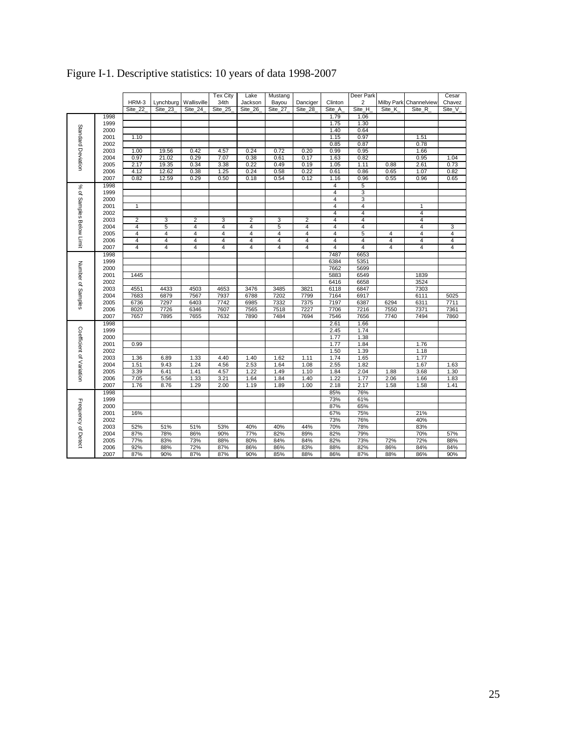Figure I-1. Descriptive statistics: 10 years of data 1998-2007

| | | HRM-3 | Lynchburg | Wallisville | Tex City 34th | Lake Jackson | Mustang Bayou | Danciger | Clinton | Deer Park 2 | Milby Park | Channelview | Cesar Chavez |
|---|---|---|---|---|---|---|---|---|---|---|---|---|---|
| | | Site_22_ | Site_23_ | Site_24_ | Site_25_ | Site_26_ | Site_27_ | Site_28_ | Site_A_ | Site_H_ | Site_K_ | Site_R_ | Site_V_ |
| Standard Deviation | 1998 | | | | | | | | 1.79 | 1.06 | | | |
| | 1999 | | | | | | | | 1.75 | 1.30 | | | |
| | 2000 | | | | | | | | 1.40 | 0.64 | | | |
| | 2001 | 1.10 | | | | | | | 1.15 | 0.97 | | 1.51 | |
| | 2002 | | | | | | | | 0.85 | 0.87 | | 0.78 | |
| | 2003 | 1.00 | 19.56 | 0.42 | 4.57 | 0.24 | 0.72 | 0.20 | 0.99 | 0.95 | | 1.66 | |
| | 2004 | 0.97 | 21.02 | 0.29 | 7.07 | 0.38 | 0.61 | 0.17 | 1.63 | 0.82 | | 0.95 | 1.04 |
| | 2005 | 2.17 | 19.35 | 0.34 | 3.38 | 0.22 | 0.49 | 0.19 | 1.05 | 1.11 | 0.88 | 2.61 | 0.73 |
| | 2006 | 4.12 | 12.62 | 0.38 | 1.25 | 0.24 | 0.58 | 0.22 | 0.61 | 0.86 | 0.65 | 1.07 | 0.82 |
| | 2007 | 0.82 | 12.59 | 0.29 | 0.50 | 0.18 | 0.54 | 0.12 | 1.16 | 0.96 | 0.55 | 0.96 | 0.65 |
| % of Samples Below Limit | 1998 | | | | | | | | 4 | 5 | | | |
| | 1999 | | | | | | | | 4 | 3 | | | |
| | 2000 | | | | | | | | 4 | 3 | | | |
| | 2001 | 1 | | | | | | | 4 | 4 | | 1 | |
| | 2002 | | | | | | | | 4 | 4 | | 4 | |
| | 2003 | 2 | 3 | 2 | 3 | 2 | 3 | 2 | 4 | 4 | | 4 | |
| | 2004 | 4 | 5 | 4 | 4 | 4 | 5 | 4 | 4 | 4 | | 4 | 3 |
| | 2005 | 4 | 4 | 4 | 4 | 4 | 4 | 4 | 4 | 5 | 4 | 4 | 4 |
| | 2006 | 4 | 4 | 4 | 4 | 4 | 4 | 4 | 4 | 4 | 4 | 4 | 4 |
| | 2007 | 4 | 4 | 4 | 4 | 4 | 4 | 4 | 4 | 4 | 4 | 4 | 4 |
| Number of Samples | 1998 | | | | | | | | 7487 | 6653 | | | |
| | 1999 | | | | | | | | 6384 | 5351 | | | |
| | 2000 | | | | | | | | 7662 | 5699 | | | |
| | 2001 | 1445 | | | | | | | 5883 | 6549 | | 1839 | |
| | 2002 | | | | | | | | 6416 | 6658 | | 3524 | |
| | 2003 | 4551 | 4433 | 4503 | 4653 | 3476 | 3485 | 3821 | 6118 | 6847 | | 7303 | |
| | 2004 | 7683 | 6879 | 7567 | 7937 | 6788 | 7202 | 7799 | 7164 | 6917 | | 6111 | 5025 |
| | 2005 | 6736 | 7297 | 6403 | 7742 | 6985 | 7332 | 7375 | 7197 | 6387 | 6294 | 6311 | 7711 |
| | 2006 | 8020 | 7726 | 6346 | 7607 | 7565 | 7518 | 7227 | 7706 | 7216 | 7550 | 7371 | 7361 |
| | 2007 | 7657 | 7895 | 7655 | 7632 | 7890 | 7484 | 7694 | 7546 | 7656 | 7740 | 7494 | 7860 |
| Coefficient of Variation | 1998 | | | | | | | | 2.61 | 1.66 | | | |
| | 1999 | | | | | | | | 2.45 | 1.74 | | | |
| | 2000 | | | | | | | | 1.77 | 1.38 | | | |
| | 2001 | 0.99 | | | | | | | 1.77 | 1.84 | | 1.76 | |
| | 2002 | | | | | | | | 1.50 | 1.39 | | 1.18 | |
| | 2003 | 1.36 | 6.89 | 1.33 | 4.40 | 1.40 | 1.62 | 1.11 | 1.74 | 1.65 | | 1.77 | |
| | 2004 | 1.51 | 9.43 | 1.24 | 4.56 | 2.53 | 1.64 | 1.08 | 2.55 | 1.82 | | 1.67 | 1.63 |
| | 2005 | 3.39 | 6.41 | 1.41 | 4.57 | 1.22 | 1.49 | 1.10 | 1.84 | 2.04 | 1.88 | 3.68 | 1.30 |
| | 2006 | 7.05 | 5.56 | 1.33 | 3.21 | 1.64 | 1.84 | 1.40 | 1.22 | 1.77 | 2.06 | 1.66 | 1.83 |
| | 2007 | 1.76 | 8.76 | 1.29 | 2.00 | 1.19 | 1.89 | 1.00 | 2.18 | 2.17 | 1.58 | 1.58 | 1.41 |
| Frequency of Detect | 1998 | | | | | | | | 85% | 76% | | | |
| | 1999 | | | | | | | | 73% | 61% | | | |
| | 2000 | | | | | | | | 87% | 65% | | | |
| | 2001 | 16% | | | | | | | 67% | 75% | | 21% | |
| | 2002 | | | | | | | | 73% | 76% | | 40% | |
| | 2003 | 52% | 51% | 51% | 53% | 40% | 40% | 44% | 70% | 78% | | 83% | |
| | 2004 | 87% | 78% | 86% | 90% | 77% | 82% | 89% | 82% | 79% | | 70% | 57% |
| | 2005 | 77% | 83% | 73% | 88% | 80% | 84% | 84% | 82% | 73% | 72% | 72% | 88% |
| | 2006 | 92% | 88% | 72% | 87% | 86% | 86% | 83% | 88% | 82% | 86% | 84% | 84% |
| | 2007 | 87% | 90% | 87% | 87% | 90% | 85% | 88% | 86% | 87% | 88% | 86% | 90% |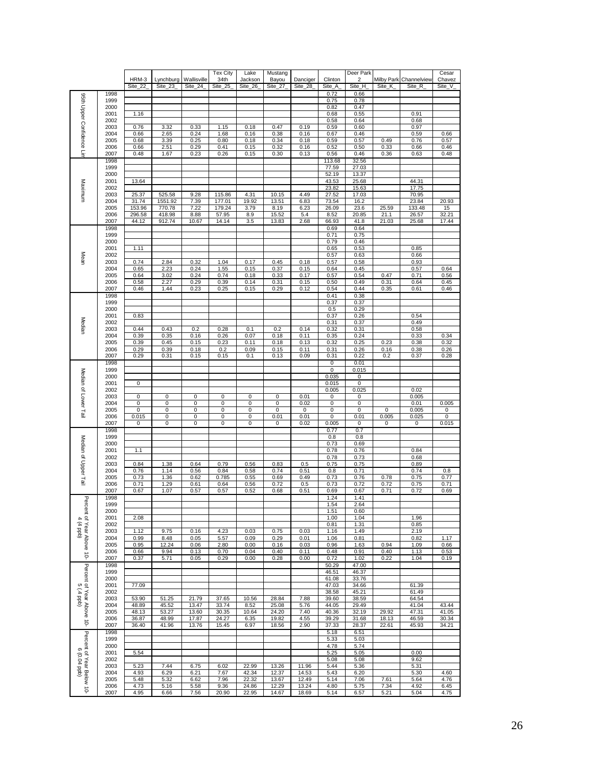| | | HRM-3 Site_22_ | Lynchburg Site_23_ | Wallisville Site_24_ | Tex City 34th Site_25_ | Lake Jackson Site_26_ | Mustang Bayou Site_27_ | Danciger Site_28_ | Clinton Site_A_ | Deer Park 2 Site_H_ | Milby Park Site_K_ | Channelview Site_R_ | Cesar Chavez Site_V_ |
|---|---|---|---|---|---|---|---|---|---|---|---|---|---|
| 95th Upper Confidence Lim | 1998 | | | | | | | | 0.72 | 0.66 | | | |
| | 1999 | | | | | | | | 0.75 | 0.78 | | | |
| | 2000 | | | | | | | | 0.82 | 0.47 | | | |
| | 2001 | 1.16 | | | | | | | 0.68 | 0.55 | | 0.91 | |
| | 2002 | | | | | | | | 0.58 | 0.64 | | 0.68 | |
| | 2003 | 0.76 | 3.32 | 0.33 | 1.15 | 0.18 | 0.47 | 0.19 | 0.59 | 0.60 | | 0.97 | |
| | 2004 | 0.66 | 2.65 | 0.24 | 1.68 | 0.16 | 0.38 | 0.16 | 0.67 | 0.46 | | 0.59 | 0.66 |
| | 2005 | 0.68 | 3.39 | 0.25 | 0.80 | 0.18 | 0.34 | 0.18 | 0.59 | 0.57 | 0.49 | 0.76 | 0.57 |
| | 2006 | 0.66 | 2.51 | 0.29 | 0.41 | 0.15 | 0.32 | 0.16 | 0.52 | 0.50 | 0.33 | 0.66 | 0.46 |
| | 2007 | 0.48 | 1.67 | 0.23 | 0.26 | 0.15 | 0.30 | 0.13 | 0.56 | 0.46 | 0.36 | 0.63 | 0.48 |
| Maximum | 1998 | | | | | | | | 113.68 | 32.56 | | | |
| | 1999 | | | | | | | | 77.59 | 27.03 | | | |
| | 2000 | | | | | | | | 52.19 | 13.37 | | | |
| | 2001 | 13.64 | | | | | | | 43.53 | 25.68 | | 44.31 | |
| | 2002 | | | | | | | | 23.82 | 15.63 | | 17.75 | |
| | 2003 | 25.37 | 525.58 | 9.28 | 115.86 | 4.31 | 10.15 | 4.49 | 27.52 | 17.03 | | 70.95 | |
| | 2004 | 31.74 | 1551.92 | 7.39 | 177.01 | 19.92 | 13.51 | 6.83 | 73.54 | 16.2 | | 23.84 | 20.93 |
| | 2005 | 153.96 | 770.78 | 7.22 | 179.24 | 3.79 | 8.19 | 6.23 | 26.09 | 23.6 | 25.59 | 133.48 | 15 |
| | 2006 | 296.58 | 418.98 | 8.88 | 57.95 | 8.9 | 15.52 | 5.4 | 8.52 | 20.85 | 21.1 | 26.57 | 32.21 |
| | 2007 | 44.12 | 912.74 | 10.67 | 14.14 | 3.5 | 13.83 | 2.68 | 66.93 | 41.8 | 21.03 | 25.68 | 17.44 |
| Mean | 1998 | | | | | | | | 0.69 | 0.64 | | | |
| | 1999 | | | | | | | | 0.71 | 0.75 | | | |
| | 2000 | | | | | | | | 0.79 | 0.46 | | | |
| | 2001 | 1.11 | | | | | | | 0.65 | 0.53 | | 0.85 | |
| | 2002 | | | | | | | | 0.57 | 0.63 | | 0.66 | |
| | 2003 | 0.74 | 2.84 | 0.32 | 1.04 | 0.17 | 0.45 | 0.18 | 0.57 | 0.58 | | 0.93 | |
| | 2004 | 0.65 | 2.23 | 0.24 | 1.55 | 0.15 | 0.37 | 0.15 | 0.64 | 0.45 | | 0.57 | 0.64 |
| | 2005 | 0.64 | 3.02 | 0.24 | 0.74 | 0.18 | 0.33 | 0.17 | 0.57 | 0.54 | 0.47 | 0.71 | 0.56 |
| | 2006 | 0.58 | 2.27 | 0.29 | 0.39 | 0.14 | 0.31 | 0.15 | 0.50 | 0.49 | 0.31 | 0.64 | 0.45 |
| | 2007 | 0.46 | 1.44 | 0.23 | 0.25 | 0.15 | 0.29 | 0.12 | 0.54 | 0.44 | 0.35 | 0.61 | 0.46 |
| Median | 1998 | | | | | | | | 0.41 | 0.38 | | | |
| | 1999 | | | | | | | | 0.37 | 0.37 | | | |
| | 2000 | | | | | | | | 0.5 | 0.29 | | | |
| | 2001 | 0.83 | | | | | | | 0.37 | 0.26 | | 0.54 | |
| | 2002 | | | | | | | | 0.31 | 0.37 | | 0.49 | |
| | 2003 | 0.44 | 0.43 | 0.2 | 0.28 | 0.1 | 0.2 | 0.14 | 0.32 | 0.31 | | 0.58 | |
| | 2004 | 0.39 | 0.35 | 0.16 | 0.26 | 0.07 | 0.18 | 0.11 | 0.35 | 0.24 | | 0.33 | 0.34 |
| | 2005 | 0.39 | 0.45 | 0.15 | 0.23 | 0.11 | 0.18 | 0.13 | 0.32 | 0.25 | 0.23 | 0.38 | 0.32 |
| | 2006 | 0.29 | 0.39 | 0.18 | 0.2 | 0.09 | 0.15 | 0.11 | 0.31 | 0.26 | 0.16 | 0.38 | 0.26 |
| | 2007 | 0.29 | 0.31 | 0.15 | 0.15 | 0.1 | 0.13 | 0.09 | 0.31 | 0.22 | 0.2 | 0.37 | 0.28 |
| Median of Lower Tail | 1998 | | | | | | | | 0 | 0.01 | | | |
| | 1999 | | | | | | | | 0 | 0.015 | | | |
| | 2000 | | | | | | | | 0.035 | 0 | | | |
| | 2001 | 0 | | | | | | | 0.015 | 0 | | | |
| | 2002 | | | | | | | | 0.005 | 0.025 | | 0.02 | |
| | 2003 | 0 | 0 | 0 | 0 | 0 | 0 | 0.01 | 0 | 0 | | 0.005 | |
| | 2004 | 0 | 0 | 0 | 0 | 0 | 0 | 0.02 | 0 | 0 | | 0.01 | 0.005 |
| | 2005 | 0 | 0 | 0 | 0 | 0 | 0 | 0 | 0 | 0 | 0 | 0.005 | 0 |
| | 2006 | 0.015 | 0 | 0 | 0 | 0 | 0.01 | 0.01 | 0 | 0.01 | 0.005 | 0.025 | 0 |
| | 2007 | 0 | 0 | 0 | 0 | 0 | 0 | 0.02 | 0.005 | 0 | 0 | 0 | 0.015 |
| Median of Upper Tail | 1998 | | | | | | | | 0.77 | 0.7 | | | |
| | 1999 | | | | | | | | 0.8 | 0.8 | | | |
| | 2000 | | | | | | | | 0.73 | 0.69 | | | |
| | 2001 | 1.1 | | | | | | | 0.78 | 0.76 | | 0.84 | |
| | 2002 | | | | | | | | 0.78 | 0.73 | | 0.68 | |
| | 2003 | 0.84 | 1.38 | 0.64 | 0.79 | 0.56 | 0.83 | 0.5 | 0.75 | 0.75 | | 0.89 | |
| | 2004 | 0.76 | 1.14 | 0.56 | 0.84 | 0.58 | 0.74 | 0.51 | 0.8 | 0.71 | | 0.74 | 0.8 |
| | 2005 | 0.73 | 1.36 | 0.62 | 0.785 | 0.55 | 0.69 | 0.49 | 0.73 | 0.76 | 0.78 | 0.75 | 0.77 |
| | 2006 | 0.71 | 1.29 | 0.61 | 0.64 | 0.56 | 0.72 | 0.5 | 0.73 | 0.72 | 0.72 | 0.75 | 0.71 |
| | 2007 | 0.67 | 1.07 | 0.57 | 0.57 | 0.52 | 0.68 | 0.51 | 0.69 | 0.67 | 0.71 | 0.72 | 0.69 |
| Percent of Year Above 10-4 (4 ppb) | 1998 | | | | | | | | 1.24 | 1.41 | | | |
| | 1999 | | | | | | | | 1.54 | 2.64 | | | |
| | 2000 | | | | | | | | 1.51 | 0.60 | | | |
| | 2001 | 2.08 | | | | | | | 1.00 | 1.04 | | 1.96 | |
| | 2002 | | | | | | | | 0.81 | 1.31 | | 0.85 | |
| | 2003 | 1.12 | 9.75 | 0.16 | 4.23 | 0.03 | 0.75 | 0.03 | 1.16 | 1.49 | | 2.19 | |
| | 2004 | 0.99 | 8.48 | 0.05 | 5.57 | 0.09 | 0.29 | 0.01 | 1.06 | 0.81 | | 0.82 | 1.17 |
| | 2005 | 0.95 | 12.24 | 0.06 | 2.80 | 0.00 | 0.16 | 0.03 | 0.96 | 1.63 | 0.94 | 1.09 | 0.66 |
| | 2006 | 0.66 | 9.94 | 0.13 | 0.70 | 0.04 | 0.40 | 0.11 | 0.48 | 0.91 | 0.40 | 1.13 | 0.53 |
| | 2007 | 0.37 | 5.71 | 0.05 | 0.29 | 0.00 | 0.28 | 0.00 | 0.72 | 1.02 | 0.22 | 1.04 | 0.19 |
| Percent of Year Above 10-5 (4 ppb) | 1998 | | | | | | | | 50.29 | 47.00 | | | |
| | 1999 | | | | | | | | 46.51 | 46.37 | | | |
| | 2000 | | | | | | | | 61.08 | 33.76 | | | |
| | 2001 | 77.09 | | | | | | | 47.03 | 34.66 | | 61.39 | |
| | 2002 | | | | | | | | 38.58 | 45.21 | | 61.49 | |
| | 2003 | 53.90 | 51.25 | 21.79 | 37.65 | 10.56 | 28.84 | 7.88 | 39.60 | 38.59 | | 64.54 | |
| | 2004 | 48.89 | 45.52 | 13.47 | 33.74 | 8.52 | 25.08 | 5.76 | 44.05 | 29.49 | | 41.04 | 43.44 |
| | 2005 | 48.13 | 53.27 | 13.60 | 30.35 | 10.64 | 24.20 | 7.40 | 40.36 | 32.19 | 29.92 | 47.31 | 41.05 |
| | 2006 | 36.87 | 48.99 | 17.87 | 24.27 | 6.35 | 19.82 | 4.55 | 39.29 | 31.68 | 18.13 | 46.59 | 30.34 |
| | 2007 | 36.40 | 41.96 | 13.76 | 15.45 | 6.97 | 18.56 | 2.90 | 37.33 | 28.37 | 22.61 | 45.93 | 34.21 |
| Percent of Year Below 10-6 (0.04 ppb) | 1998 | | | | | | | | 5.18 | 6.51 | | | |
| | 1999 | | | | | | | | 5.33 | 5.03 | | | |
| | 2000 | | | | | | | | 4.78 | 5.74 | | | |
| | 2001 | 5.54 | | | | | | | 5.25 | 5.05 | | 0.00 | |
| | 2002 | | | | | | | | 5.08 | 5.08 | | 9.62 | |
| | 2003 | 5.23 | 7.44 | 6.75 | 6.02 | 22.99 | 13.26 | 11.96 | 5.44 | 5.36 | | 5.31 | |
| | 2004 | 4.93 | 6.29 | 6.21 | 7.67 | 42.34 | 12.37 | 14.53 | 5.43 | 6.20 | | 5.30 | 4.60 |
| | 2005 | 5.48 | 5.32 | 6.62 | 7.96 | 22.32 | 13.67 | 12.49 | 5.14 | 7.06 | 7.61 | 5.64 | 4.76 |
| | 2006 | 4.73 | 5.16 | 5.58 | 9.36 | 24.86 | 12.29 | 13.24 | 4.80 | 5.75 | 7.34 | 4.92 | 6.45 |
| | 2007 | 4.95 | 6.66 | 7.56 | 20.90 | 22.95 | 14.67 | 18.69 | 5.14 | 6.57 | 5.21 | 5.04 | 4.75 |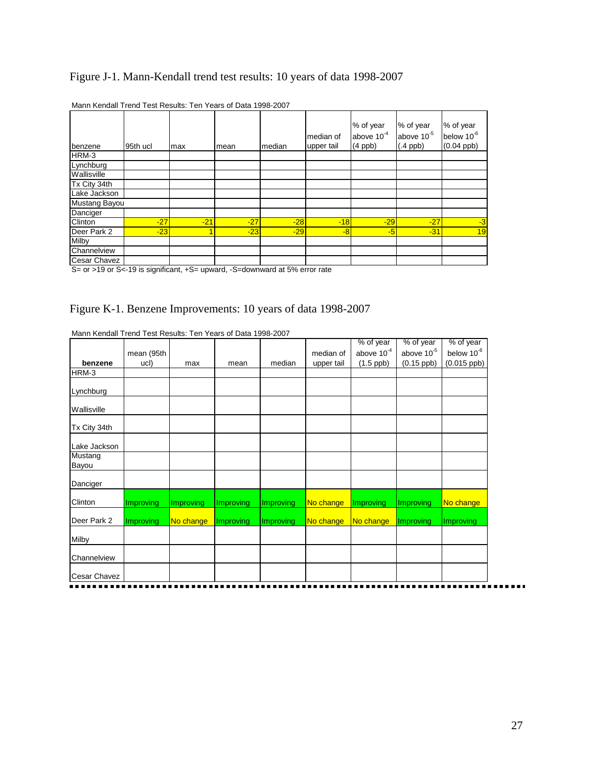Figure J-1. Mann-Kendall trend test results: 10 years of data 1998-2007

Mann Kendall Trend Test Results: Ten Years of Data 1998-2007

| benzene | 95th ucl | max | mean | median | median of upper tail | % of year above $10^{-4}$ (4 ppb) | % of year above $10^{-5}$ (.4 ppb) | % of year below $10^{-6}$ (0.04 ppb) |
|---|---|---|---|---|---|---|---|---|
| HRM-3 | | | | | | | | |
| Lynchburg | | | | | | | | |
| Wallisville | | | | | | | | |
| Tx City 34th | | | | | | | | |
| Lake Jackson | | | | | | | | |
| Mustang Bayou | | | | | | | | |
| Danciger | | | | | | | | |
| Clinton | -27 | -21 | -27 | -28 | -18 | -29 | -27 | -3 |
| Deer Park 2 | -23 | 1 | -23 | -29 | -8 | -5 | -31 | 19 |
| Milby | | | | | | | | |
| Channelview | | | | | | | | |
| Cesar Chavez | | | | | | | | |

S= or >19 or S<-19 is significant, +S= upward, -S=downward at 5% error rate

Figure K-1. Benzene Improvements: 10 years of data 1998-2007

Mann Kendall Trend Test Results: Ten Years of Data 1998-2007

| benzene | mean (95th ucl) | max | mean | median | median of upper tail | % of year above $10^{-4}$ (1.5 ppb) | % of year above $10^{-5}$ (0.15 ppb) | % of year below $10^{-6}$ (0.015 ppb) |
|---|---|---|---|---|---|---|---|---|
| HRM-3 | | | | | | | | |
| Lynchburg | | | | | | | | |
| Wallisville | | | | | | | | |
| Tx City 34th | | | | | | | | |
| Lake Jackson | | | | | | | | |
| Mustang Bayou | | | | | | | | |
| Danciger | | | | | | | | |
| Clinton | Improving | Improving | Improving | Improving | No change | Improving | Improving | No change |
| Deer Park 2 | Improving | No change | Improving | Improving | No change | No change | Improving | Improving |
| Milby | | | | | | | | |
| Channelview | | | | | | | | |
| Cesar Chavez | | | | | | | | |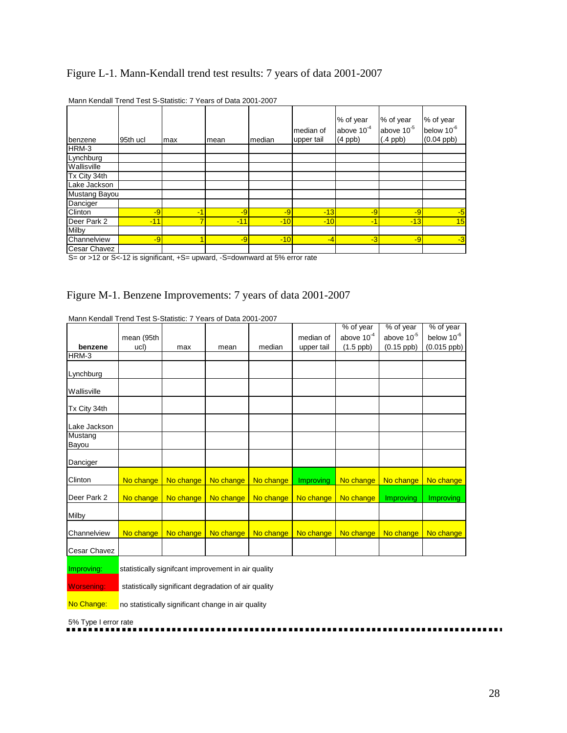## Figure L-1. Mann-Kendall trend test results: 7 years of data 2001-2007

Mann Kendall Trend Test S-Statistic: 7 Years of Data 2001-2007

| benzene | 95th ucl | max | mean | median | median of upper tail | % of year above $10^{-4}$ (4 ppb) | % of year above $10^{-5}$ (.4 ppb) | % of year below $10^{-6}$ (0.04 ppb) |
|---|---|---|---|---|---|---|---|---|
| HRM-3 | | | | | | | | |
| Lynchburg | | | | | | | | |
| Wallisville | | | | | | | | |
| Tx City 34th | | | | | | | | |
| Lake Jackson | | | | | | | | |
| Mustang Bayou | | | | | | | | |
| Danciger | | | | | | | | |
| Clinton | -9 | -1 | -9 | -9 | -13 | -9 | -9 | -5 |
| Deer Park 2 | -11 | 7 | -11 | -10 | -10 | -1 | -13 | 15 |
| Milby | | | | | | | | |
| Channelview | -9 | 1 | -9 | -10 | -4 | -3 | -9 | -3 |
| Cesar Chavez | | | | | | | | |

S= or >12 or S<-12 is significant, +S= upward, -S=downward at 5% error rate

## Figure M-1. Benzene Improvements: 7 years of data 2001-2007

Mann Kendall Trend Test S-Statistic: 7 Years of Data 2001-2007

| benzene | mean (95th ucl) | max | mean | median | median of upper tail | % of year above $10^{-4}$ (1.5 ppb) | % of year above $10^{-5}$ (0.15 ppb) | % of year below $10^{-6}$ (0.015 ppb) |
|---|---|---|---|---|---|---|---|---|
| HRM-3 | | | | | | | | |
| Lynchburg | | | | | | | | |
| Wallisville | | | | | | | | |
| Tx City 34th | | | | | | | | |
| Lake Jackson | | | | | | | | |
| Mustang Bayou | | | | | | | | |
| Danciger | | | | | | | | |
| Clinton | No change | No change | No change | No change | Improving | No change | No change | No change |
| Deer Park 2 | No change | No change | No change | No change | No change | No change | Improving | Improving |
| Milby | | | | | | | | |
| Channelview | No change | No change | No change | No change | No change | No change | No change | No change |
| Cesar Chavez | | | | | | | | |

Improving: statistically signifcant improvement in air quality

Worsening: statistically significant degradation of air quality

No Change: no statistically significant change in air quality

5% Type I error rate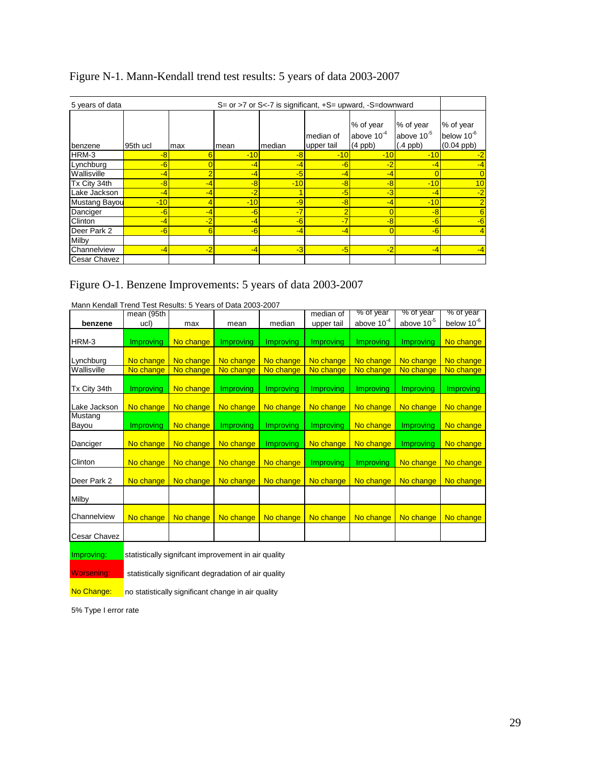# Figure N-1. Mann-Kendall trend test results: 5 years of data 2003-2007

| 5 years of data | S= or >7 or S<-7 is significant, +S= upward, -S=downward | | | | | | | |
|---|---|---|---|---|---|---|---|---|
| benzene | 95th ucl | max | mean | median | median of upper tail | % of year above $10^{-4}$ (4 ppb) | % of year above $10^{-5}$ (.4 ppb) | % of year below $10^{-6}$ (0.04 ppb) |
| HRM-3 | -8 | 6 | -10 | -8 | -10 | -10 | -10 | -2 |
| Lynchburg | -6 | 0 | -4 | -4 | -6 | -2 | -4 | -4 |
| Wallisville | -4 | 2 | -4 | -5 | -4 | -4 | 0 | 0 |
| Tx City 34th | -8 | -4 | -8 | -10 | -8 | -8 | -10 | 10 |
| Lake Jackson | -4 | -4 | -2 | 1 | -5 | -3 | -4 | -2 |
| Mustang Bayou | -10 | 4 | -10 | -9 | -8 | -4 | -10 | 2 |
| Danciger | -6 | -4 | -6 | -7 | 2 | 0 | -8 | 6 |
| Clinton | -4 | -2 | -4 | -6 | -7 | -8 | -6 | -6 |
| Deer Park 2 | -6 | 6 | -6 | -4 | -4 | 0 | -6 | 4 |
| Milby | | | | | | | | |
| Channelview | -4 | -2 | -4 | -3 | -5 | -2 | -4 | -4 |
| Cesar Chavez | | | | | | | | |

# Figure O-1. Benzene Improvements: 5 years of data 2003-2007

Mann Kendall Trend Test Results: 5 Years of Data 2003-2007

| benzene | mean (95th ucl) | max | mean | median | median of upper tail | % of year above $10^{-4}$ | % of year above $10^{-5}$ | % of year below $10^{-6}$ |
|---|---|---|---|---|---|---|---|---|
| HRM-3 | Improving | No change | Improving | Improving | Improving | Improving | Improving | No change |
| Lynchburg | No change | No change | No change | No change | No change | No change | No change | No change |
| Wallisville | No change | No change | No change | No change | No change | No change | No change | No change |
| Tx City 34th | Improving | No change | Improving | Improving | Improving | Improving | Improving | Improving |
| Lake Jackson | No change | No change | No change | No change | No change | No change | No change | No change |
| Mustang Bayou | Improving | No change | Improving | Improving | Improving | No change | Improving | No change |
| Danciger | No change | No change | No change | Improving | No change | No change | Improving | No change |
| Clinton | No change | No change | No change | No change | Improving | Improving | No change | No change |
| Deer Park 2 | No change | No change | No change | No change | No change | No change | No change | No change |
| Milby | | | | | | | | |
| Channelview | No change | No change | No change | No change | No change | No change | No change | No change |
| Cesar Chavez | | | | | | | | |

Improving: statistically signifcant improvement in air quality

Worsening: statistically significant degradation of air quality

No Change: no statistically significant change in air quality

5% Type I error rate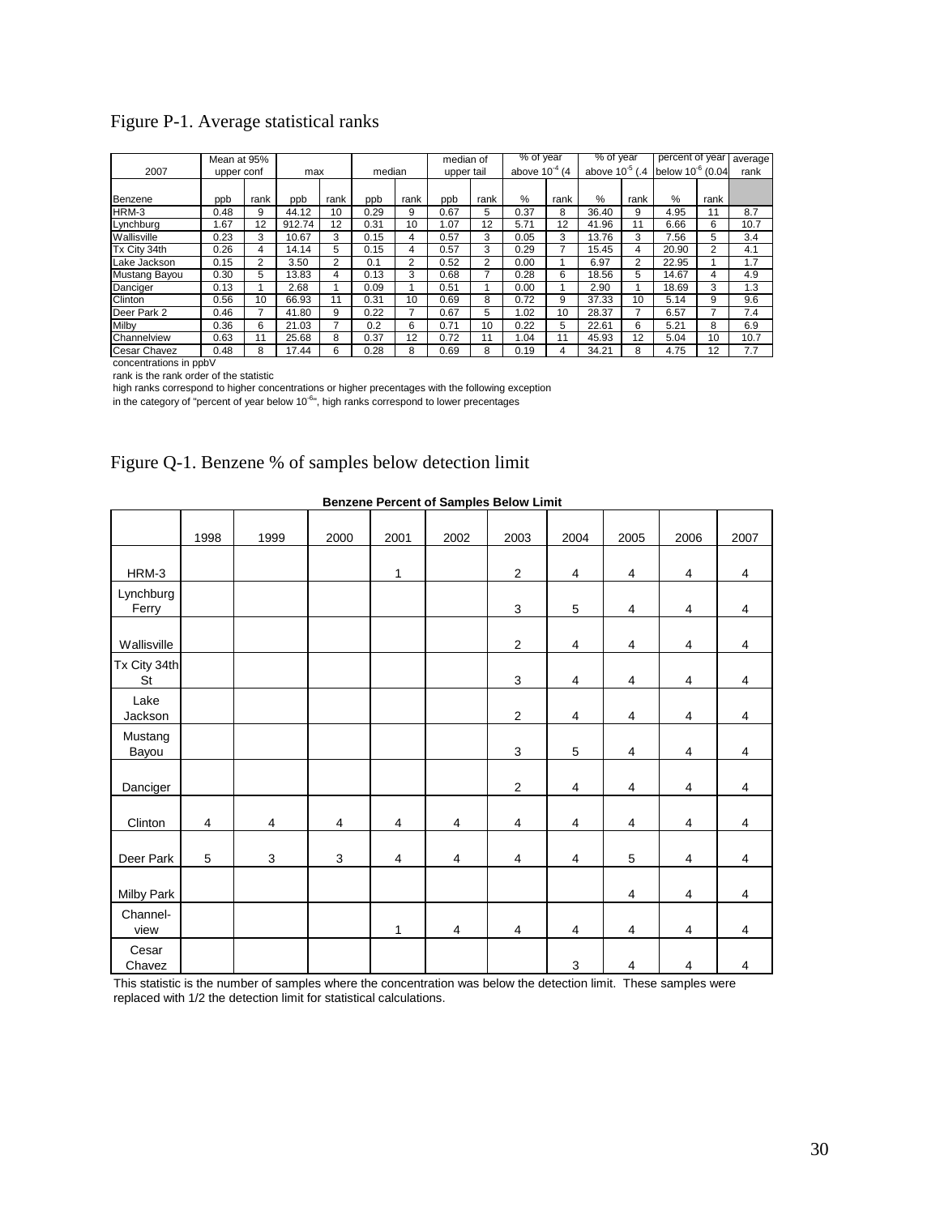# Figure P-1. Average statistical ranks

| 2007 | Mean at 95% upper conf | | max | | median | | median of upper tail | | % of year above $10^{-4}$ (4 | | % of year above $10^{-5}$ (.4 | | percent of year below $10^{-6}$ (0.04 | | average rank |
|---|---|---|---|---|---|---|---|---|---|---|---|---|---|---|---|
| Benzene | ppb | rank | ppb | rank | ppb | rank | ppb | rank | % | rank | % | rank | % | rank | |
| HRM-3 | 0.48 | 9 | 44.12 | 10 | 0.29 | 9 | 0.67 | 5 | 0.37 | 8 | 36.40 | 9 | 4.95 | 11 | 8.7 |
| Lynchburg | 1.67 | 12 | 912.74 | 12 | 0.31 | 10 | 1.07 | 12 | 5.71 | 12 | 41.96 | 11 | 6.66 | 6 | 10.7 |
| Wallisville | 0.23 | 3 | 10.67 | 3 | 0.15 | 4 | 0.57 | 3 | 0.05 | 3 | 13.76 | 3 | 7.56 | 5 | 3.4 |
| Tx City 34th | 0.26 | 4 | 14.14 | 5 | 0.15 | 4 | 0.57 | 3 | 0.29 | 7 | 15.45 | 4 | 20.90 | 2 | 4.1 |
| Lake Jackson | 0.15 | 2 | 3.50 | 2 | 0.1 | 2 | 0.52 | 2 | 0.00 | 1 | 6.97 | 2 | 22.95 | 1 | 1.7 |
| Mustang Bayou | 0.30 | 5 | 13.83 | 4 | 0.13 | 3 | 0.68 | 7 | 0.28 | 6 | 18.56 | 5 | 14.67 | 4 | 4.9 |
| Danciger | 0.13 | 1 | 2.68 | 1 | 0.09 | 1 | 0.51 | 1 | 0.00 | 1 | 2.90 | 1 | 18.69 | 3 | 1.3 |
| Clinton | 0.56 | 10 | 66.93 | 11 | 0.31 | 10 | 0.69 | 8 | 0.72 | 9 | 37.33 | 10 | 5.14 | 9 | 9.6 |
| Deer Park 2 | 0.46 | 7 | 41.80 | 9 | 0.22 | 7 | 0.67 | 5 | 1.02 | 10 | 28.37 | 7 | 6.57 | 7 | 7.4 |
| Milby | 0.36 | 6 | 21.03 | 7 | 0.2 | 6 | 0.71 | 10 | 0.22 | 5 | 22.61 | 6 | 5.21 | 8 | 6.9 |
| Channelview | 0.63 | 11 | 25.68 | 8 | 0.37 | 12 | 0.72 | 11 | 1.04 | 11 | 45.93 | 12 | 5.04 | 10 | 10.7 |
| Cesar Chavez | 0.48 | 8 | 17.44 | 6 | 0.28 | 8 | 0.69 | 8 | 0.19 | 4 | 34.21 | 8 | 4.75 | 12 | 7.7 |

concentrations in ppbV

rank is the rank order of the statistic

high ranks correspond to higher concentrations or higher precentages with the following exception

in the category of "percent of year below $10^{-6}$", high ranks correspond to lower precentages

# Figure Q-1. Benzene % of samples below detection limit

**Benzene Percent of Samples Below Limit**

| | 1998 | 1999 | 2000 | 2001 | 2002 | 2003 | 2004 | 2005 | 2006 | 2007 |
|---|---|---|---|---|---|---|---|---|---|---|
| HRM-3 | | | | 1 | | 2 | 4 | 4 | 4 | 4 |
| Lynchburg Ferry | | | | | | 3 | 5 | 4 | 4 | 4 |
| Wallisville | | | | | | 2 | 4 | 4 | 4 | 4 |
| Tx City 34th St | | | | | | 3 | 4 | 4 | 4 | 4 |
| Lake Jackson | | | | | | 2 | 4 | 4 | 4 | 4 |
| Mustang Bayou | | | | | | 3 | 5 | 4 | 4 | 4 |
| Danciger | | | | | | 2 | 4 | 4 | 4 | 4 |
| Clinton | 4 | 4 | 4 | 4 | 4 | 4 | 4 | 4 | 4 | 4 |
| Deer Park | 5 | 3 | 3 | 4 | 4 | 4 | 4 | 5 | 4 | 4 |
| Milby Park | | | | | | | | 4 | 4 | 4 |
| Channel-view | | | | 1 | 4 | 4 | 4 | 4 | 4 | 4 |
| Cesar Chavez | | | | | | | 3 | 4 | 4 | 4 |

This statistic is the number of samples where the concentration was below the detection limit. These samples were replaced with 1/2 the detection limit for statistical calculations.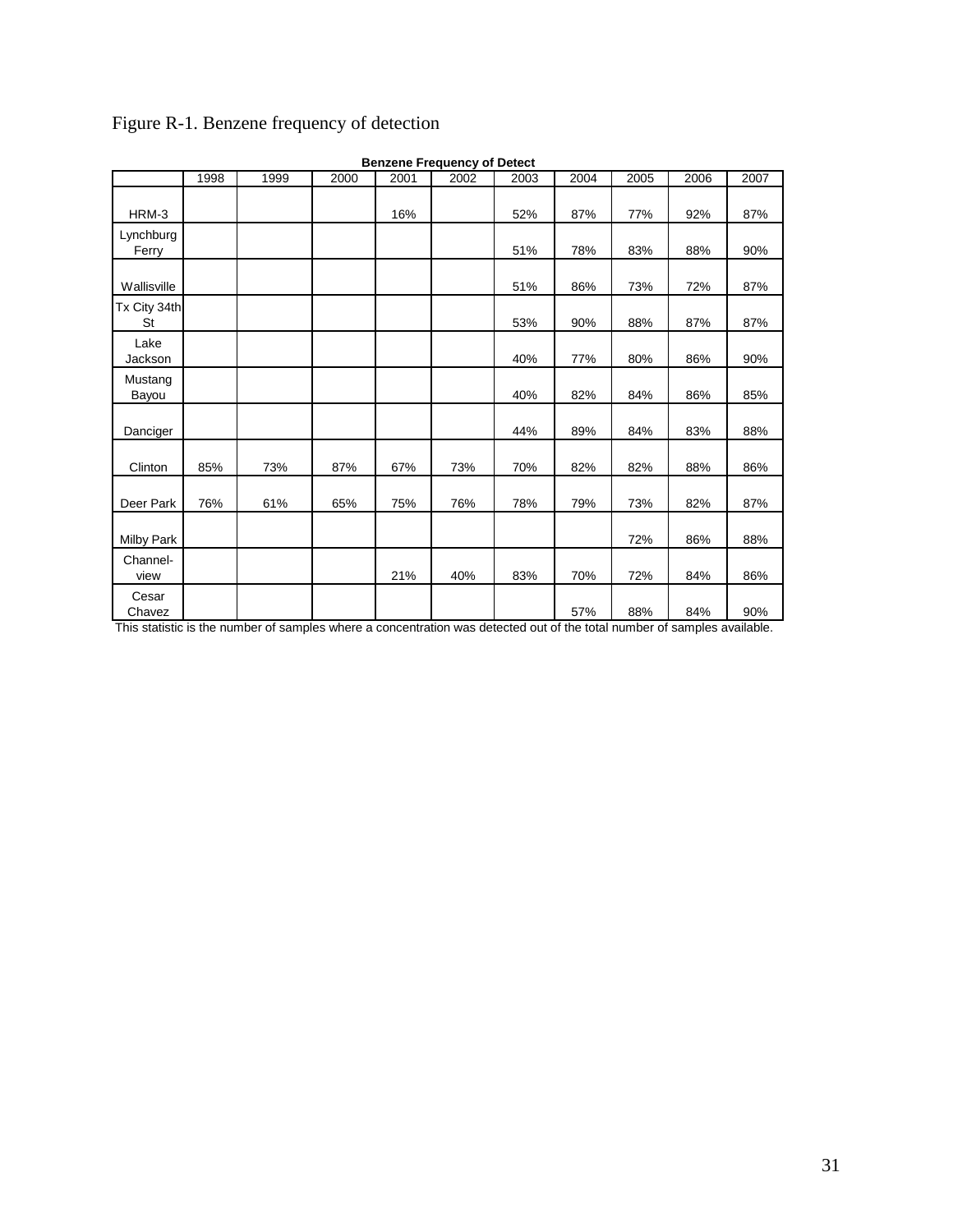Figure R-1. Benzene frequency of detection

**Benzene Frequency of Detect**

| | 1998 | 1999 | 2000 | 2001 | 2002 | 2003 | 2004 | 2005 | 2006 | 2007 |
|---|---|---|---|---|---|---|---|---|---|---|
| HRM-3 | | | | 16% | | 52% | 87% | 77% | 92% | 87% |
| Lynchburg Ferry | | | | | | 51% | 78% | 83% | 88% | 90% |
| Wallisville | | | | | | 51% | 86% | 73% | 72% | 87% |
| Tx City 34th St | | | | | | 53% | 90% | 88% | 87% | 87% |
| Lake Jackson | | | | | | 40% | 77% | 80% | 86% | 90% |
| Mustang Bayou | | | | | | 40% | 82% | 84% | 86% | 85% |
| Danciger | | | | | | 44% | 89% | 84% | 83% | 88% |
| Clinton | 85% | 73% | 87% | 67% | 73% | 70% | 82% | 82% | 88% | 86% |
| Deer Park | 76% | 61% | 65% | 75% | 76% | 78% | 79% | 73% | 82% | 87% |
| Milby Park | | | | | | | | 72% | 86% | 88% |
| Channel-view | | | | 21% | 40% | 83% | 70% | 72% | 84% | 86% |
| Cesar Chavez | | | | | | | 57% | 88% | 84% | 90% |

This statistic is the number of samples where a concentration was detected out of the total number of samples available.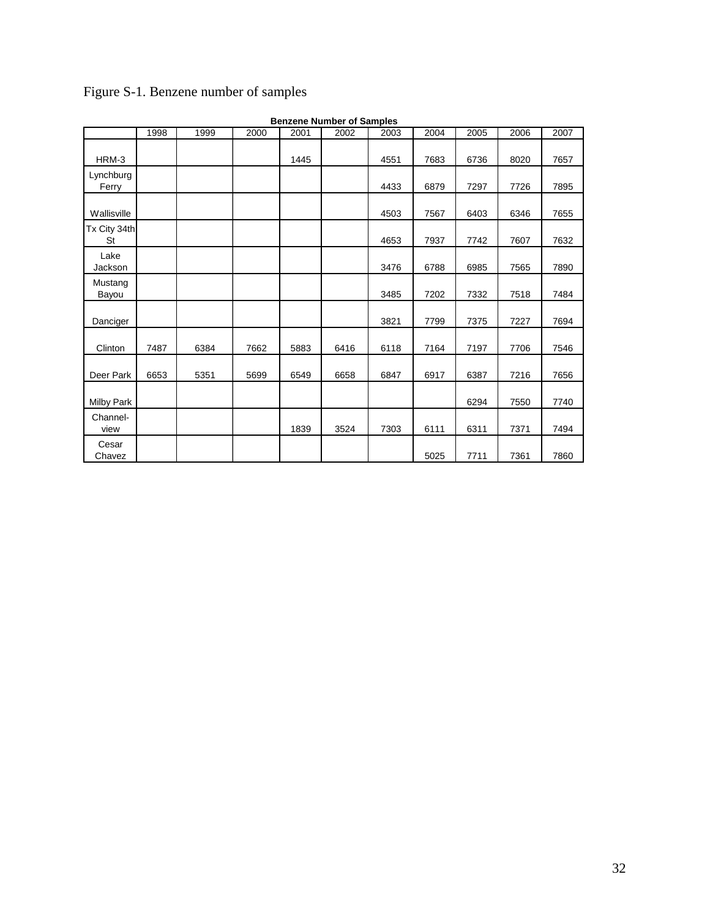Figure S-1. Benzene number of samples

**Benzene Number of Samples**

| | 1998 | 1999 | 2000 | 2001 | 2002 | 2003 | 2004 | 2005 | 2006 | 2007 |
|---|---|---|---|---|---|---|---|---|---|---|
| HRM-3 | | | | 1445 | | 4551 | 7683 | 6736 | 8020 | 7657 |
| Lynchburg Ferry | | | | | | 4433 | 6879 | 7297 | 7726 | 7895 |
| Wallisville | | | | | | 4503 | 7567 | 6403 | 6346 | 7655 |
| Tx City 34th St | | | | | | 4653 | 7937 | 7742 | 7607 | 7632 |
| Lake Jackson | | | | | | 3476 | 6788 | 6985 | 7565 | 7890 |
| Mustang Bayou | | | | | | 3485 | 7202 | 7332 | 7518 | 7484 |
| Danciger | | | | | | 3821 | 7799 | 7375 | 7227 | 7694 |
| Clinton | 7487 | 6384 | 7662 | 5883 | 6416 | 6118 | 7164 | 7197 | 7706 | 7546 |
| Deer Park | 6653 | 5351 | 5699 | 6549 | 6658 | 6847 | 6917 | 6387 | 7216 | 7656 |
| Milby Park | | | | | | | | 6294 | 7550 | 7740 |
| Channel-view | | | | 1839 | 3524 | 7303 | 6111 | 6311 | 7371 | 7494 |
| Cesar Chavez | | | | | | | 5025 | 7711 | 7361 | 7860 |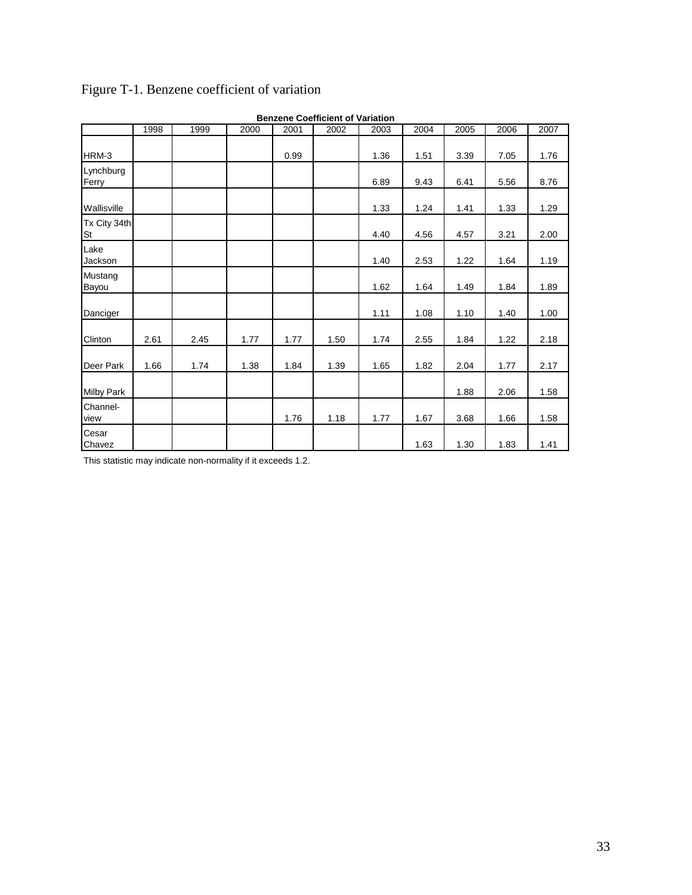Figure T-1. Benzene coefficient of variation

**Benzene Coefficient of Variation**

| | 1998 | 1999 | 2000 | 2001 | 2002 | 2003 | 2004 | 2005 | 2006 | 2007 |
|---|---|---|---|---|---|---|---|---|---|---|
| HRM-3 | | | | 0.99 | | 1.36 | 1.51 | 3.39 | 7.05 | 1.76 |
| Lynchburg Ferry | | | | | | 6.89 | 9.43 | 6.41 | 5.56 | 8.76 |
| Wallisville | | | | | | 1.33 | 1.24 | 1.41 | 1.33 | 1.29 |
| Tx City 34th St | | | | | | 4.40 | 4.56 | 4.57 | 3.21 | 2.00 |
| Lake Jackson | | | | | | 1.40 | 2.53 | 1.22 | 1.64 | 1.19 |
| Mustang Bayou | | | | | | 1.62 | 1.64 | 1.49 | 1.84 | 1.89 |
| Danciger | | | | | | 1.11 | 1.08 | 1.10 | 1.40 | 1.00 |
| Clinton | 2.61 | 2.45 | 1.77 | 1.77 | 1.50 | 1.74 | 2.55 | 1.84 | 1.22 | 2.18 |
| Deer Park | 1.66 | 1.74 | 1.38 | 1.84 | 1.39 | 1.65 | 1.82 | 2.04 | 1.77 | 2.17 |
| Milby Park | | | | | | | | 1.88 | 2.06 | 1.58 |
| Channel-view | | | | 1.76 | 1.18 | 1.77 | 1.67 | 3.68 | 1.66 | 1.58 |
| Cesar Chavez | | | | | | | 1.63 | 1.30 | 1.83 | 1.41 |

This statistic may indicate non-normality if it exceeds 1.2.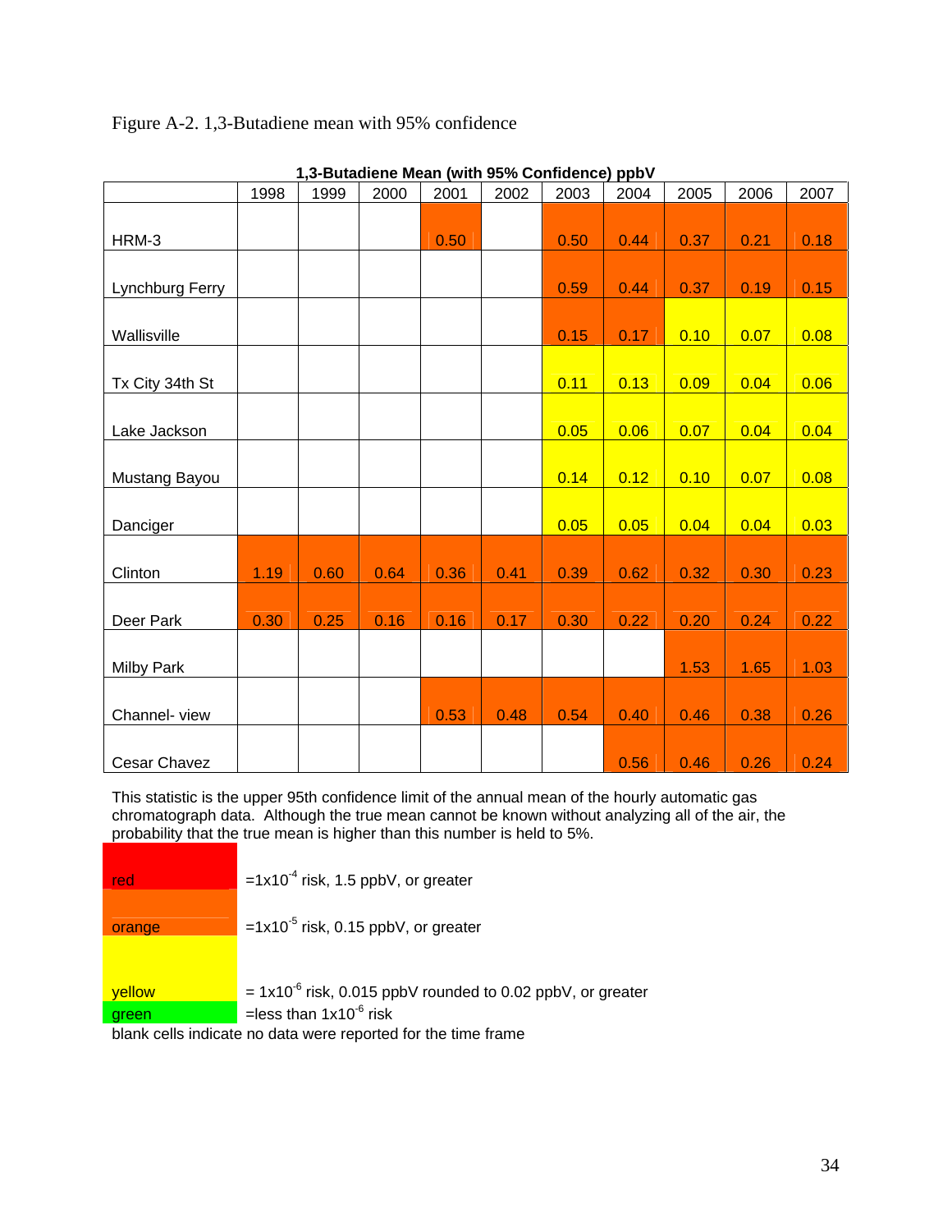Figure A-2. 1,3-Butadiene mean with 95% confidence

**1,3-Butadiene Mean (with 95% Confidence) ppbV**

| | 1998 | 1999 | 2000 | 2001 | 2002 | 2003 | 2004 | 2005 | 2006 | 2007 |
|---|---|---|---|---|---|---|---|---|---|---|
| HRM-3 | | | | 0.50 | | 0.50 | 0.44 | 0.37 | 0.21 | 0.18 |
| Lynchburg Ferry | | | | | | 0.59 | 0.44 | 0.37 | 0.19 | 0.15 |
| Wallisville | | | | | | 0.15 | 0.17 | 0.10 | 0.07 | 0.08 |
| Tx City 34th St | | | | | | 0.11 | 0.13 | 0.09 | 0.04 | 0.06 |
| Lake Jackson | | | | | | 0.05 | 0.06 | 0.07 | 0.04 | 0.04 |
| Mustang Bayou | | | | | | 0.14 | 0.12 | 0.10 | 0.07 | 0.08 |
| Danciger | | | | | | 0.05 | 0.05 | 0.04 | 0.04 | 0.03 |
| Clinton | 1.19 | 0.60 | 0.64 | 0.36 | 0.41 | 0.39 | 0.62 | 0.32 | 0.30 | 0.23 |
| Deer Park | 0.30 | 0.25 | 0.16 | 0.16 | 0.17 | 0.30 | 0.22 | 0.20 | 0.24 | 0.22 |
| Milby Park | | | | | | | | 1.53 | 1.65 | 1.03 |
| Channel- view | | | | 0.53 | 0.48 | 0.54 | 0.40 | 0.46 | 0.38 | 0.26 |
| Cesar Chavez | | | | | | | 0.56 | 0.46 | 0.26 | 0.24 |

This statistic is the upper 95th confidence limit of the annual mean of the hourly automatic gas chromatograph data. Although the true mean cannot be known without analyzing all of the air, the probability that the true mean is higher than this number is held to 5%.

| | |
|---|---|
| red | $=1x10^{-4}$ risk, 1.5 ppbV, or greater |
| orange | $=1x10^{-5}$ risk, 0.15 ppbV, or greater |
| yellow | $= 1x10^{-6}$ risk, 0.015 ppbV rounded to 0.02 ppbV, or greater |
| green | =less than $1x10^{-6}$ risk |

blank cells indicate no data were reported for the time frame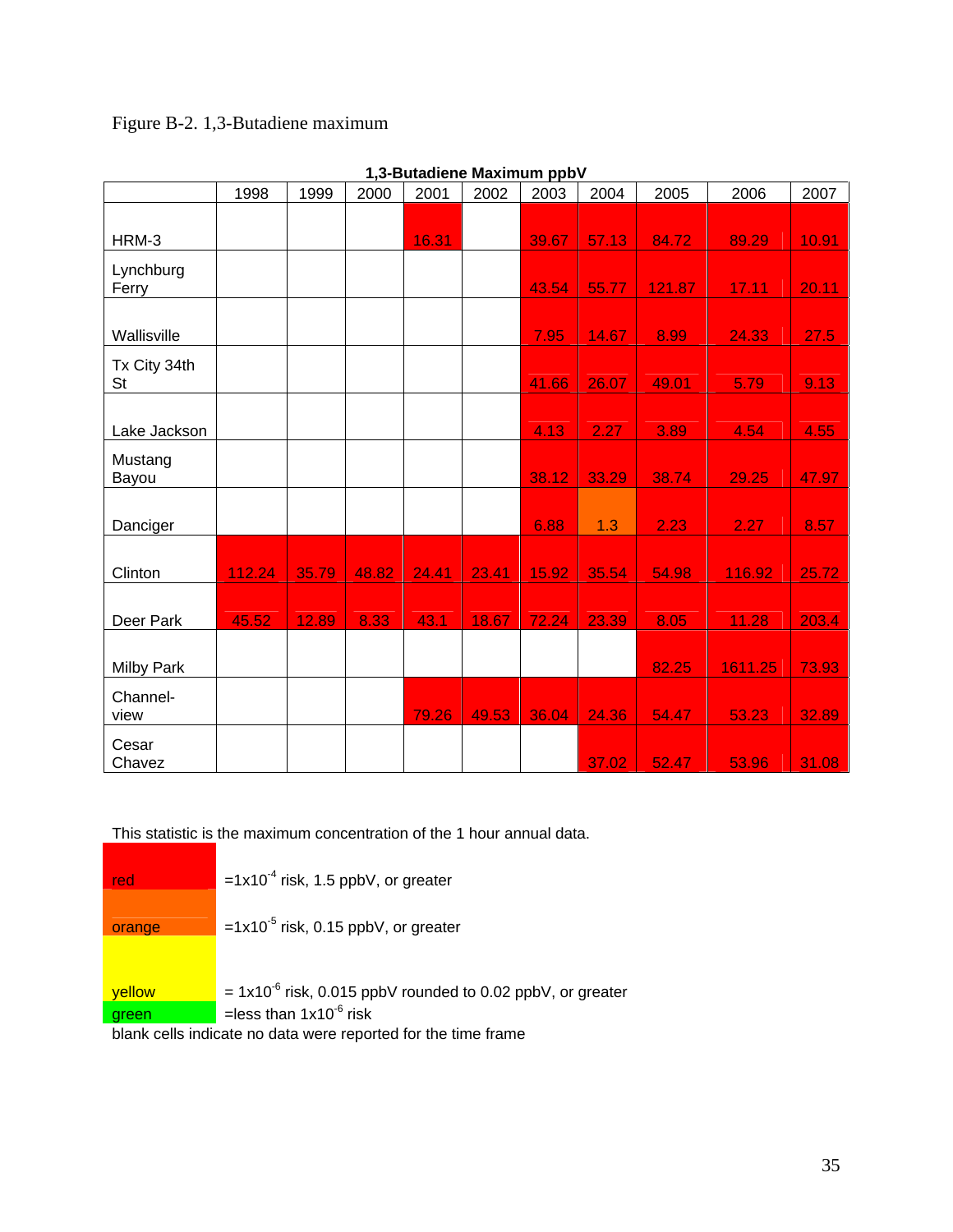Figure B-2. 1,3-Butadiene maximum

**1,3-Butadiene Maximum ppbV**

| | 1998 | 1999 | 2000 | 2001 | 2002 | 2003 | 2004 | 2005 | 2006 | 2007 |
|---|---|---|---|---|---|---|---|---|---|---|
| HRM-3 | | | | 16.31 | | 39.67 | 57.13 | 84.72 | 89.29 | 10.91 |
| Lynchburg Ferry | | | | | | 43.54 | 55.77 | 121.87 | 17.11 | 20.11 |
| Wallisville | | | | | | 7.95 | 14.67 | 8.99 | 24.33 | 27.5 |
| Tx City 34th St | | | | | | 41.66 | 26.07 | 49.01 | 5.79 | 9.13 |
| Lake Jackson | | | | | | 4.13 | 2.27 | 3.89 | 4.54 | 4.55 |
| Mustang Bayou | | | | | | 38.12 | 33.29 | 38.74 | 29.25 | 47.97 |
| Danciger | | | | | | 6.88 | 1.3 | 2.23 | 2.27 | 8.57 |
| Clinton | 112.24 | 35.79 | 48.82 | 24.41 | 23.41 | 15.92 | 35.54 | 54.98 | 116.92 | 25.72 |
| Deer Park | 45.52 | 12.89 | 8.33 | 43.1 | 18.67 | 72.24 | 23.39 | 8.05 | 11.28 | 203.4 |
| Milby Park | | | | | | | | 82.25 | 1611.25 | 73.93 |
| Channel-view | | | | 79.26 | 49.53 | 36.04 | 24.36 | 54.47 | 53.23 | 32.89 |
| Cesar Chavez | | | | | | | 37.02 | 52.47 | 53.96 | 31.08 |

This statistic is the maximum concentration of the 1 hour annual data.

| | |
|---|---|
| red | $=1\times10^{-4}$ risk, 1.5 ppbV, or greater |
| orange | $=1\times10^{-5}$ risk, 0.15 ppbV, or greater |
| yellow | $= 1\times10^{-6}$ risk, 0.015 ppbV rounded to 0.02 ppbV, or greater |
| green | =less than $1\times10^{-6}$ risk |

blank cells indicate no data were reported for the time frame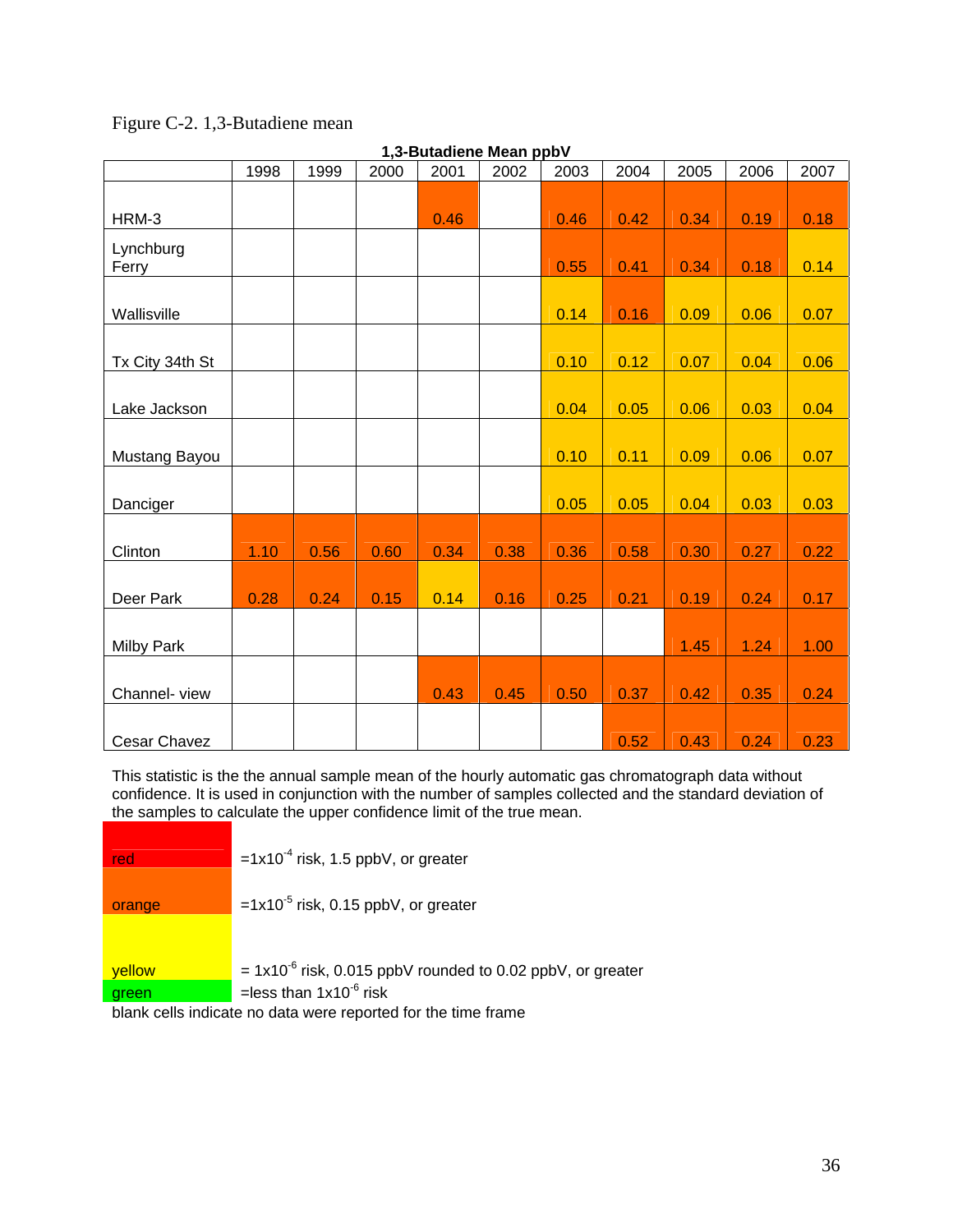Figure C-2. 1,3-Butadiene mean

**1,3-Butadiene Mean ppbV**

| | 1998 | 1999 | 2000 | 2001 | 2002 | 2003 | 2004 | 2005 | 2006 | 2007 |
|---|---|---|---|---|---|---|---|---|---|---|
| HRM-3 | | | | 0.46 | | 0.46 | 0.42 | 0.34 | 0.19 | 0.18 |
| Lynchburg Ferry | | | | | | 0.55 | 0.41 | 0.34 | 0.18 | 0.14 |
| Wallisville | | | | | | 0.14 | 0.16 | 0.09 | 0.06 | 0.07 |
| Tx City 34th St | | | | | | 0.10 | 0.12 | 0.07 | 0.04 | 0.06 |
| Lake Jackson | | | | | | 0.04 | 0.05 | 0.06 | 0.03 | 0.04 |
| Mustang Bayou | | | | | | 0.10 | 0.11 | 0.09 | 0.06 | 0.07 |
| Danciger | | | | | | 0.05 | 0.05 | 0.04 | 0.03 | 0.03 |
| Clinton | 1.10 | 0.56 | 0.60 | 0.34 | 0.38 | 0.36 | 0.58 | 0.30 | 0.27 | 0.22 |
| Deer Park | 0.28 | 0.24 | 0.15 | 0.14 | 0.16 | 0.25 | 0.21 | 0.19 | 0.24 | 0.17 |
| Milby Park | | | | | | | | 1.45 | 1.24 | 1.00 |
| Channel- view | | | | 0.43 | 0.45 | 0.50 | 0.37 | 0.42 | 0.35 | 0.24 |
| Cesar Chavez | | | | | | | 0.52 | 0.43 | 0.24 | 0.23 |

This statistic is the the annual sample mean of the hourly automatic gas chromatograph data without confidence. It is used in conjunction with the number of samples collected and the standard deviation of the samples to calculate the upper confidence limit of the true mean.

| | |
|---|---|
| red | $=1\times10^{-4}$ risk, 1.5 ppbV, or greater |
| orange | $=1\times10^{-5}$ risk, 0.15 ppbV, or greater |
| yellow | $= 1\times10^{-6}$ risk, 0.015 ppbV rounded to 0.02 ppbV, or greater |
| green | =less than $1\times10^{-6}$ risk |

blank cells indicate no data were reported for the time frame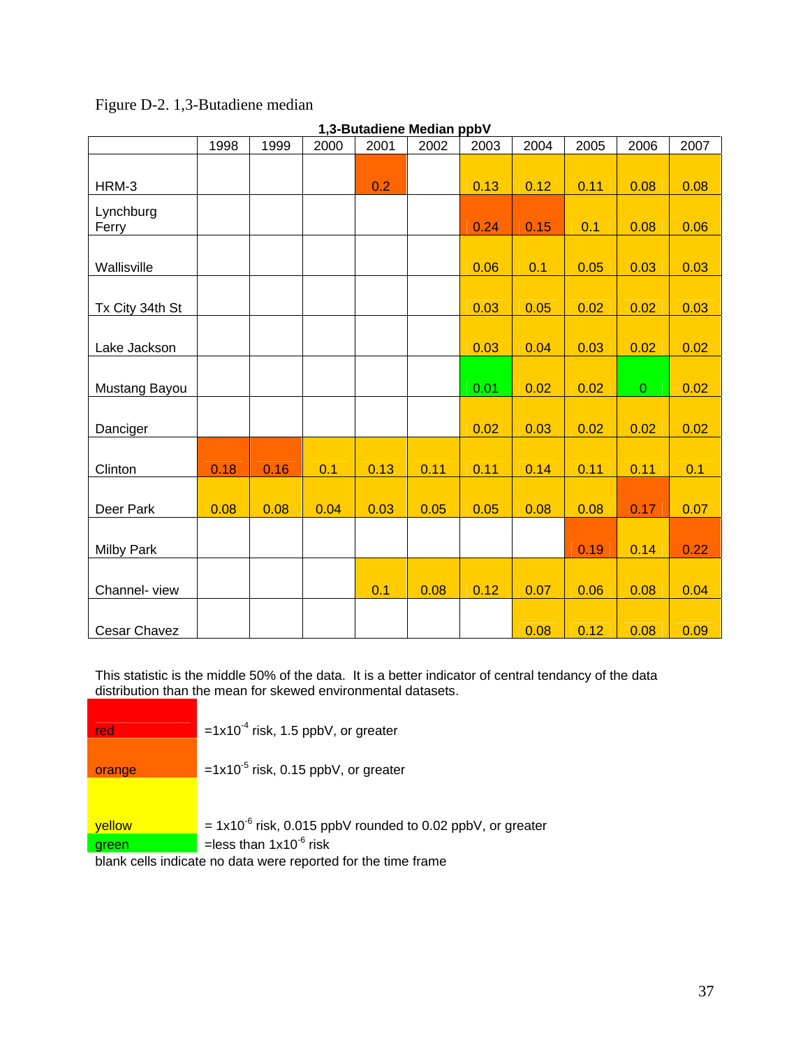Figure D-2. 1,3-Butadiene median

**1,3-Butadiene Median ppbV**

| | 1998 | 1999 | 2000 | 2001 | 2002 | 2003 | 2004 | 2005 | 2006 | 2007 |
|---|---|---|---|---|---|---|---|---|---|---|
| HRM-3 | | | | 0.2 | | 0.13 | 0.12 | 0.11 | 0.08 | 0.08 |
| Lynchburg Ferry | | | | | | 0.24 | 0.15 | 0.1 | 0.08 | 0.06 |
| Wallisville | | | | | | 0.06 | 0.1 | 0.05 | 0.03 | 0.03 |
| Tx City 34th St | | | | | | 0.03 | 0.05 | 0.02 | 0.02 | 0.03 |
| Lake Jackson | | | | | | 0.03 | 0.04 | 0.03 | 0.02 | 0.02 |
| Mustang Bayou | | | | | | 0.01 | 0.02 | 0.02 | 0 | 0.02 |
| Danciger | | | | | | 0.02 | 0.03 | 0.02 | 0.02 | 0.02 |
| Clinton | 0.18 | 0.16 | 0.1 | 0.13 | 0.11 | 0.11 | 0.14 | 0.11 | 0.11 | 0.1 |
| Deer Park | 0.08 | 0.08 | 0.04 | 0.03 | 0.05 | 0.05 | 0.08 | 0.08 | 0.17 | 0.07 |
| Milby Park | | | | | | | | 0.19 | 0.14 | 0.22 |
| Channel- view | | | | 0.1 | 0.08 | 0.12 | 0.07 | 0.06 | 0.08 | 0.04 |
| Cesar Chavez | | | | | | | 0.08 | 0.12 | 0.08 | 0.09 |

This statistic is the middle 50% of the data. It is a better indicator of central tendancy of the data distribution than the mean for skewed environmental datasets.

| | |
|---|---|
| red | $=1x10^{-4}$ risk, 1.5 ppbV, or greater |
| orange | $=1x10^{-5}$ risk, 0.15 ppbV, or greater |
| yellow | $= 1x10^{-6}$ risk, 0.015 ppbV rounded to 0.02 ppbV, or greater |
| green | =less than $1x10^{-6}$ risk |

blank cells indicate no data were reported for the time frame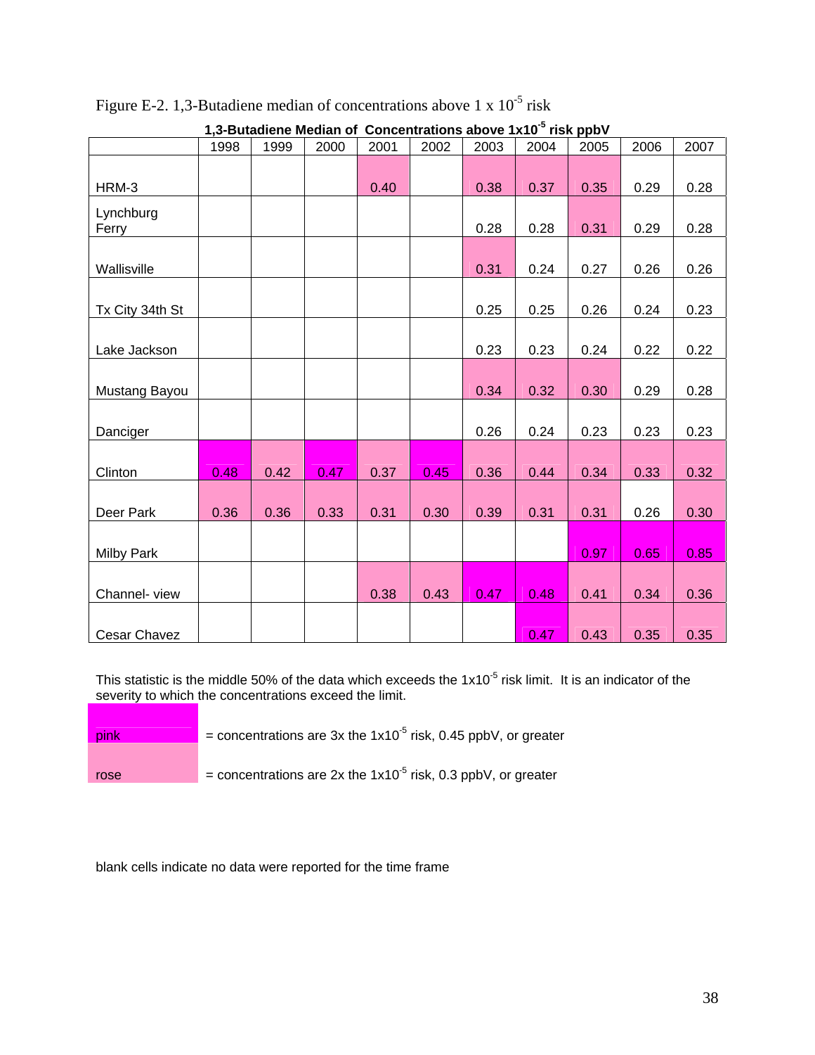Figure E-2. 1,3-Butadiene median of concentrations above 1 x $10^{-5}$ risk

**1,3-Butadiene Median of Concentrations above 1x$10^{-5}$ risk ppbV**

| | 1998 | 1999 | 2000 | 2001 | 2002 | 2003 | 2004 | 2005 | 2006 | 2007 |
|---|---|---|---|---|---|---|---|---|---|---|
| HRM-3 | | | | 0.40 | | 0.38 | 0.37 | 0.35 | 0.29 | 0.28 |
| Lynchburg Ferry | | | | | | 0.28 | 0.28 | 0.31 | 0.29 | 0.28 |
| Wallisville | | | | | | 0.31 | 0.24 | 0.27 | 0.26 | 0.26 |
| Tx City 34th St | | | | | | 0.25 | 0.25 | 0.26 | 0.24 | 0.23 |
| Lake Jackson | | | | | | 0.23 | 0.23 | 0.24 | 0.22 | 0.22 |
| Mustang Bayou | | | | | | 0.34 | 0.32 | 0.30 | 0.29 | 0.28 |
| Danciger | | | | | | 0.26 | 0.24 | 0.23 | 0.23 | 0.23 |
| Clinton | 0.48 | 0.42 | 0.47 | 0.37 | 0.45 | 0.36 | 0.44 | 0.34 | 0.33 | 0.32 |
| Deer Park | 0.36 | 0.36 | 0.33 | 0.31 | 0.30 | 0.39 | 0.31 | 0.31 | 0.26 | 0.30 |
| Milby Park | | | | | | | | 0.97 | 0.65 | 0.85 |
| Channel- view | | | | 0.38 | 0.43 | 0.47 | 0.48 | 0.41 | 0.34 | 0.36 |
| Cesar Chavez | | | | | | | 0.47 | 0.43 | 0.35 | 0.35 |

This statistic is the middle 50% of the data which exceeds the 1x$10^{-5}$ risk limit. It is an indicator of the severity to which the concentrations exceed the limit.

pink = concentrations are 3x the 1x$10^{-5}$ risk, 0.45 ppbV, or greater

rose = concentrations are 2x the 1x$10^{-5}$ risk, 0.3 ppbV, or greater

blank cells indicate no data were reported for the time frame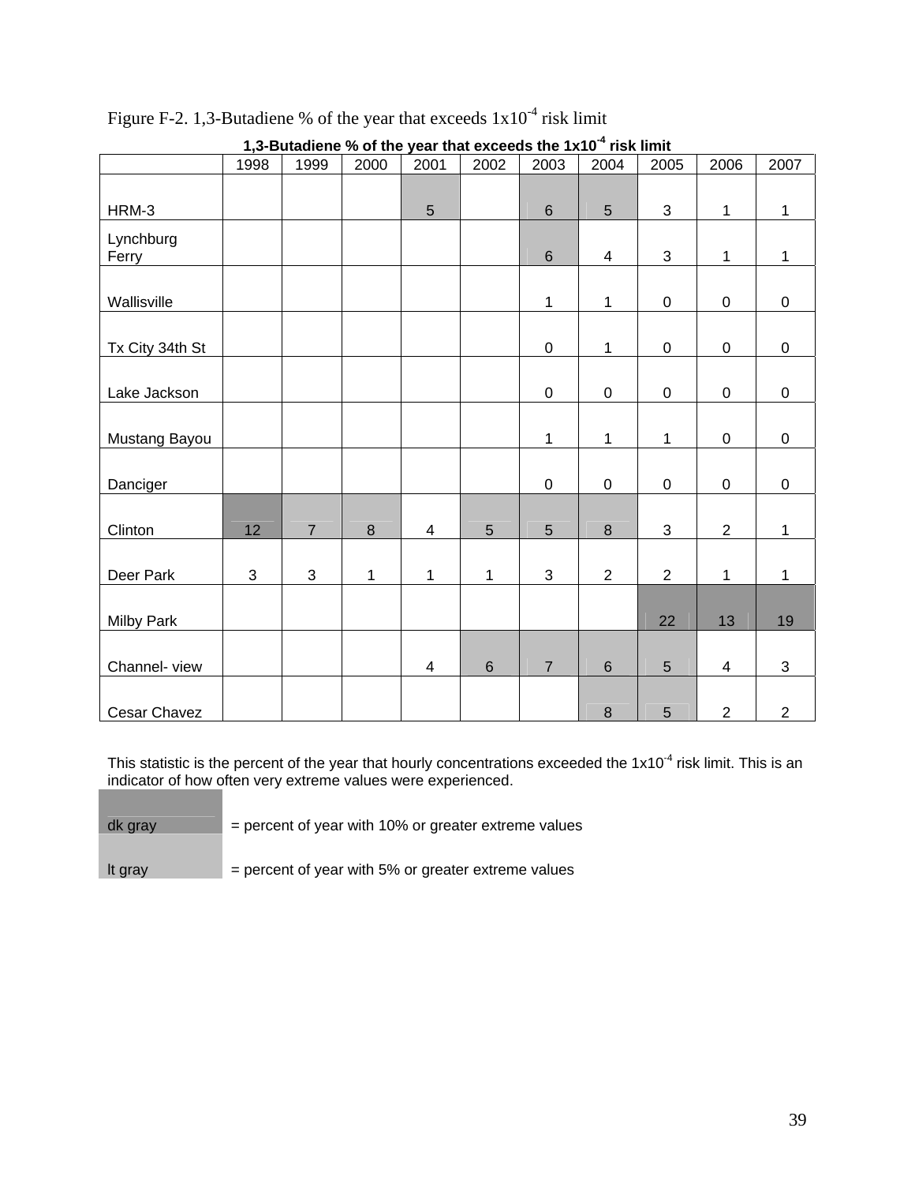Figure F-2. 1,3-Butadiene % of the year that exceeds $1x10^{-4}$ risk limit

**1,3-Butadiene % of the year that exceeds the $1x10^{-4}$ risk limit**

| | 1998 | 1999 | 2000 | 2001 | 2002 | 2003 | 2004 | 2005 | 2006 | 2007 |
|---|---|---|---|---|---|---|---|---|---|---|
| HRM-3 | | | | 5 | | 6 | 5 | 3 | 1 | 1 |
| Lynchburg Ferry | | | | | | 6 | 4 | 3 | 1 | 1 |
| Wallisville | | | | | | 1 | 1 | 0 | 0 | 0 |
| Tx City 34th St | | | | | | 0 | 1 | 0 | 0 | 0 |
| Lake Jackson | | | | | | 0 | 0 | 0 | 0 | 0 |
| Mustang Bayou | | | | | | 1 | 1 | 1 | 0 | 0 |
| Danciger | | | | | | 0 | 0 | 0 | 0 | 0 |
| Clinton | 12 | 7 | 8 | 4 | 5 | 5 | 8 | 3 | 2 | 1 |
| Deer Park | 3 | 3 | 1 | 1 | 1 | 3 | 2 | 2 | 1 | 1 |
| Milby Park | | | | | | | | 22 | 13 | 19 |
| Channel- view | | | | 4 | 6 | 7 | 6 | 5 | 4 | 3 |
| Cesar Chavez | | | | | | | 8 | 5 | 2 | 2 |

This statistic is the percent of the year that hourly concentrations exceeded the $1x10^{-4}$ risk limit. This is an indicator of how often very extreme values were experienced.

| | |
|---|---|
| dk gray | = percent of year with 10% or greater extreme values |
| lt gray | = percent of year with 5% or greater extreme values |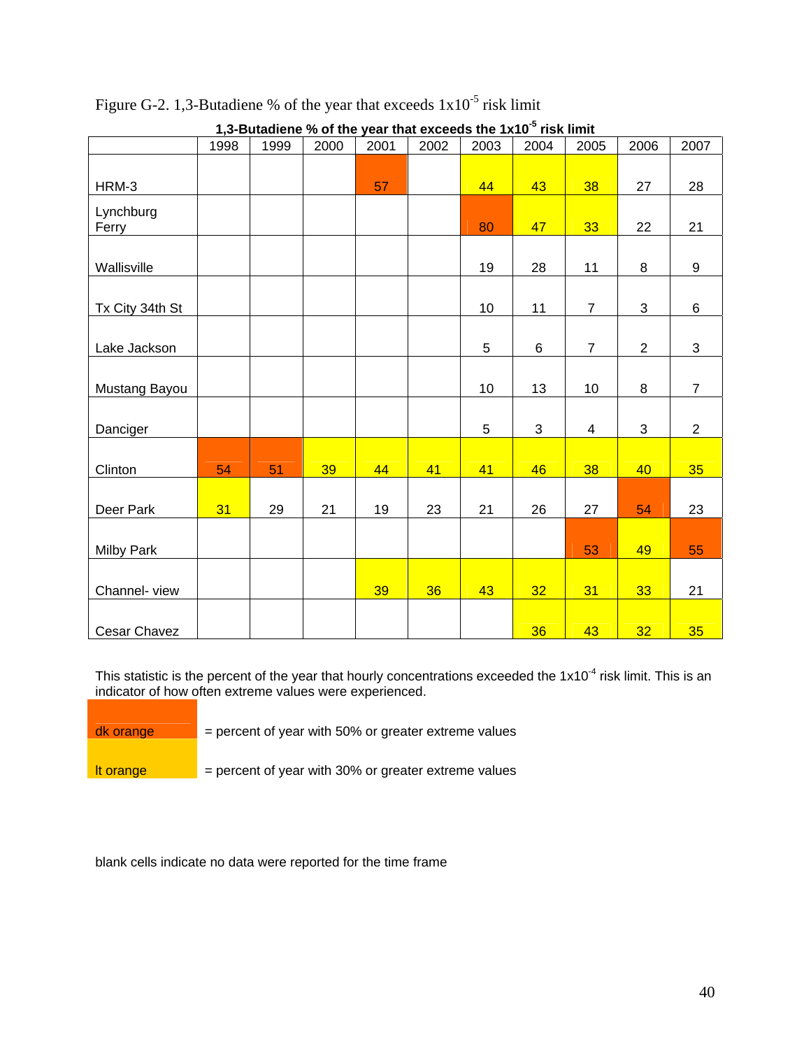Figure G-2. 1,3-Butadiene % of the year that exceeds $1x10^{-5}$ risk limit

**1,3-Butadiene % of the year that exceeds the $1x10^{-5}$ risk limit**

| | 1998 | 1999 | 2000 | 2001 | 2002 | 2003 | 2004 | 2005 | 2006 | 2007 |
|---|---|---|---|---|---|---|---|---|---|---|
| HRM-3 | | | | 57 | | 44 | 43 | 38 | 27 | 28 |
| Lynchburg Ferry | | | | | | 80 | 47 | 33 | 22 | 21 |
| Wallisville | | | | | | 19 | 28 | 11 | 8 | 9 |
| Tx City 34th St | | | | | | 10 | 11 | 7 | 3 | 6 |
| Lake Jackson | | | | | | 5 | 6 | 7 | 2 | 3 |
| Mustang Bayou | | | | | | 10 | 13 | 10 | 8 | 7 |
| Danciger | | | | | | 5 | 3 | 4 | 3 | 2 |
| Clinton | 54 | 51 | 39 | 44 | 41 | 41 | 46 | 38 | 40 | 35 |
| Deer Park | 31 | 29 | 21 | 19 | 23 | 21 | 26 | 27 | 54 | 23 |
| Milby Park | | | | | | | | 53 | 49 | 55 |
| Channel- view | | | | 39 | 36 | 43 | 32 | 31 | 33 | 21 |
| Cesar Chavez | | | | | | | 36 | 43 | 32 | 35 |

This statistic is the percent of the year that hourly concentrations exceeded the $1x10^{-4}$ risk limit. This is an indicator of how often extreme values were experienced.

dk orange = percent of year with 50% or greater extreme values

lt orange = percent of year with 30% or greater extreme values

blank cells indicate no data were reported for the time frame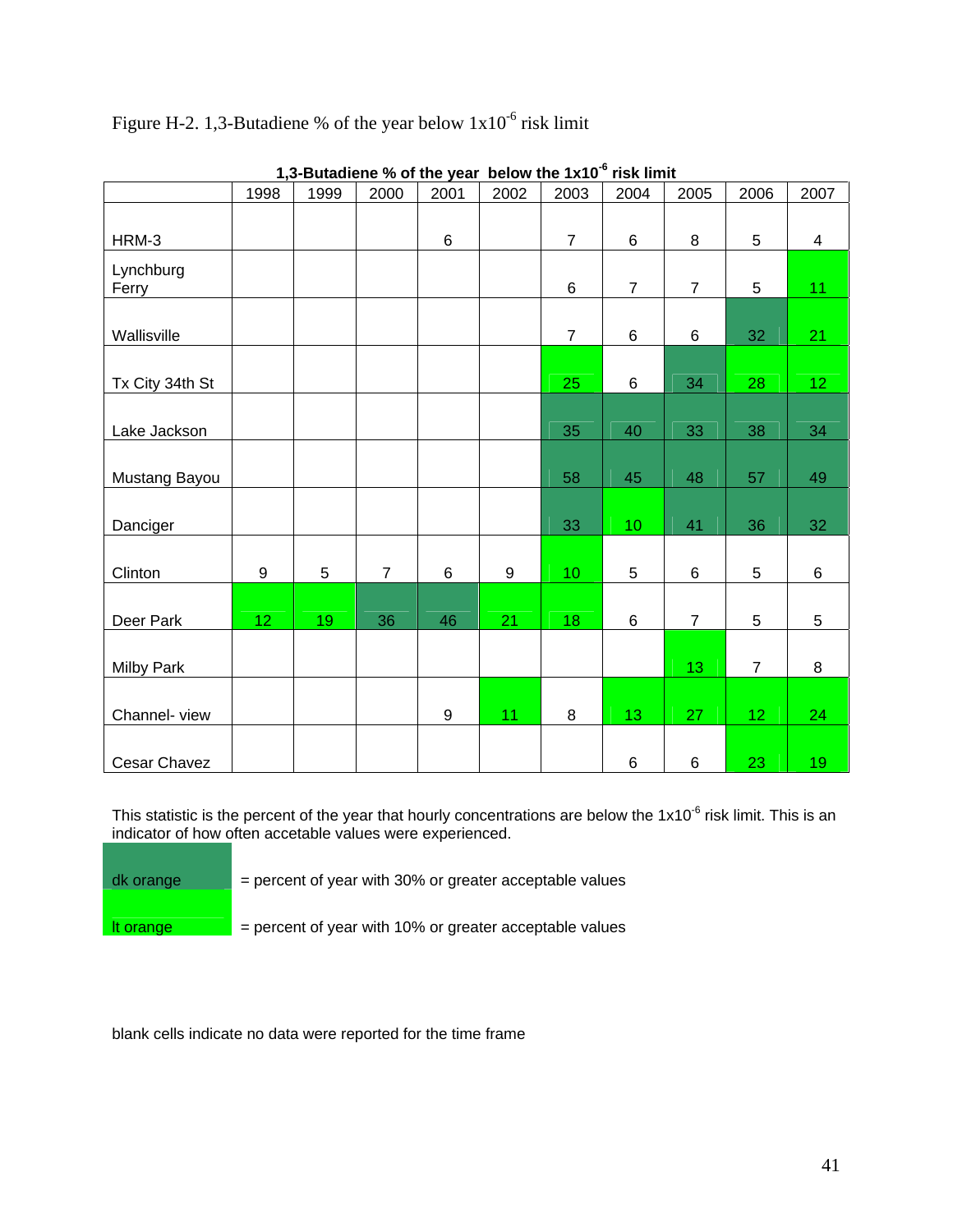Figure H-2. 1,3-Butadiene % of the year below $1x10^{-6}$ risk limit

**1,3-Butadiene % of the year below the $1x10^{-6}$ risk limit**

| | 1998 | 1999 | 2000 | 2001 | 2002 | 2003 | 2004 | 2005 | 2006 | 2007 |
|---|---|---|---|---|---|---|---|---|---|---|
| HRM-3 | | | | 6 | | 7 | 6 | 8 | 5 | 4 |
| Lynchburg Ferry | | | | | | 6 | 7 | 7 | 5 | 11 |
| Wallisville | | | | | | 7 | 6 | 6 | 32 | 21 |
| Tx City 34th St | | | | | | 25 | 6 | 34 | 28 | 12 |
| Lake Jackson | | | | | | 35 | 40 | 33 | 38 | 34 |
| Mustang Bayou | | | | | | 58 | 45 | 48 | 57 | 49 |
| Danciger | | | | | | 33 | 10 | 41 | 36 | 32 |
| Clinton | 9 | 5 | 7 | 6 | 9 | 10 | 5 | 6 | 5 | 6 |
| Deer Park | 12 | 19 | 36 | 46 | 21 | 18 | 6 | 7 | 5 | 5 |
| Milby Park | | | | | | | | 13 | 7 | 8 |
| Channel- view | | | | 9 | 11 | 8 | 13 | 27 | 12 | 24 |
| Cesar Chavez | | | | | | | 6 | 6 | 23 | 19 |

This statistic is the percent of the year that hourly concentrations are below the $1x10^{-6}$ risk limit. This is an indicator of how often accetable values were experienced.

dk orange = percent of year with 30% or greater acceptable values

lt orange = percent of year with 10% or greater acceptable values

blank cells indicate no data were reported for the time frame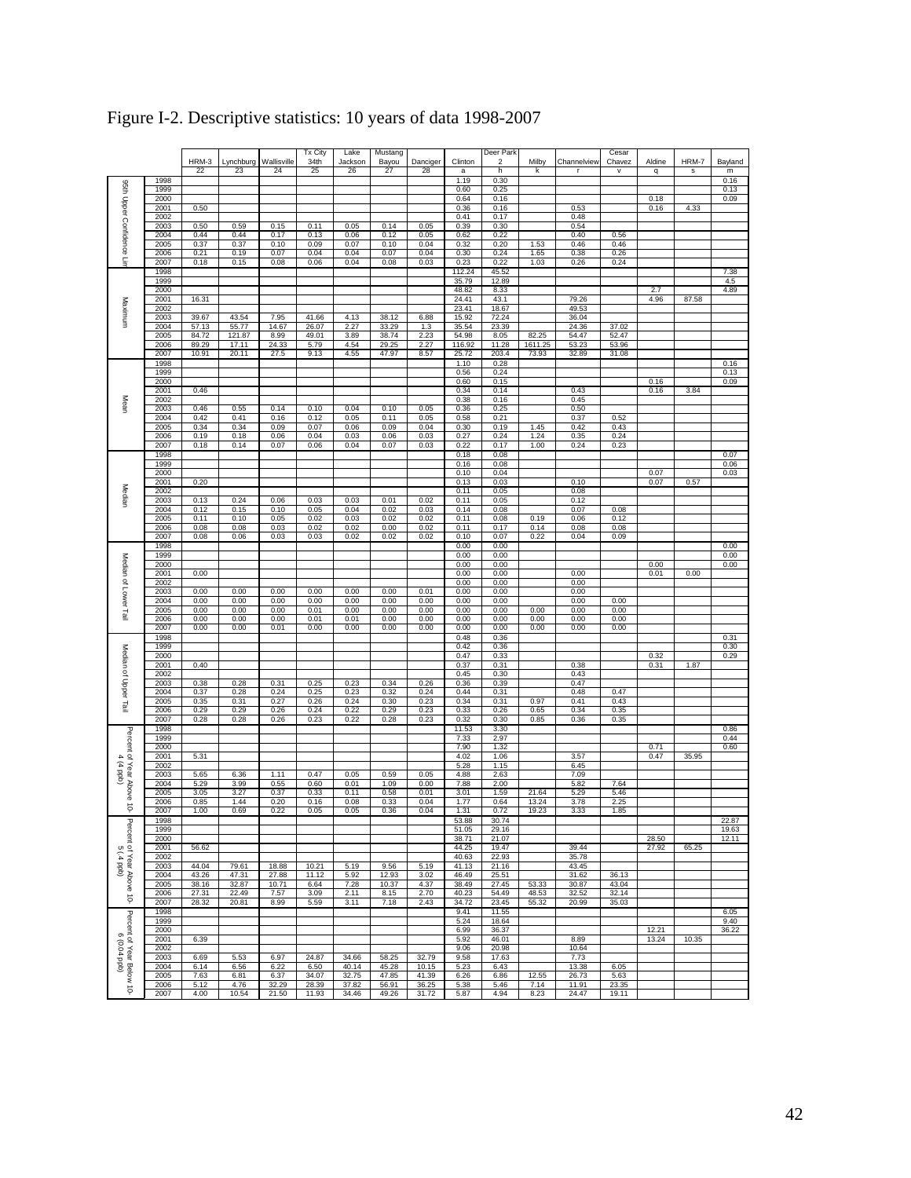# Figure I-2. Descriptive statistics: 10 years of data 1998-2007

| Statistic | Year | HRM-3 22 | Lynchburg 23 | Wallisville 24 | Tx City 34th 25 | Lake Jackson 26 | Mustang Bayou 27 | Danciger 28 | Clinton a | Deer Park 2 h | Milby k | Channelview r | Cesar Chavez v | Aldine q | HRM-7 s | Bayland m |
|---|---|---|---|---|---|---|---|---|---|---|---|---|---|---|---|---|
| 95th Upper Confidence Lim | 1998 | | | | | | | | 1.19 | 0.30 | | | | | | 0.16 |
| | 1999 | | | | | | | | 0.60 | 0.25 | | | | | | 0.13 |
| | 2000 | | | | | | | | 0.64 | 0.16 | | | | 0.18 | | 0.09 |
| | 2001 | 0.50 | | | | | | | 0.36 | 0.16 | | 0.53 | | 0.16 | 4.33 | |
| | 2002 | | | | | | | | 0.41 | 0.17 | | 0.48 | | | | |
| | 2003 | 0.50 | 0.59 | 0.15 | 0.11 | 0.05 | 0.14 | 0.05 | 0.39 | 0.30 | | 0.54 | | | | |
| | 2004 | 0.44 | 0.44 | 0.17 | 0.13 | 0.06 | 0.12 | 0.05 | 0.62 | 0.22 | | 0.40 | 0.56 | | | |
| | 2005 | 0.37 | 0.37 | 0.10 | 0.09 | 0.07 | 0.10 | 0.04 | 0.32 | 0.20 | 1.53 | 0.46 | 0.46 | | | |
| | 2006 | 0.21 | 0.19 | 0.07 | 0.04 | 0.04 | 0.07 | 0.04 | 0.30 | 0.24 | 1.65 | 0.38 | 0.26 | | | |
| | 2007 | 0.18 | 0.15 | 0.08 | 0.06 | 0.04 | 0.08 | 0.03 | 0.23 | 0.22 | 1.03 | 0.26 | 0.24 | | | |
| Maximum | 1998 | | | | | | | | 112.24 | 45.52 | | | | | | 7.38 |
| | 1999 | | | | | | | | 35.79 | 12.89 | | | | | | 4.5 |
| | 2000 | | | | | | | | 48.82 | 8.33 | | | | 2.7 | | 4.89 |
| | 2001 | 16.31 | | | | | | | 24.41 | 43.1 | | 79.26 | | 4.96 | 87.58 | |
| | 2002 | | | | | | | | 23.41 | 18.67 | | 49.53 | | | | |
| | 2003 | 39.67 | 43.54 | 7.95 | 41.66 | 4.13 | 38.12 | 6.88 | 15.92 | 72.24 | | 36.04 | | | | |
| | 2004 | 57.13 | 55.77 | 14.67 | 26.07 | 2.27 | 33.29 | 1.3 | 35.54 | 23.39 | | 24.36 | 37.02 | | | |
| | 2005 | 84.72 | 121.87 | 8.99 | 49.01 | 3.89 | 38.74 | 2.23 | 54.98 | 8.05 | 82.25 | 54.47 | 52.47 | | | |
| | 2006 | 89.29 | 17.11 | 24.33 | 5.79 | 4.54 | 29.25 | 2.27 | 116.92 | 11.28 | 1611.25 | 53.23 | 53.96 | | | |
| | 2007 | 10.91 | 20.11 | 27.5 | 9.13 | 4.55 | 47.97 | 8.57 | 25.72 | 203.4 | 73.93 | 32.89 | 31.08 | | | |
| Mean | 1998 | | | | | | | | 1.10 | 0.28 | | | | | | 0.16 |
| | 1999 | | | | | | | | 0.56 | 0.24 | | | | | | 0.13 |
| | 2000 | | | | | | | | 0.60 | 0.15 | | | | 0.16 | | 0.09 |
| | 2001 | 0.46 | | | | | | | 0.34 | 0.14 | | 0.43 | | 0.16 | 3.84 | |
| | 2002 | | | | | | | | 0.38 | 0.16 | | 0.45 | | | | |
| | 2003 | 0.46 | 0.55 | 0.14 | 0.10 | 0.04 | 0.10 | 0.05 | 0.36 | 0.25 | | 0.50 | | | | |
| | 2004 | 0.42 | 0.41 | 0.16 | 0.12 | 0.05 | 0.11 | 0.05 | 0.58 | 0.21 | | 0.37 | 0.52 | | | |
| | 2005 | 0.34 | 0.34 | 0.09 | 0.07 | 0.06 | 0.09 | 0.04 | 0.30 | 0.19 | 1.45 | 0.42 | 0.43 | | | |
| | 2006 | 0.19 | 0.18 | 0.06 | 0.04 | 0.03 | 0.06 | 0.03 | 0.27 | 0.24 | 1.24 | 0.35 | 0.24 | | | |
| | 2007 | 0.18 | 0.14 | 0.07 | 0.06 | 0.04 | 0.07 | 0.03 | 0.22 | 0.17 | 1.00 | 0.24 | 0.23 | | | |
| Median | 1998 | | | | | | | | 0.18 | 0.08 | | | | | | 0.07 |
| | 1999 | | | | | | | | 0.16 | 0.08 | | | | | | 0.06 |
| | 2000 | | | | | | | | 0.10 | 0.04 | | | | 0.07 | | 0.03 |
| | 2001 | 0.20 | | | | | | | 0.13 | 0.03 | | 0.10 | | 0.07 | 0.57 | |
| | 2002 | | | | | | | | 0.11 | 0.05 | | 0.08 | | | | |
| | 2003 | 0.13 | 0.24 | 0.06 | 0.03 | 0.03 | 0.01 | 0.02 | 0.11 | 0.05 | | 0.12 | | | | |
| | 2004 | 0.12 | 0.15 | 0.10 | 0.05 | 0.04 | 0.02 | 0.03 | 0.14 | 0.08 | | 0.07 | 0.08 | | | |
| | 2005 | 0.11 | 0.10 | 0.05 | 0.02 | 0.03 | 0.02 | 0.02 | 0.11 | 0.08 | 0.19 | 0.06 | 0.12 | | | |
| | 2006 | 0.08 | 0.08 | 0.03 | 0.02 | 0.02 | 0.00 | 0.02 | 0.11 | 0.17 | 0.14 | 0.08 | 0.08 | | | |
| | 2007 | 0.08 | 0.06 | 0.03 | 0.03 | 0.02 | 0.02 | 0.02 | 0.10 | 0.07 | 0.22 | 0.04 | 0.09 | | | |
| Median of Lower Tail | 1998 | | | | | | | | 0.00 | 0.00 | | | | | | 0.00 |
| | 1999 | | | | | | | | 0.00 | 0.00 | | | | | | 0.00 |
| | 2000 | | | | | | | | 0.00 | 0.00 | | | | 0.00 | | 0.00 |
| | 2001 | 0.00 | | | | | | | 0.00 | 0.00 | | 0.00 | | 0.01 | 0.00 | |
| | 2002 | | | | | | | | 0.00 | 0.00 | | 0.00 | | | | |
| | 2003 | 0.00 | 0.00 | 0.00 | 0.00 | 0.00 | 0.00 | 0.01 | 0.00 | 0.00 | | 0.00 | | | | |
| | 2004 | 0.00 | 0.00 | 0.00 | 0.00 | 0.00 | 0.00 | 0.00 | 0.00 | 0.00 | | 0.00 | 0.00 | | | |
| | 2005 | 0.00 | 0.00 | 0.00 | 0.01 | 0.00 | 0.00 | 0.00 | 0.00 | 0.00 | 0.00 | 0.00 | 0.00 | | | |
| | 2006 | 0.00 | 0.00 | 0.00 | 0.01 | 0.01 | 0.00 | 0.00 | 0.00 | 0.00 | 0.00 | 0.00 | 0.00 | | | |
| | 2007 | 0.00 | 0.00 | 0.01 | 0.00 | 0.00 | 0.00 | 0.00 | 0.00 | 0.00 | 0.00 | 0.00 | 0.00 | | | |
| Median of Upper Tail | 1998 | | | | | | | | 0.48 | 0.36 | | | | | | 0.31 |
| | 1999 | | | | | | | | 0.42 | 0.36 | | | | | | 0.30 |
| | 2000 | | | | | | | | 0.47 | 0.33 | | | | 0.32 | | 0.29 |
| | 2001 | 0.40 | | | | | | | 0.37 | 0.31 | | 0.38 | | 0.31 | 1.87 | |
| | 2002 | | | | | | | | 0.45 | 0.30 | | 0.43 | | | | |
| | 2003 | 0.38 | 0.28 | 0.31 | 0.25 | 0.23 | 0.34 | 0.26 | 0.36 | 0.39 | | 0.47 | | | | |
| | 2004 | 0.37 | 0.28 | 0.24 | 0.25 | 0.23 | 0.32 | 0.24 | 0.44 | 0.31 | | 0.48 | 0.47 | | | |
| | 2005 | 0.35 | 0.31 | 0.27 | 0.26 | 0.24 | 0.30 | 0.23 | 0.34 | 0.31 | 0.97 | 0.41 | 0.43 | | | |
| | 2006 | 0.29 | 0.29 | 0.26 | 0.24 | 0.22 | 0.29 | 0.23 | 0.33 | 0.26 | 0.65 | 0.34 | 0.35 | | | |
| | 2007 | 0.28 | 0.28 | 0.26 | 0.23 | 0.22 | 0.28 | 0.23 | 0.32 | 0.30 | 0.85 | 0.36 | 0.35 | | | |
| Percent of Year Above 10-4 (4 ppb) | 1998 | | | | | | | | 11.53 | 3.30 | | | | | | 0.86 |
| | 1999 | | | | | | | | 7.33 | 2.97 | | | | | | 0.44 |
| | 2000 | | | | | | | | 7.90 | 1.32 | | | | 0.71 | | 0.60 |
| | 2001 | 5.31 | | | | | | | 4.02 | 1.06 | | 3.57 | | 0.47 | 35.95 | |
| | 2002 | | | | | | | | 5.28 | 1.15 | | 6.45 | | | | |
| | 2003 | 5.65 | 6.36 | 1.11 | 0.47 | 0.05 | 0.59 | 0.05 | 4.88 | 2.63 | | 7.09 | | | | |
| | 2004 | 5.29 | 3.99 | 0.55 | 0.60 | 0.01 | 1.09 | 0.00 | 7.88 | 2.00 | | 5.82 | 7.64 | | | |
| | 2005 | 3.05 | 3.27 | 0.37 | 0.33 | 0.11 | 0.58 | 0.01 | 3.01 | 1.59 | 21.64 | 5.29 | 5.46 | | | |
| | 2006 | 0.85 | 1.44 | 0.20 | 0.16 | 0.08 | 0.33 | 0.04 | 1.77 | 0.64 | 13.24 | 3.78 | 2.25 | | | |
| | 2007 | 1.00 | 0.69 | 0.22 | 0.05 | 0.05 | 0.36 | 0.04 | 1.31 | 0.72 | 19.23 | 3.33 | 1.85 | | | |
| Percent of Year Above 10-5 (.4 ppb) | 1998 | | | | | | | | 53.88 | 30.74 | | | | | | 22.87 |
| | 1999 | | | | | | | | 51.05 | 29.16 | | | | | | 19.63 |
| | 2000 | | | | | | | | 38.71 | 21.07 | | | | 28.50 | | 12.11 |
| | 2001 | 56.62 | | | | | | | 44.25 | 19.47 | | 39.44 | | 27.92 | 65.25 | |
| | 2002 | | | | | | | | 40.63 | 22.93 | | 35.78 | | | | |
| | 2003 | 44.04 | 79.61 | 18.88 | 10.21 | 5.19 | 9.56 | 5.19 | 41.13 | 21.16 | | 43.45 | | | | |
| | 2004 | 43.26 | 47.31 | 27.88 | 11.12 | 5.92 | 12.93 | 3.02 | 46.49 | 25.51 | | 31.62 | 36.13 | | | |
| | 2005 | 38.16 | 32.87 | 10.71 | 6.64 | 7.28 | 10.37 | 4.37 | 38.49 | 27.45 | 53.33 | 30.87 | 43.04 | | | |
| | 2006 | 27.31 | 22.49 | 7.57 | 3.09 | 2.11 | 8.15 | 2.70 | 40.23 | 54.49 | 48.53 | 32.52 | 32.14 | | | |
| | 2007 | 28.32 | 20.81 | 8.99 | 5.59 | 3.11 | 7.18 | 2.43 | 34.72 | 23.45 | 55.32 | 20.99 | 35.03 | | | |
| Percent of Year Below 10-6 (0.04 ppb) | 1998 | | | | | | | | 9.41 | 11.55 | | | | | | 6.05 |
| | 1999 | | | | | | | | 5.24 | 18.64 | | | | | | 9.40 |
| | 2000 | | | | | | | | 6.99 | 36.37 | | | | 12.21 | | 36.22 |
| | 2001 | 6.39 | | | | | | | 5.92 | 46.01 | | 8.89 | | 13.24 | 10.35 | |
| | 2002 | | | | | | | | 9.06 | 20.98 | | 10.64 | | | | |
| | 2003 | 6.69 | 5.53 | 6.97 | 24.87 | 34.66 | 58.25 | 32.79 | 9.58 | 17.63 | | 7.73 | | | | |
| | 2004 | 6.14 | 6.56 | 6.22 | 6.50 | 40.14 | 45.28 | 10.15 | 5.23 | 6.43 | | 13.38 | 6.05 | | | |
| | 2005 | 7.63 | 6.81 | 6.37 | 34.07 | 32.75 | 47.85 | 41.39 | 6.26 | 6.86 | 12.55 | 26.73 | 5.63 | | | |
| | 2006 | 5.12 | 4.76 | 32.29 | 28.39 | 37.82 | 56.91 | 36.25 | 5.38 | 5.46 | 7.14 | 11.91 | 23.35 | | | |
| | 2007 | 4.00 | 10.54 | 21.50 | 11.93 | 34.46 | 49.26 | 31.72 | 5.87 | 4.94 | 8.23 | 24.47 | 19.11 | | | |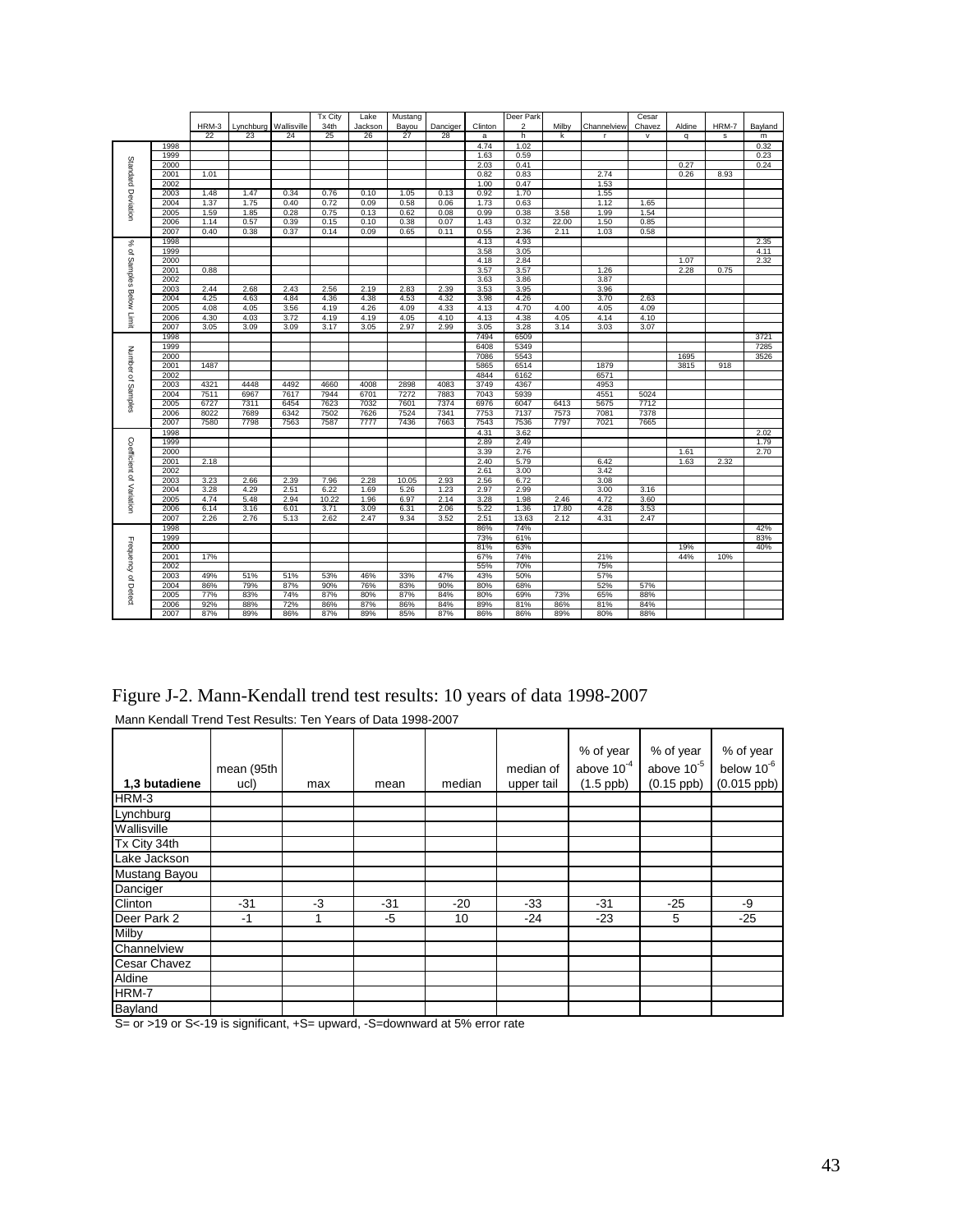| | | HRM-3 | Lynchburg | Wallisville | Tx City 34th | Lake Jackson | Mustang Bayou | Danciger | Clinton | Deer Park 2 | Milby | Channelview | Cesar Chavez | Aldine | HRM-7 | Bayland |
|---|---|---|---|---|---|---|---|---|---|---|---|---|---|---|---|---|
| | | 22 | 23 | 24 | 25 | 26 | 27 | 28 | a | h | k | r | v | q | s | m |
| Standard Deviation | 1998 | | | | | | | | 4.74 | 1.02 | | | | | | 0.32 |
| | 1999 | | | | | | | | 1.63 | 0.59 | | | | | | 0.23 |
| | 2000 | | | | | | | | 2.03 | 0.41 | | | | 0.27 | | 0.24 |
| | 2001 | 1.01 | | | | | | | 0.82 | 0.83 | | 2.74 | | 0.26 | 8.93 | |
| | 2002 | | | | | | | | 1.00 | 0.47 | | 1.53 | | | | |
| | 2003 | 1.48 | 1.47 | 0.34 | 0.76 | 0.10 | 1.05 | 0.13 | 0.92 | 1.70 | | 1.55 | | | | |
| | 2004 | 1.37 | 1.75 | 0.40 | 0.72 | 0.09 | 0.58 | 0.06 | 1.73 | 0.63 | | 1.12 | 1.65 | | | |
| | 2005 | 1.59 | 1.85 | 0.28 | 0.75 | 0.13 | 0.62 | 0.08 | 0.99 | 0.38 | 3.58 | 1.99 | 1.54 | | | |
| | 2006 | 1.14 | 0.57 | 0.39 | 0.15 | 0.10 | 0.38 | 0.07 | 1.43 | 0.32 | 22.00 | 1.50 | 0.85 | | | |
| | 2007 | 0.40 | 0.38 | 0.37 | 0.14 | 0.09 | 0.65 | 0.11 | 0.55 | 2.36 | 2.11 | 1.03 | 0.58 | | | |
| % of Samples Below Limit | 1998 | | | | | | | | 4.13 | 4.93 | | | | | | 2.35 |
| | 1999 | | | | | | | | 3.58 | 3.05 | | | | | | 4.11 |
| | 2000 | | | | | | | | 4.18 | 2.84 | | | | 1.07 | | 2.32 |
| | 2001 | 0.88 | | | | | | | 3.57 | 3.57 | | 1.26 | | 2.28 | 0.75 | |
| | 2002 | | | | | | | | 3.63 | 3.86 | | 3.87 | | | | |
| | 2003 | 2.44 | 2.68 | 2.43 | 2.56 | 2.19 | 2.83 | 2.39 | 3.53 | 3.95 | | 3.96 | | | | |
| | 2004 | 4.25 | 4.63 | 4.84 | 4.36 | 4.38 | 4.53 | 4.32 | 3.98 | 4.26 | | 3.70 | 2.63 | | | |
| | 2005 | 4.08 | 4.05 | 3.56 | 4.19 | 4.26 | 4.09 | 4.33 | 4.13 | 4.70 | 4.00 | 4.05 | 4.09 | | | |
| | 2006 | 4.30 | 4.03 | 3.72 | 4.19 | 4.19 | 4.05 | 4.10 | 4.13 | 4.38 | 4.05 | 4.14 | 4.10 | | | |
| | 2007 | 3.05 | 3.09 | 3.09 | 3.17 | 3.05 | 2.97 | 2.99 | 3.05 | 3.28 | 3.14 | 3.03 | 3.07 | | | |
| Number of Samples | 1998 | | | | | | | | 7494 | 6509 | | | | | | 3721 |
| | 1999 | | | | | | | | 6408 | 5349 | | | | | | 7285 |
| | 2000 | | | | | | | | 7086 | 5543 | | | | 1695 | | 3526 |
| | 2001 | 1487 | | | | | | | 5865 | 6514 | | 1879 | | 3815 | 918 | |
| | 2002 | | | | | | | | 4844 | 6162 | | 6571 | | | | |
| | 2003 | 4321 | 4448 | 4492 | 4660 | 4008 | 2898 | 4083 | 3749 | 4367 | | 4953 | | | | |
| | 2004 | 7511 | 6967 | 7617 | 7944 | 6701 | 7272 | 7883 | 7043 | 5939 | | 4551 | 5024 | | | |
| | 2005 | 6727 | 7311 | 6454 | 7623 | 7032 | 7601 | 7374 | 6976 | 6047 | 6413 | 5675 | 7712 | | | |
| | 2006 | 8022 | 7689 | 6342 | 7502 | 7626 | 7524 | 7341 | 7753 | 7137 | 7573 | 7081 | 7378 | | | |
| | 2007 | 7580 | 7798 | 7563 | 7587 | 7777 | 7436 | 7663 | 7543 | 7536 | 7797 | 7021 | 7665 | | | |
| Coefficient of Variation | 1998 | | | | | | | | 4.31 | 3.62 | | | | | | 2.02 |
| | 1999 | | | | | | | | 2.89 | 2.49 | | | | | | 1.79 |
| | 2000 | | | | | | | | 3.39 | 2.76 | | | | 1.61 | | 2.70 |
| | 2001 | 2.18 | | | | | | | 2.40 | 5.79 | | 6.42 | | 1.63 | 2.32 | |
| | 2002 | | | | | | | | 2.61 | 3.00 | | 3.42 | | | | |
| | 2003 | 3.23 | 2.66 | 2.39 | 7.96 | 2.28 | 10.05 | 2.93 | 2.56 | 6.72 | | 3.08 | | | | |
| | 2004 | 3.28 | 4.29 | 2.51 | 6.22 | 1.69 | 5.26 | 1.23 | 2.97 | 2.99 | | 3.00 | 3.16 | | | |
| | 2005 | 4.74 | 5.48 | 2.94 | 10.22 | 1.96 | 6.97 | 2.14 | 3.28 | 1.98 | 2.46 | 4.72 | 3.60 | | | |
| | 2006 | 6.14 | 3.16 | 6.01 | 3.71 | 3.09 | 6.31 | 2.06 | 5.22 | 1.36 | 17.80 | 4.28 | 3.53 | | | |
| | 2007 | 2.26 | 2.76 | 5.13 | 2.62 | 2.47 | 9.34 | 3.52 | 2.51 | 13.63 | 2.12 | 4.31 | 2.47 | | | |
| Frequency of Detect | 1998 | | | | | | | | 86% | 74% | | | | | | 42% |
| | 1999 | | | | | | | | 73% | 61% | | | | | | 83% |
| | 2000 | | | | | | | | 81% | 63% | | | | 19% | | 40% |
| | 2001 | 17% | | | | | | | 67% | 74% | | 21% | | 44% | 10% | |
| | 2002 | | | | | | | | 55% | 70% | | 75% | | | | |
| | 2003 | 49% | 51% | 51% | 53% | 46% | 33% | 47% | 43% | 50% | | 57% | | | | |
| | 2004 | 86% | 79% | 87% | 90% | 76% | 83% | 90% | 80% | 68% | | 52% | 57% | | | |
| | 2005 | 77% | 83% | 74% | 87% | 80% | 87% | 84% | 80% | 69% | 73% | 65% | 88% | | | |
| | 2006 | 92% | 88% | 72% | 86% | 87% | 86% | 84% | 89% | 81% | 86% | 81% | 84% | | | |
| | 2007 | 87% | 89% | 86% | 87% | 89% | 85% | 87% | 86% | 86% | 89% | 80% | 88% | | | |

Figure J-2. Mann-Kendall trend test results: 10 years of data 1998-2007

Mann Kendall Trend Test Results: Ten Years of Data 1998-2007

| 1,3 butadiene | mean (95th ucl) | max | mean | median | median of upper tail | % of year above $10^{-4}$ (1.5 ppb) | % of year above $10^{-5}$ (0.15 ppb) | % of year below $10^{-6}$ (0.015 ppb) |
|---|---|---|---|---|---|---|---|---|
| HRM-3 | | | | | | | | |
| Lynchburg | | | | | | | | |
| Wallisville | | | | | | | | |
| Tx City 34th | | | | | | | | |
| Lake Jackson | | | | | | | | |
| Mustang Bayou | | | | | | | | |
| Danciger | | | | | | | | |
| Clinton | -31 | -3 | -31 | -20 | -33 | -31 | -25 | -9 |
| Deer Park 2 | -1 | 1 | -5 | 10 | -24 | -23 | 5 | -25 |
| Milby | | | | | | | | |
| Channelview | | | | | | | | |
| Cesar Chavez | | | | | | | | |
| Aldine | | | | | | | | |
| HRM-7 | | | | | | | | |
| Bayland | | | | | | | | |

S= or >19 or S<-19 is significant, +S= upward, -S=downward at 5% error rate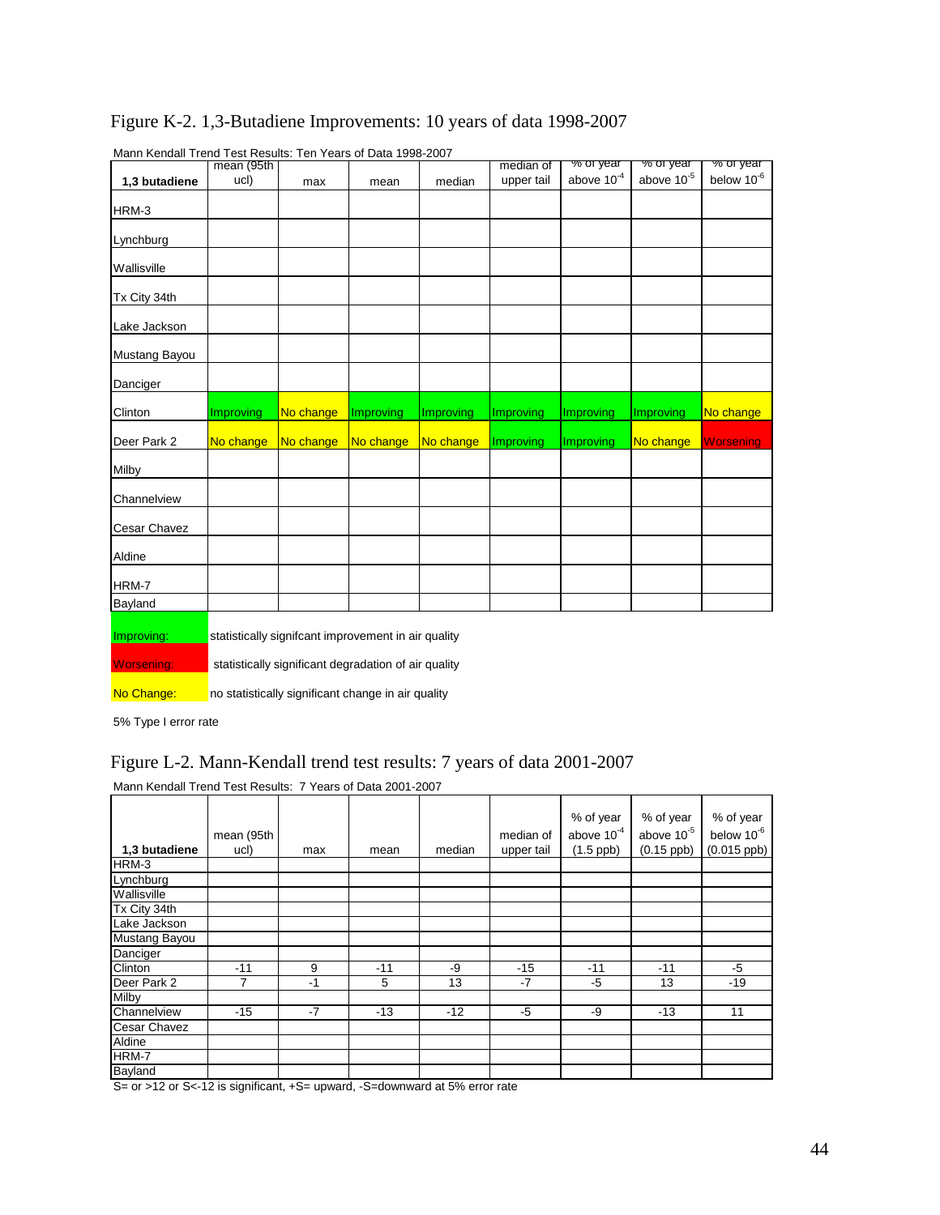# Figure K-2. 1,3-Butadiene Improvements: 10 years of data 1998-2007

Mann Kendall Trend Test Results: Ten Years of Data 1998-2007

| 1,3 butadiene | mean (95th ucl) | max | mean | median | median of upper tail | % of year above $10^{-4}$ | % of year above $10^{-5}$ | % of year below $10^{-6}$ |
|---|---|---|---|---|---|---|---|---|
| HRM-3 | | | | | | | | |
| Lynchburg | | | | | | | | |
| Wallisville | | | | | | | | |
| Tx City 34th | | | | | | | | |
| Lake Jackson | | | | | | | | |
| Mustang Bayou | | | | | | | | |
| Danciger | | | | | | | | |
| Clinton | Improving | No change | Improving | Improving | Improving | Improving | Improving | No change |
| Deer Park 2 | No change | No change | No change | No change | Improving | Improving | No change | Worsening |
| Milby | | | | | | | | |
| Channelview | | | | | | | | |
| Cesar Chavez | | | | | | | | |
| Aldine | | | | | | | | |
| HRM-7 | | | | | | | | |
| Bayland | | | | | | | | |

Improving: statistically signifcant improvement in air quality

Worsening: statistically significant degradation of air quality

No Change: no statistically significant change in air quality

5% Type I error rate

# Figure L-2. Mann-Kendall trend test results: 7 years of data 2001-2007

Mann Kendall Trend Test Results: 7 Years of Data 2001-2007

| 1,3 butadiene | mean (95th ucl) | max | mean | median | median of upper tail | % of year above $10^{-4}$ (1.5 ppb) | % of year above $10^{-5}$ (0.15 ppb) | % of year below $10^{-6}$ (0.015 ppb) |
|---|---|---|---|---|---|---|---|---|
| HRM-3 | | | | | | | | |
| Lynchburg | | | | | | | | |
| Wallisville | | | | | | | | |
| Tx City 34th | | | | | | | | |
| Lake Jackson | | | | | | | | |
| Mustang Bayou | | | | | | | | |
| Danciger | | | | | | | | |
| Clinton | -11 | 9 | -11 | -9 | -15 | -11 | -11 | -5 |
| Deer Park 2 | 7 | -1 | 5 | 13 | -7 | -5 | 13 | -19 |
| Milby | | | | | | | | |
| Channelview | -15 | -7 | -13 | -12 | -5 | -9 | -13 | 11 |
| Cesar Chavez | | | | | | | | |
| Aldine | | | | | | | | |
| HRM-7 | | | | | | | | |
| Bayland | | | | | | | | |

S= or >12 or S<-12 is significant, +S= upward, -S=downward at 5% error rate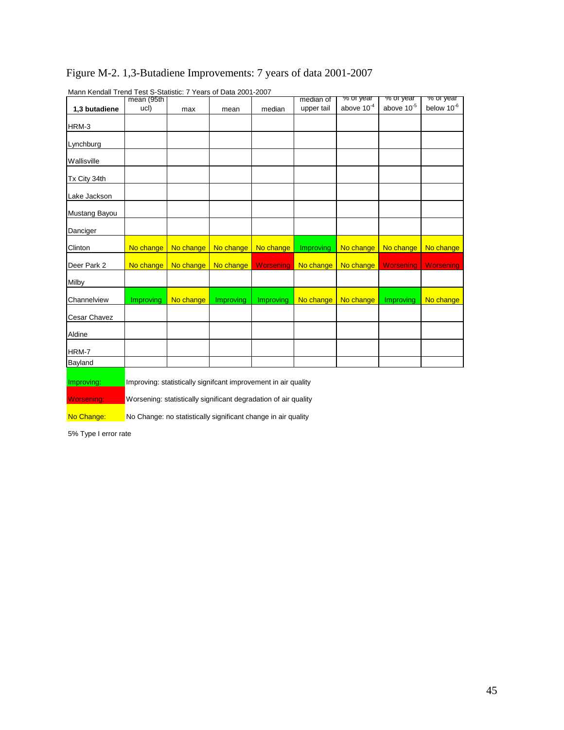# Figure M-2. 1,3-Butadiene Improvements: 7 years of data 2001-2007

Mann Kendall Trend Test S-Statistic: 7 Years of Data 2001-2007

| 1,3 butadiene | mean (95th ucl) | max | mean | median | median of upper tail | % of year above $10^{-4}$ | % of year above $10^{-5}$ | % of year below $10^{-6}$ |
|---|---|---|---|---|---|---|---|---|
| HRM-3 | | | | | | | | |
| Lynchburg | | | | | | | | |
| Wallisville | | | | | | | | |
| Tx City 34th | | | | | | | | |
| Lake Jackson | | | | | | | | |
| Mustang Bayou | | | | | | | | |
| Danciger | | | | | | | | |
| Clinton | No change | No change | No change | No change | Improving | No change | No change | No change |
| Deer Park 2 | No change | No change | No change | Worsening | No change | No change | Worsening | Worsening |
| Milby | | | | | | | | |
| Channelview | Improving | No change | Improving | Improving | No change | No change | Improving | No change |
| Cesar Chavez | | | | | | | | |
| Aldine | | | | | | | | |
| HRM-7 | | | | | | | | |
| Bayland | | | | | | | | |

Improving: Improving: statistically signifcant improvement in air quality

Worsening: Worsening: statistically significant degradation of air quality

No Change: No Change: no statistically significant change in air quality

5% Type I error rate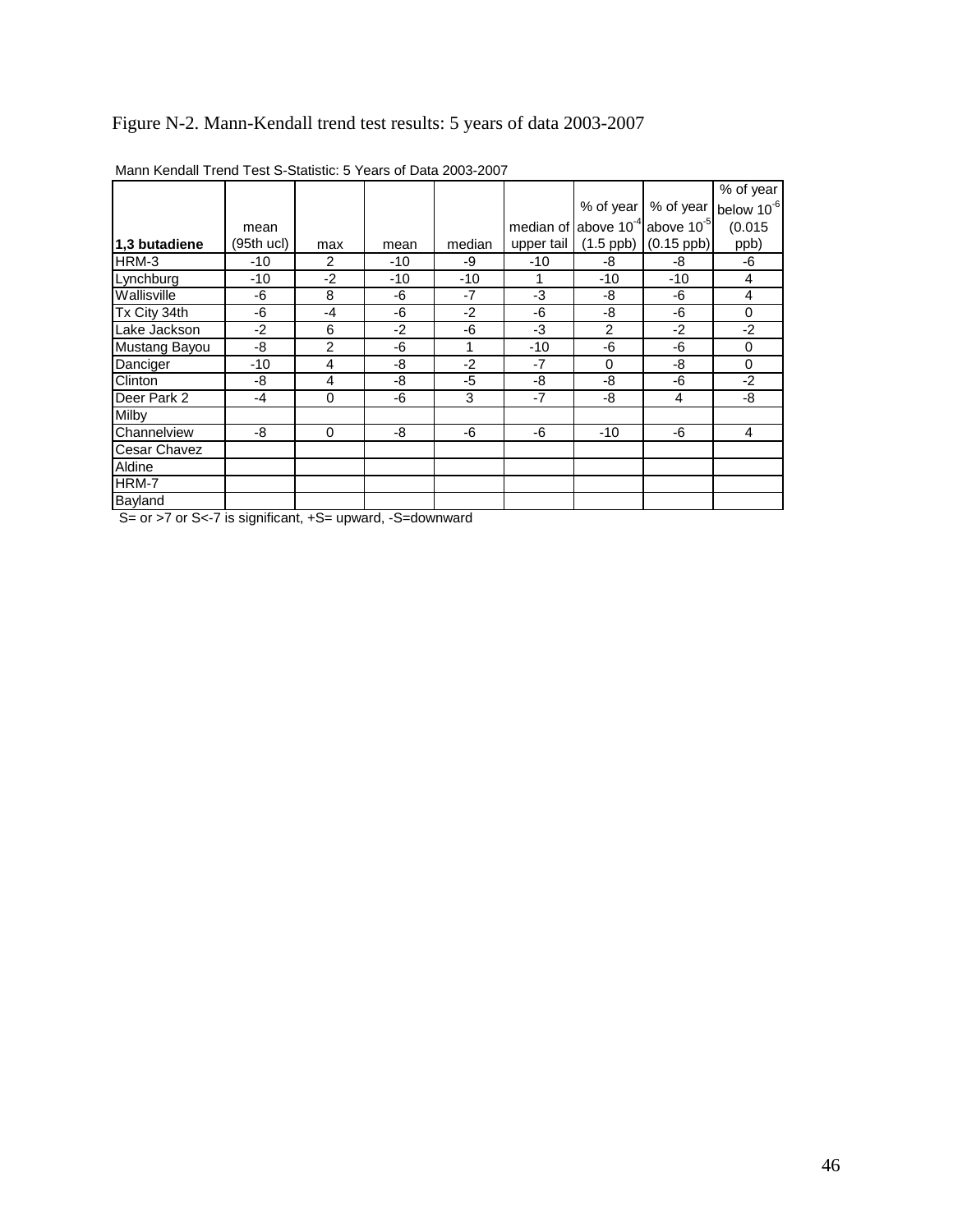Figure N-2. Mann-Kendall trend test results: 5 years of data 2003-2007

Mann Kendall Trend Test S-Statistic: 5 Years of Data 2003-2007

| 1,3 butadiene | mean (95th ucl) | max | mean | median | median of upper tail | % of year above $10^{-4}$ (1.5 ppb) | % of year above $10^{-5}$ (0.15 ppb) | % of year below $10^{-6}$ (0.015 ppb) |
|---|---|---|---|---|---|---|---|---|
| HRM-3 | -10 | 2 | -10 | -9 | -10 | -8 | -8 | -6 |
| Lynchburg | -10 | -2 | -10 | -10 | 1 | -10 | -10 | 4 |
| Wallisville | -6 | 8 | -6 | -7 | -3 | -8 | -6 | 4 |
| Tx City 34th | -6 | -4 | -6 | -2 | -6 | -8 | -6 | 0 |
| Lake Jackson | -2 | 6 | -2 | -6 | -3 | 2 | -2 | -2 |
| Mustang Bayou | -8 | 2 | -6 | 1 | -10 | -6 | -6 | 0 |
| Danciger | -10 | 4 | -8 | -2 | -7 | 0 | -8 | 0 |
| Clinton | -8 | 4 | -8 | -5 | -8 | -8 | -6 | -2 |
| Deer Park 2 | -4 | 0 | -6 | 3 | -7 | -8 | 4 | -8 |
| Milby | | | | | | | | |
| Channelview | -8 | 0 | -8 | -6 | -6 | -10 | -6 | 4 |
| Cesar Chavez | | | | | | | | |
| Aldine | | | | | | | | |
| HRM-7 | | | | | | | | |
| Bayland | | | | | | | | |

S= or >7 or S<-7 is significant, +S= upward, -S=downward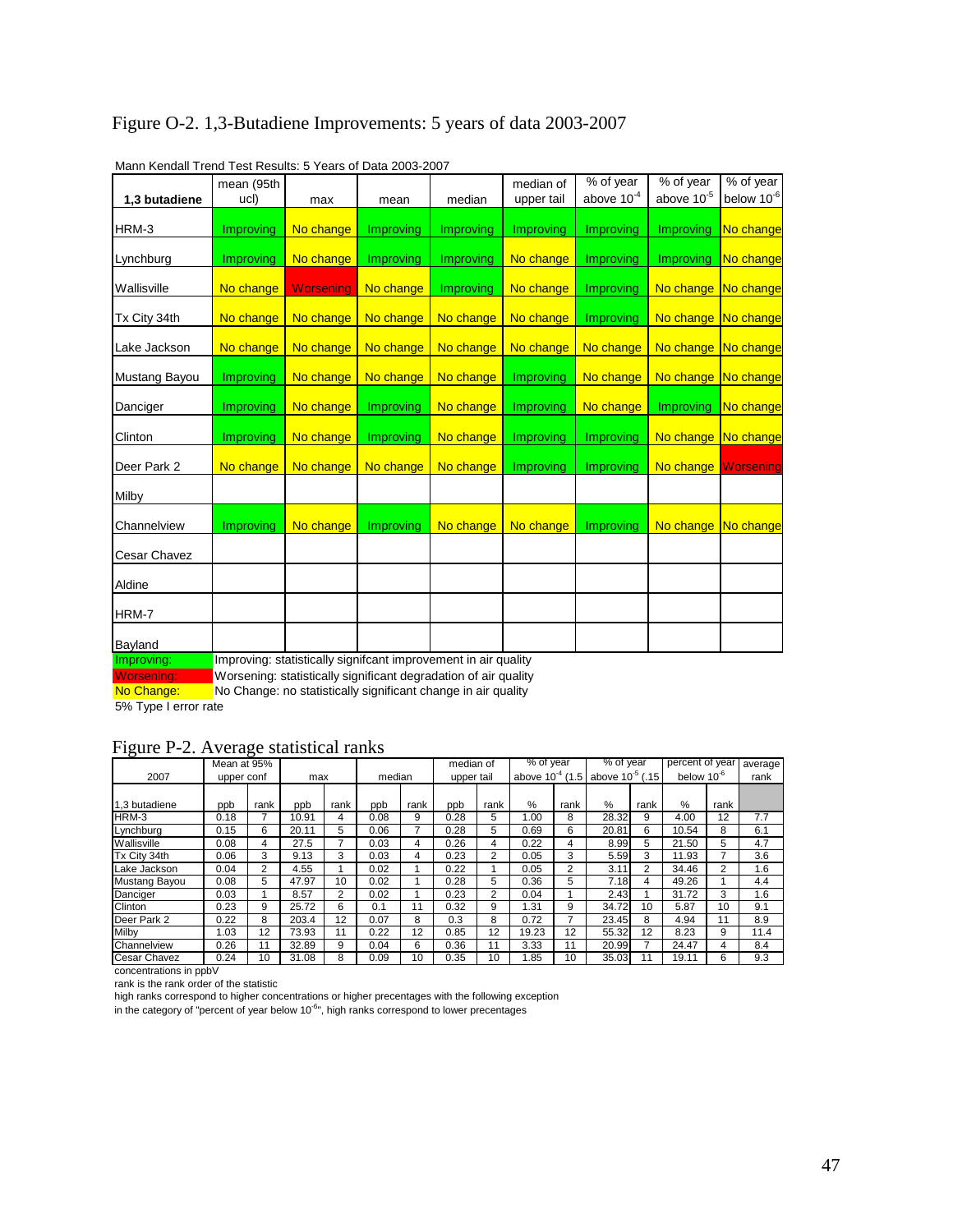## Figure O-2. 1,3-Butadiene Improvements: 5 years of data 2003-2007

Mann Kendall Trend Test Results: 5 Years of Data 2003-2007

| 1,3 butadiene | mean (95th ucl) | max | mean | median | median of upper tail | % of year above $10^{-4}$ | % of year above $10^{-5}$ | % of year below $10^{-6}$ |
|---|---|---|---|---|---|---|---|---|
| HRM-3 | Improving | No change | Improving | Improving | Improving | Improving | Improving | No change |
| Lynchburg | Improving | No change | Improving | Improving | No change | Improving | Improving | No change |
| Wallisville | No change | Worsening | No change | Improving | No change | Improving | No change | No change |
| Tx City 34th | No change | No change | No change | No change | No change | Improving | No change | No change |
| Lake Jackson | No change | No change | No change | No change | No change | No change | No change | No change |
| Mustang Bayou | Improving | No change | No change | No change | Improving | No change | No change | No change |
| Danciger | Improving | No change | Improving | No change | Improving | No change | Improving | No change |
| Clinton | Improving | No change | Improving | No change | Improving | Improving | No change | No change |
| Deer Park 2 | No change | No change | No change | No change | Improving | Improving | No change | Worsening |
| Milby | | | | | | | | |
| Channelview | Improving | No change | Improving | No change | No change | Improving | No change | No change |
| Cesar Chavez | | | | | | | | |
| Aldine | | | | | | | | |
| HRM-7 | | | | | | | | |
| Bayland | | | | | | | | |

Improving: Improving: statistically signifcant improvement in air quality
Worsening: Worsening: statistically significant degradation of air quality
No Change: No Change: no statistically significant change in air quality
5% Type I error rate

## Figure P-2. Average statistical ranks

| 2007 | Mean at 95% upper conf | | max | | median | | median of upper tail | | % of year above $10^{-4}$ (1.5 | | % of year above $10^{-5}$ (.15 | | percent of year below $10^{-6}$ | | average rank |
|---|---|---|---|---|---|---|---|---|---|---|---|---|---|---|---|
| 1,3 butadiene | ppb | rank | ppb | rank | ppb | rank | ppb | rank | % | rank | % | rank | % | rank | |
| HRM-3 | 0.18 | 7 | 10.91 | 4 | 0.08 | 9 | 0.28 | 5 | 1.00 | 8 | 28.32 | 9 | 4.00 | 12 | 7.7 |
| Lynchburg | 0.15 | 6 | 20.11 | 5 | 0.06 | 7 | 0.28 | 5 | 0.69 | 6 | 20.81 | 6 | 10.54 | 8 | 6.1 |
| Wallisville | 0.08 | 4 | 27.5 | 7 | 0.03 | 4 | 0.26 | 4 | 0.22 | 4 | 8.99 | 5 | 21.50 | 5 | 4.7 |
| Tx City 34th | 0.06 | 3 | 9.13 | 3 | 0.03 | 4 | 0.23 | 2 | 0.05 | 3 | 5.59 | 3 | 11.93 | 7 | 3.6 |
| Lake Jackson | 0.04 | 2 | 4.55 | 1 | 0.02 | 1 | 0.22 | 1 | 0.05 | 2 | 3.11 | 2 | 34.46 | 2 | 1.6 |
| Mustang Bayou | 0.08 | 5 | 47.97 | 10 | 0.02 | 1 | 0.28 | 5 | 0.36 | 5 | 7.18 | 4 | 49.26 | 1 | 4.4 |
| Danciger | 0.03 | 1 | 8.57 | 2 | 0.02 | 1 | 0.23 | 2 | 0.04 | 1 | 2.43 | 1 | 31.72 | 3 | 1.6 |
| Clinton | 0.23 | 9 | 25.72 | 6 | 0.1 | 11 | 0.32 | 9 | 1.31 | 9 | 34.72 | 10 | 5.87 | 10 | 9.1 |
| Deer Park 2 | 0.22 | 8 | 203.4 | 12 | 0.07 | 8 | 0.3 | 8 | 0.72 | 7 | 23.45 | 8 | 4.94 | 11 | 8.9 |
| Milby | 1.03 | 12 | 73.93 | 11 | 0.22 | 12 | 0.85 | 12 | 19.23 | 12 | 55.32 | 12 | 8.23 | 9 | 11.4 |
| Channelview | 0.26 | 11 | 32.89 | 9 | 0.04 | 6 | 0.36 | 11 | 3.33 | 11 | 20.99 | 7 | 24.47 | 4 | 8.4 |
| Cesar Chavez | 0.24 | 10 | 31.08 | 8 | 0.09 | 10 | 0.35 | 10 | 1.85 | 10 | 35.03 | 11 | 19.11 | 6 | 9.3 |

concentrations in ppbV
rank is the rank order of the statistic
high ranks correspond to higher concentrations or higher precentages with the following exception
in the category of "percent of year below $10^{-6}$", high ranks correspond to lower precentages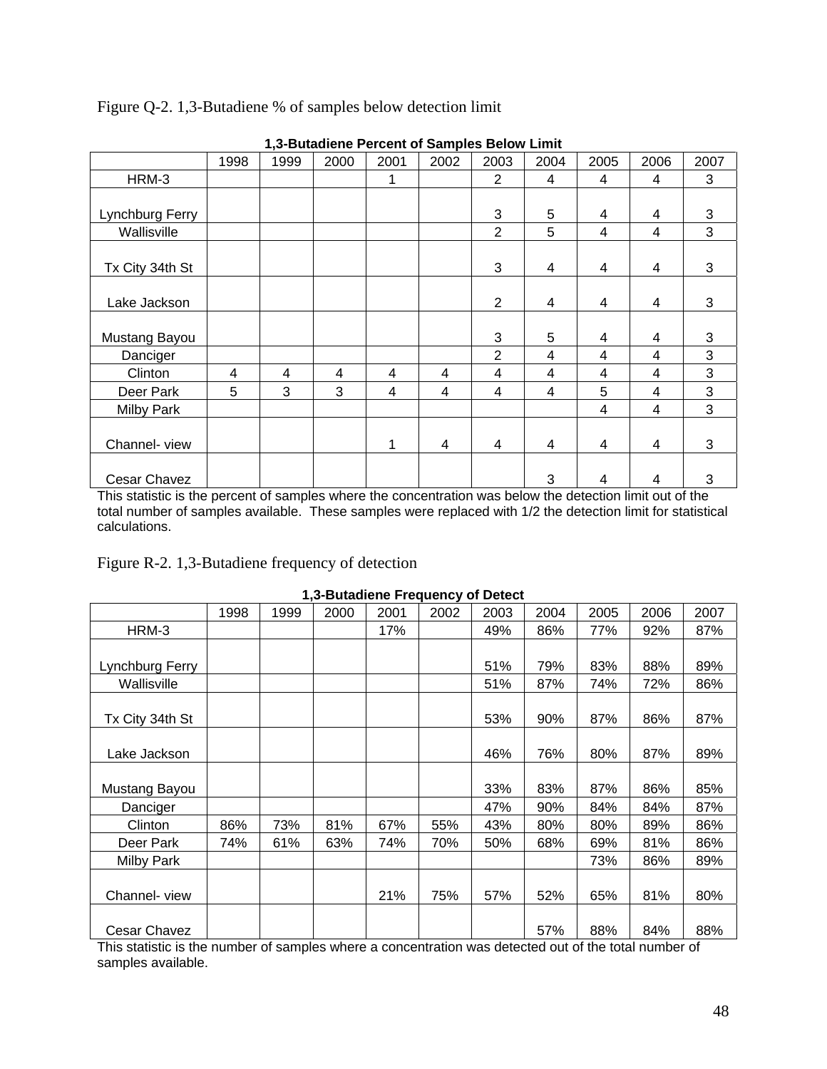Figure Q-2. 1,3-Butadiene % of samples below detection limit

**1,3-Butadiene Percent of Samples Below Limit**

| | 1998 | 1999 | 2000 | 2001 | 2002 | 2003 | 2004 | 2005 | 2006 | 2007 |
|---|---|---|---|---|---|---|---|---|---|---|
| HRM-3 | | | | 1 | | 2 | 4 | 4 | 4 | 3 |
| Lynchburg Ferry | | | | | | 3 | 5 | 4 | 4 | 3 |
| Wallisville | | | | | | 2 | 5 | 4 | 4 | 3 |
| Tx City 34th St | | | | | | 3 | 4 | 4 | 4 | 3 |
| Lake Jackson | | | | | | 2 | 4 | 4 | 4 | 3 |
| Mustang Bayou | | | | | | 3 | 5 | 4 | 4 | 3 |
| Danciger | | | | | | 2 | 4 | 4 | 4 | 3 |
| Clinton | 4 | 4 | 4 | 4 | 4 | 4 | 4 | 4 | 4 | 3 |
| Deer Park | 5 | 3 | 3 | 4 | 4 | 4 | 4 | 5 | 4 | 3 |
| Milby Park | | | | | | | | 4 | 4 | 3 |
| Channel- view | | | | 1 | 4 | 4 | 4 | 4 | 4 | 3 |
| Cesar Chavez | | | | | | | 3 | 4 | 4 | 3 |

This statistic is the percent of samples where the concentration was below the detection limit out of the total number of samples available. These samples were replaced with 1/2 the detection limit for statistical calculations.

Figure R-2. 1,3-Butadiene frequency of detection

**1,3-Butadiene Frequency of Detect**

| | 1998 | 1999 | 2000 | 2001 | 2002 | 2003 | 2004 | 2005 | 2006 | 2007 |
|---|---|---|---|---|---|---|---|---|---|---|
| HRM-3 | | | | 17% | | 49% | 86% | 77% | 92% | 87% |
| Lynchburg Ferry | | | | | | 51% | 79% | 83% | 88% | 89% |
| Wallisville | | | | | | 51% | 87% | 74% | 72% | 86% |
| Tx City 34th St | | | | | | 53% | 90% | 87% | 86% | 87% |
| Lake Jackson | | | | | | 46% | 76% | 80% | 87% | 89% |
| Mustang Bayou | | | | | | 33% | 83% | 87% | 86% | 85% |
| Danciger | | | | | | 47% | 90% | 84% | 84% | 87% |
| Clinton | 86% | 73% | 81% | 67% | 55% | 43% | 80% | 80% | 89% | 86% |
| Deer Park | 74% | 61% | 63% | 74% | 70% | 50% | 68% | 69% | 81% | 86% |
| Milby Park | | | | | | | | 73% | 86% | 89% |
| Channel- view | | | | 21% | 75% | 57% | 52% | 65% | 81% | 80% |
| Cesar Chavez | | | | | | | 57% | 88% | 84% | 88% |

This statistic is the number of samples where a concentration was detected out of the total number of samples available.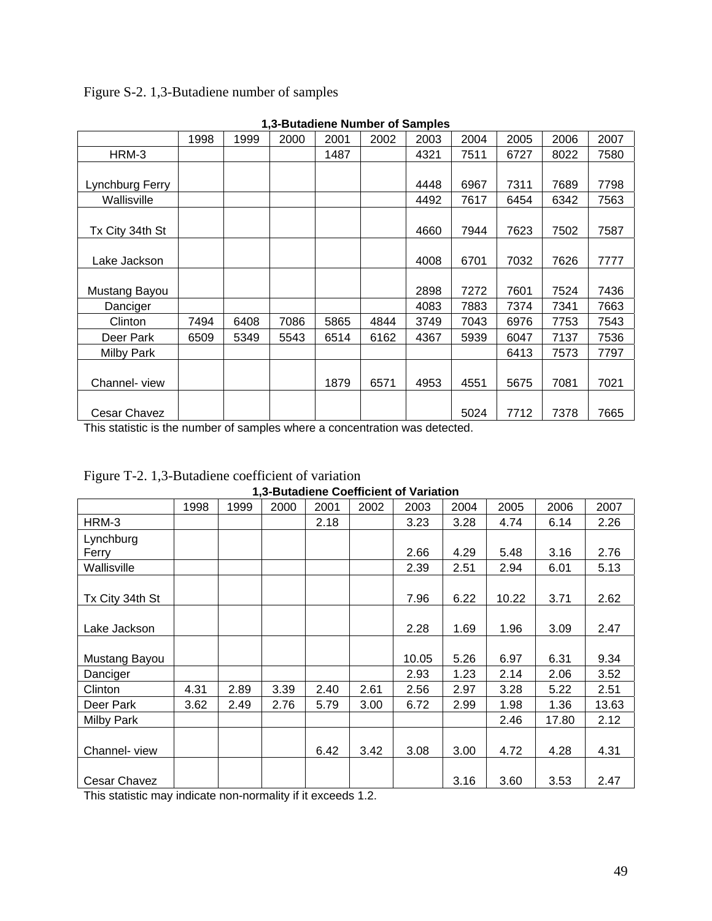Figure S-2. 1,3-Butadiene number of samples

**1,3-Butadiene Number of Samples**

| | 1998 | 1999 | 2000 | 2001 | 2002 | 2003 | 2004 | 2005 | 2006 | 2007 |
|---|---|---|---|---|---|---|---|---|---|---|
| HRM-3 | | | | 1487 | | 4321 | 7511 | 6727 | 8022 | 7580 |
| Lynchburg Ferry | | | | | | 4448 | 6967 | 7311 | 7689 | 7798 |
| Wallisville | | | | | | 4492 | 7617 | 6454 | 6342 | 7563 |
| Tx City 34th St | | | | | | 4660 | 7944 | 7623 | 7502 | 7587 |
| Lake Jackson | | | | | | 4008 | 6701 | 7032 | 7626 | 7777 |
| Mustang Bayou | | | | | | 2898 | 7272 | 7601 | 7524 | 7436 |
| Danciger | | | | | | 4083 | 7883 | 7374 | 7341 | 7663 |
| Clinton | 7494 | 6408 | 7086 | 5865 | 4844 | 3749 | 7043 | 6976 | 7753 | 7543 |
| Deer Park | 6509 | 5349 | 5543 | 6514 | 6162 | 4367 | 5939 | 6047 | 7137 | 7536 |
| Milby Park | | | | | | | | 6413 | 7573 | 7797 |
| Channel- view | | | | 1879 | 6571 | 4953 | 4551 | 5675 | 7081 | 7021 |
| Cesar Chavez | | | | | | | 5024 | 7712 | 7378 | 7665 |

This statistic is the number of samples where a concentration was detected.

Figure T-2. 1,3-Butadiene coefficient of variation

**1,3-Butadiene Coefficient of Variation**

| | 1998 | 1999 | 2000 | 2001 | 2002 | 2003 | 2004 | 2005 | 2006 | 2007 |
|---|---|---|---|---|---|---|---|---|---|---|
| HRM-3 | | | | 2.18 | | 3.23 | 3.28 | 4.74 | 6.14 | 2.26 |
| Lynchburg Ferry | | | | | | 2.66 | 4.29 | 5.48 | 3.16 | 2.76 |
| Wallisville | | | | | | 2.39 | 2.51 | 2.94 | 6.01 | 5.13 |
| Tx City 34th St | | | | | | 7.96 | 6.22 | 10.22 | 3.71 | 2.62 |
| Lake Jackson | | | | | | 2.28 | 1.69 | 1.96 | 3.09 | 2.47 |
| Mustang Bayou | | | | | | 10.05 | 5.26 | 6.97 | 6.31 | 9.34 |
| Danciger | | | | | | 2.93 | 1.23 | 2.14 | 2.06 | 3.52 |
| Clinton | 4.31 | 2.89 | 3.39 | 2.40 | 2.61 | 2.56 | 2.97 | 3.28 | 5.22 | 2.51 |
| Deer Park | 3.62 | 2.49 | 2.76 | 5.79 | 3.00 | 6.72 | 2.99 | 1.98 | 1.36 | 13.63 |
| Milby Park | | | | | | | | 2.46 | 17.80 | 2.12 |
| Channel- view | | | | 6.42 | 3.42 | 3.08 | 3.00 | 4.72 | 4.28 | 4.31 |
| Cesar Chavez | | | | | | | 3.16 | 3.60 | 3.53 | 2.47 |

This statistic may indicate non-normality if it exceeds 1.2.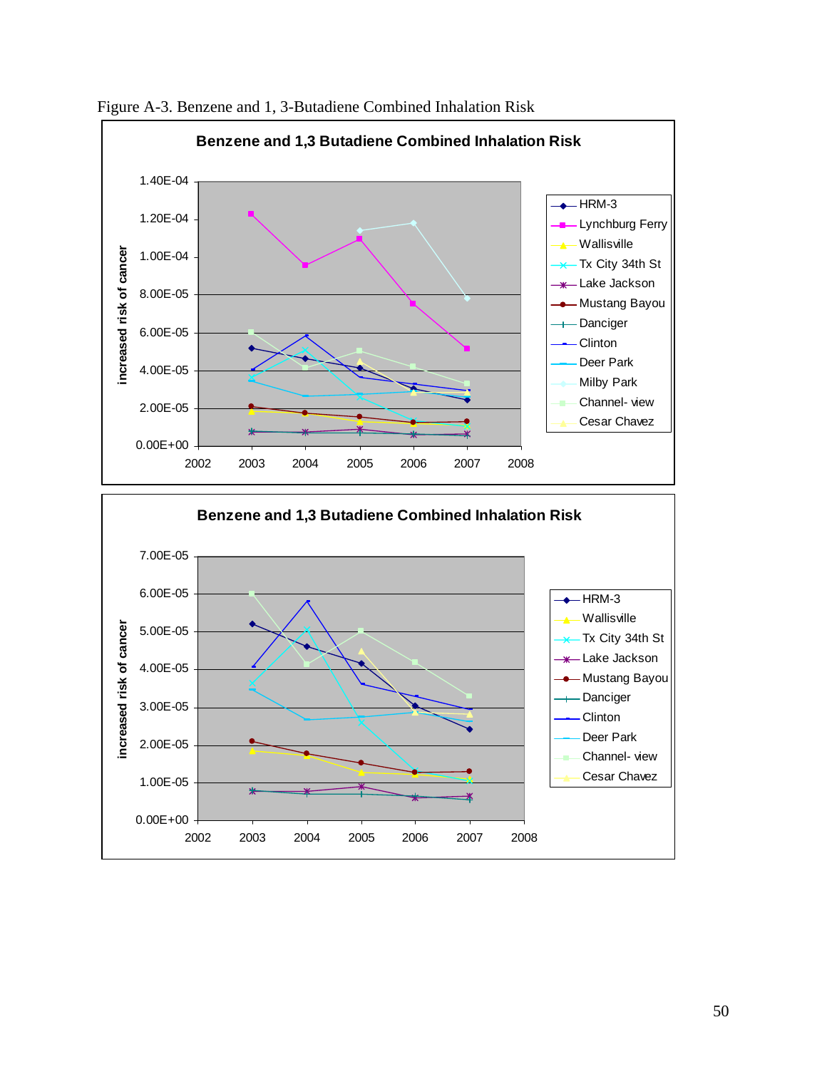Figure A-3. Benzene and 1, 3-Butadiene Combined Inhalation Risk

Benzene and 1,3 Butadiene Combined Inhalation Risk

increased risk of cancer

1.40E-04
1.20E-04
1.00E-04
8.00E-05
6.00E-05
4.00E-05
2.00E-05
0.00E+00

2002 2003 2004 2005 2006 2007 2008

HRM-3
Lynchburg Ferry
Wallisville
Tx City 34th St
Lake Jackson
Mustang Bayou
Danciger
Clinton
Deer Park
Milby Park
Channel- view
Cesar Chavez

Benzene and 1,3 Butadiene Combined Inhalation Risk

increased risk of cancer

7.00E-05
6.00E-05
5.00E-05
4.00E-05
3.00E-05
2.00E-05
1.00E-05
0.00E+00

2002 2003 2004 2005 2006 2007 2008

HRM-3
Wallisville
Tx City 34th St
Lake Jackson
Mustang Bayou
Danciger
Clinton
Deer Park
Channel- view
Cesar Chavez